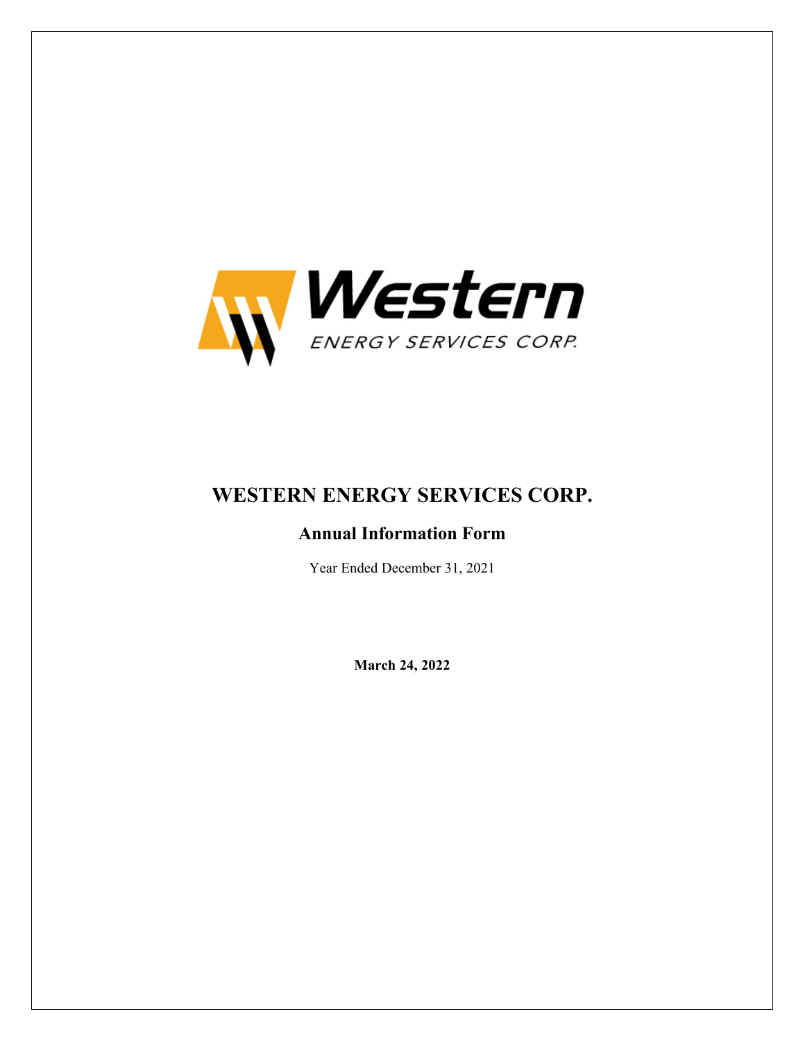# WESTERN ENERGY SERVICES CORP.

## Annual Information Form

Year Ended December 31, 2021

**March 24, 2022**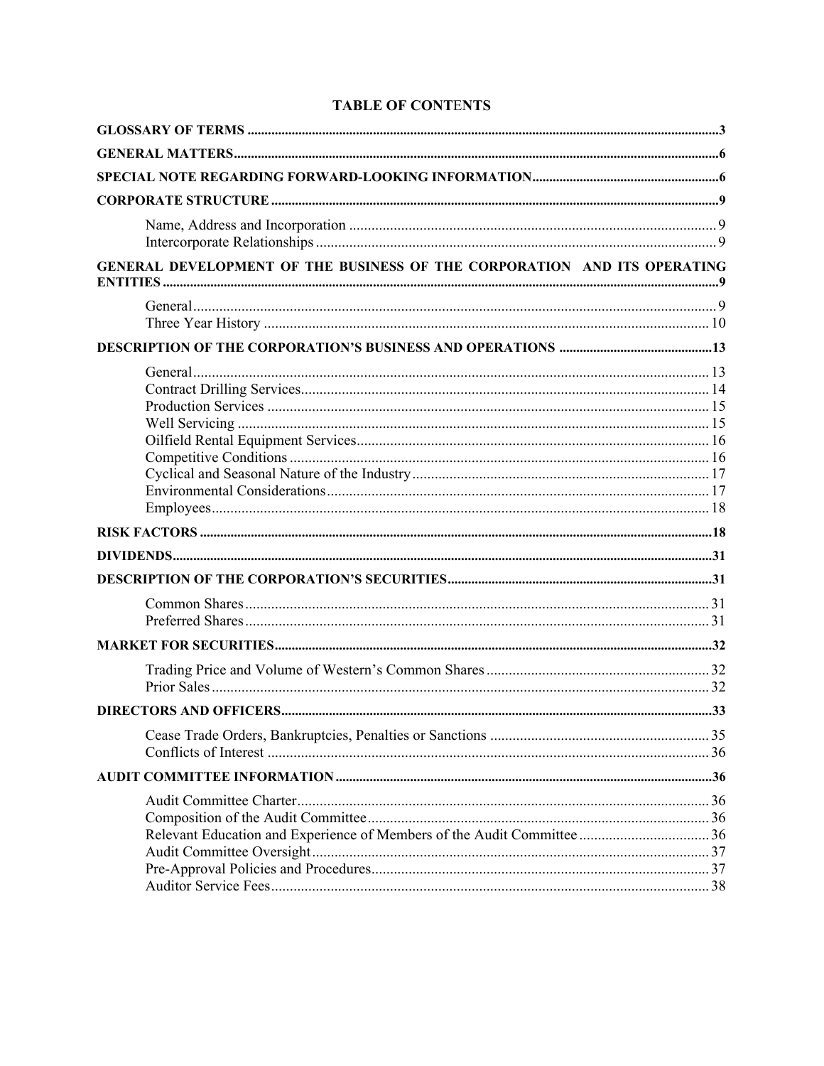# TABLE OF CONTENTS

| | |
|---|---|
| **GLOSSARY OF TERMS** | **3** |
| **GENERAL MATTERS** | **6** |
| **SPECIAL NOTE REGARDING FORWARD-LOOKING INFORMATION** | **6** |
| **CORPORATE STRUCTURE** | **9** |
| Name, Address and Incorporation | 9 |
| Intercorporate Relationships | 9 |
| **GENERAL DEVELOPMENT OF THE BUSINESS OF THE CORPORATION AND ITS OPERATING ENTITIES** | **9** |
| General | 9 |
| Three Year History | 10 |
| **DESCRIPTION OF THE CORPORATION'S BUSINESS AND OPERATIONS** | **13** |
| General | 13 |
| Contract Drilling Services | 14 |
| Production Services | 15 |
| Well Servicing | 15 |
| Oilfield Rental Equipment Services | 16 |
| Competitive Conditions | 16 |
| Cyclical and Seasonal Nature of the Industry | 17 |
| Environmental Considerations | 17 |
| Employees | 18 |
| **RISK FACTORS** | **18** |
| **DIVIDENDS** | **31** |
| **DESCRIPTION OF THE CORPORATION'S SECURITIES** | **31** |
| Common Shares | 31 |
| Preferred Shares | 31 |
| **MARKET FOR SECURITIES** | **32** |
| Trading Price and Volume of Western's Common Shares | 32 |
| Prior Sales | 32 |
| **DIRECTORS AND OFFICERS** | **33** |
| Cease Trade Orders, Bankruptcies, Penalties or Sanctions | 35 |
| Conflicts of Interest | 36 |
| **AUDIT COMMITTEE INFORMATION** | **36** |
| Audit Committee Charter | 36 |
| Composition of the Audit Committee | 36 |
| Relevant Education and Experience of Members of the Audit Committee | 36 |
| Audit Committee Oversight | 37 |
| Pre-Approval Policies and Procedures | 37 |
| Auditor Service Fees | 38 |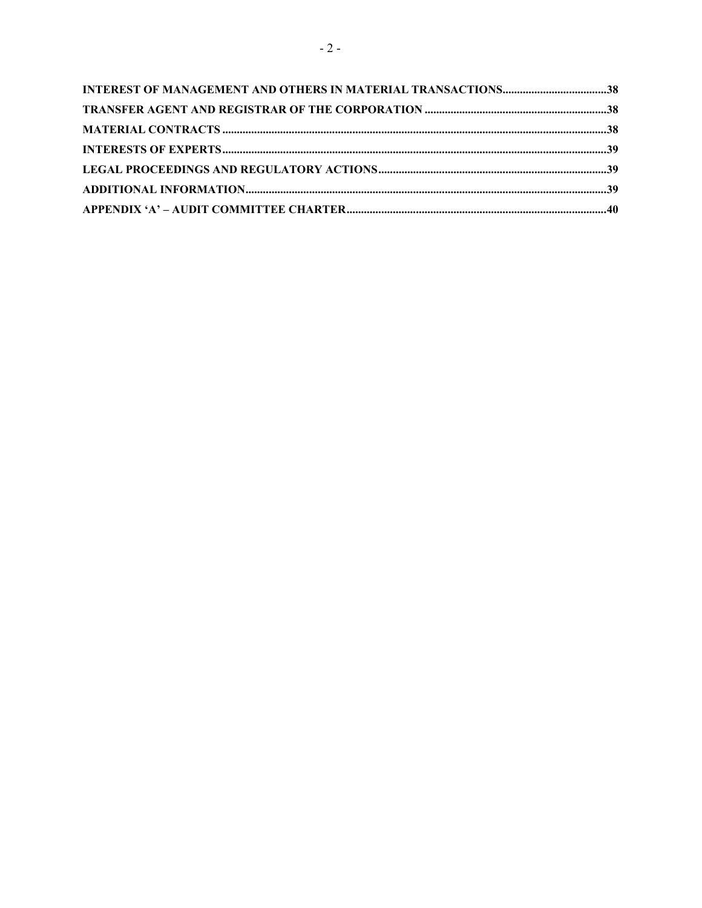**INTEREST OF MANAGEMENT AND OTHERS IN MATERIAL TRANSACTIONS....................................38**

**TRANSFER AGENT AND REGISTRAR OF THE CORPORATION ...............................................................38**

**MATERIAL CONTRACTS ....................................................................................................................................38**

**INTERESTS OF EXPERTS....................................................................................................................................39**

**LEGAL PROCEEDINGS AND REGULATORY ACTIONS...............................................................................39**

**ADDITIONAL INFORMATION............................................................................................................................39**

**APPENDIX 'A' – AUDIT COMMITTEE CHARTER..........................................................................................40**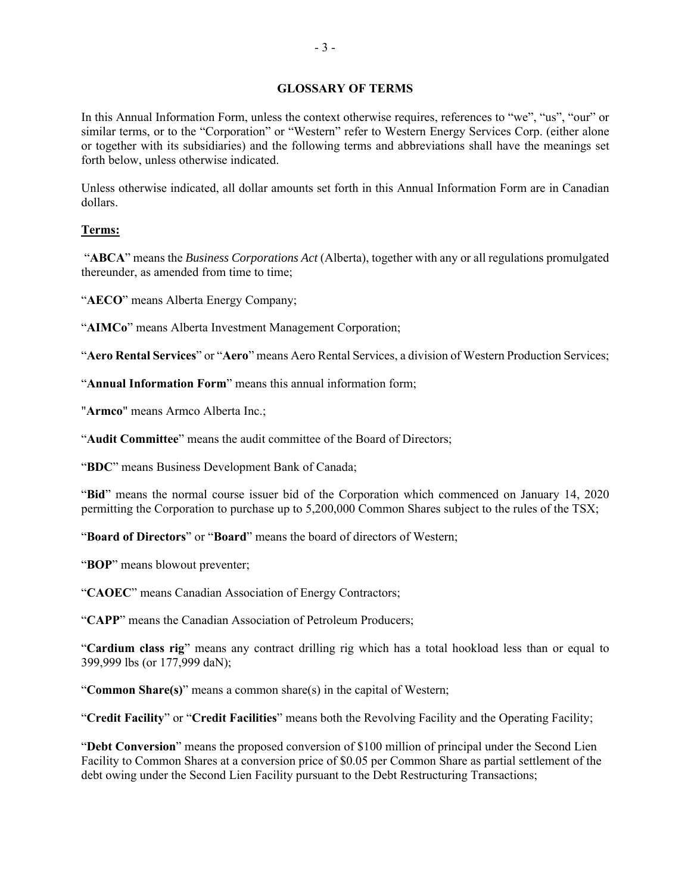## GLOSSARY OF TERMS

In this Annual Information Form, unless the context otherwise requires, references to "we", "us", "our" or similar terms, or to the "Corporation" or "Western" refer to Western Energy Services Corp. (either alone or together with its subsidiaries) and the following terms and abbreviations shall have the meanings set forth below, unless otherwise indicated.

Unless otherwise indicated, all dollar amounts set forth in this Annual Information Form are in Canadian dollars.

**Terms:**

"**ABCA**" means the *Business Corporations Act* (Alberta), together with any or all regulations promulgated thereunder, as amended from time to time;

"**AECO**" means Alberta Energy Company;

"**AIMCo**" means Alberta Investment Management Corporation;

"**Aero Rental Services**" or "**Aero**" means Aero Rental Services, a division of Western Production Services;

"**Annual Information Form**" means this annual information form;

"**Armco**" means Armco Alberta Inc.;

"**Audit Committee**" means the audit committee of the Board of Directors;

"**BDC**" means Business Development Bank of Canada;

"**Bid**" means the normal course issuer bid of the Corporation which commenced on January 14, 2020 permitting the Corporation to purchase up to 5,200,000 Common Shares subject to the rules of the TSX;

"**Board of Directors**" or "**Board**" means the board of directors of Western;

"**BOP**" means blowout preventer;

"**CAOEC**" means Canadian Association of Energy Contractors;

"**CAPP**" means the Canadian Association of Petroleum Producers;

"**Cardium class rig**" means any contract drilling rig which has a total hookload less than or equal to 399,999 lbs (or 177,999 daN);

"**Common Share(s)**" means a common share(s) in the capital of Western;

"**Credit Facility**" or "**Credit Facilities**" means both the Revolving Facility and the Operating Facility;

"**Debt Conversion**" means the proposed conversion of $100 million of principal under the Second Lien Facility to Common Shares at a conversion price of $0.05 per Common Share as partial settlement of the debt owing under the Second Lien Facility pursuant to the Debt Restructuring Transactions;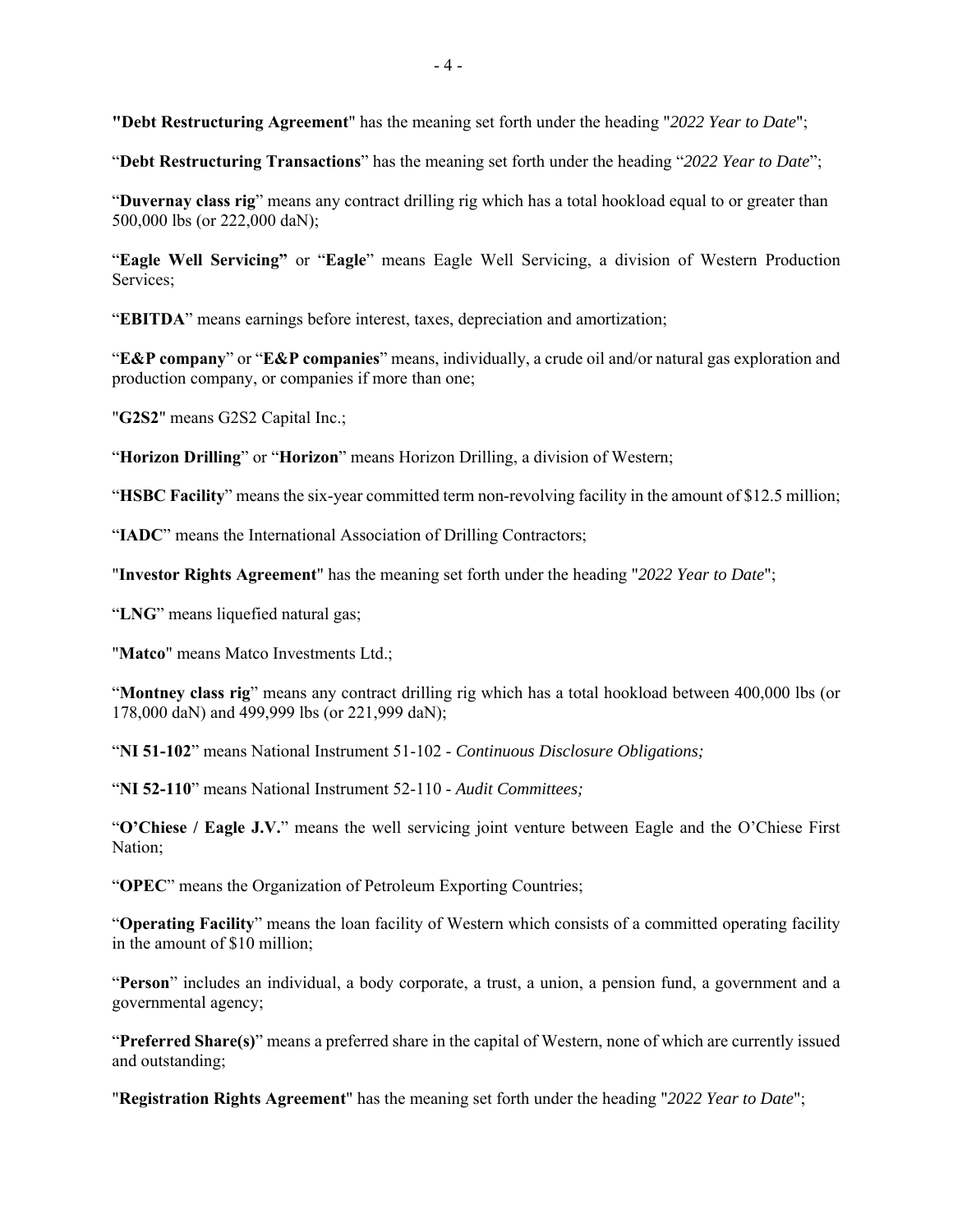"**Debt Restructuring Agreement**" has the meaning set forth under the heading "*2022 Year to Date*";

"**Debt Restructuring Transactions**" has the meaning set forth under the heading "*2022 Year to Date*";

"**Duvernay class rig**" means any contract drilling rig which has a total hookload equal to or greater than 500,000 lbs (or 222,000 daN);

"**Eagle Well Servicing**" or "**Eagle**" means Eagle Well Servicing, a division of Western Production Services;

"**EBITDA**" means earnings before interest, taxes, depreciation and amortization;

"**E&P company**" or "**E&P companies**" means, individually, a crude oil and/or natural gas exploration and production company, or companies if more than one;

"**G2S2**" means G2S2 Capital Inc.;

"**Horizon Drilling**" or "**Horizon**" means Horizon Drilling, a division of Western;

"**HSBC Facility**" means the six-year committed term non-revolving facility in the amount of $12.5 million;

"**IADC**" means the International Association of Drilling Contractors;

"**Investor Rights Agreement**" has the meaning set forth under the heading "*2022 Year to Date*";

"**LNG**" means liquefied natural gas;

"**Matco**" means Matco Investments Ltd.;

"**Montney class rig**" means any contract drilling rig which has a total hookload between 400,000 lbs (or 178,000 daN) and 499,999 lbs (or 221,999 daN);

"**NI 51-102**" means National Instrument 51-102 - *Continuous Disclosure Obligations;*

"**NI 52-110**" means National Instrument 52-110 - *Audit Committees;*

"**O'Chiese / Eagle J.V.**" means the well servicing joint venture between Eagle and the O'Chiese First Nation;

"**OPEC**" means the Organization of Petroleum Exporting Countries;

"**Operating Facility**" means the loan facility of Western which consists of a committed operating facility in the amount of $10 million;

"**Person**" includes an individual, a body corporate, a trust, a union, a pension fund, a government and a governmental agency;

"**Preferred Share(s)**" means a preferred share in the capital of Western, none of which are currently issued and outstanding;

"**Registration Rights Agreement**" has the meaning set forth under the heading "*2022 Year to Date*";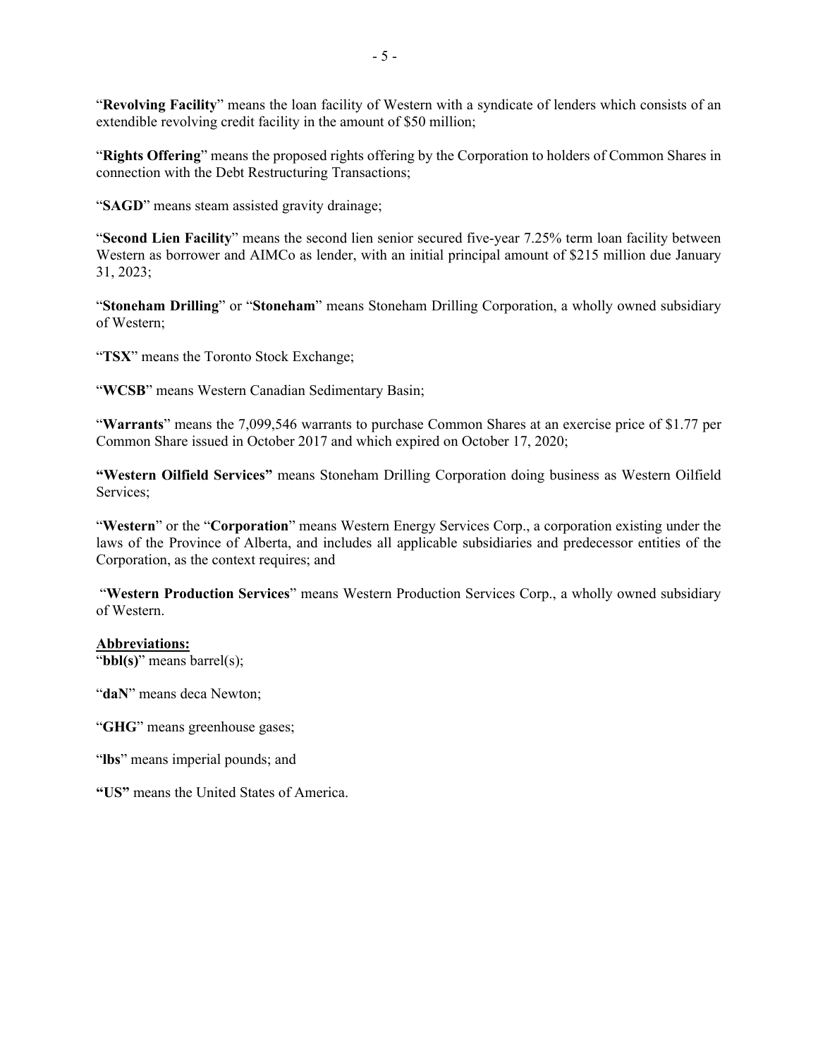"**Revolving Facility**" means the loan facility of Western with a syndicate of lenders which consists of an extendible revolving credit facility in the amount of $50 million;

"**Rights Offering**" means the proposed rights offering by the Corporation to holders of Common Shares in connection with the Debt Restructuring Transactions;

"**SAGD**" means steam assisted gravity drainage;

"**Second Lien Facility**" means the second lien senior secured five-year 7.25% term loan facility between Western as borrower and AIMCo as lender, with an initial principal amount of $215 million due January 31, 2023;

"**Stoneham Drilling**" or "**Stoneham**" means Stoneham Drilling Corporation, a wholly owned subsidiary of Western;

"**TSX**" means the Toronto Stock Exchange;

"**WCSB**" means Western Canadian Sedimentary Basin;

"**Warrants**" means the 7,099,546 warrants to purchase Common Shares at an exercise price of $1.77 per Common Share issued in October 2017 and which expired on October 17, 2020;

**"Western Oilfield Services"** means Stoneham Drilling Corporation doing business as Western Oilfield Services;

"**Western**" or the "**Corporation**" means Western Energy Services Corp., a corporation existing under the laws of the Province of Alberta, and includes all applicable subsidiaries and predecessor entities of the Corporation, as the context requires; and

"**Western Production Services**" means Western Production Services Corp., a wholly owned subsidiary of Western.

**Abbreviations:**

"**bbl(s)**" means barrel(s);

"**daN**" means deca Newton;

"**GHG**" means greenhouse gases;

"**lbs**" means imperial pounds; and

**"US"** means the United States of America.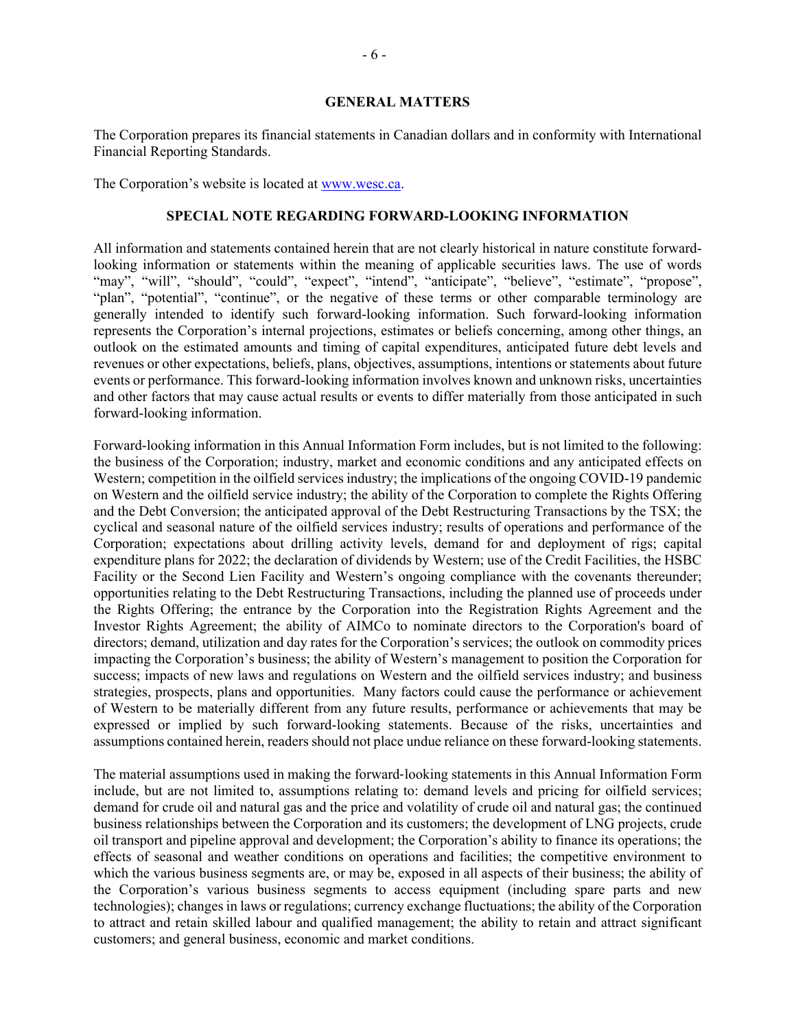## GENERAL MATTERS

The Corporation prepares its financial statements in Canadian dollars and in conformity with International Financial Reporting Standards.

The Corporation's website is located at www.wesc.ca.

## SPECIAL NOTE REGARDING FORWARD-LOOKING INFORMATION

All information and statements contained herein that are not clearly historical in nature constitute forward-looking information or statements within the meaning of applicable securities laws. The use of words "may", "will", "should", "could", "expect", "intend", "anticipate", "believe", "estimate", "propose", "plan", "potential", "continue", or the negative of these terms or other comparable terminology are generally intended to identify such forward-looking information. Such forward-looking information represents the Corporation's internal projections, estimates or beliefs concerning, among other things, an outlook on the estimated amounts and timing of capital expenditures, anticipated future debt levels and revenues or other expectations, beliefs, plans, objectives, assumptions, intentions or statements about future events or performance. This forward-looking information involves known and unknown risks, uncertainties and other factors that may cause actual results or events to differ materially from those anticipated in such forward-looking information.

Forward-looking information in this Annual Information Form includes, but is not limited to the following: the business of the Corporation; industry, market and economic conditions and any anticipated effects on Western; competition in the oilfield services industry; the implications of the ongoing COVID-19 pandemic on Western and the oilfield service industry; the ability of the Corporation to complete the Rights Offering and the Debt Conversion; the anticipated approval of the Debt Restructuring Transactions by the TSX; the cyclical and seasonal nature of the oilfield services industry; results of operations and performance of the Corporation; expectations about drilling activity levels, demand for and deployment of rigs; capital expenditure plans for 2022; the declaration of dividends by Western; use of the Credit Facilities, the HSBC Facility or the Second Lien Facility and Western's ongoing compliance with the covenants thereunder; opportunities relating to the Debt Restructuring Transactions, including the planned use of proceeds under the Rights Offering; the entrance by the Corporation into the Registration Rights Agreement and the Investor Rights Agreement; the ability of AIMCo to nominate directors to the Corporation's board of directors; demand, utilization and day rates for the Corporation's services; the outlook on commodity prices impacting the Corporation's business; the ability of Western's management to position the Corporation for success; impacts of new laws and regulations on Western and the oilfield services industry; and business strategies, prospects, plans and opportunities. Many factors could cause the performance or achievement of Western to be materially different from any future results, performance or achievements that may be expressed or implied by such forward-looking statements. Because of the risks, uncertainties and assumptions contained herein, readers should not place undue reliance on these forward-looking statements.

The material assumptions used in making the forward-looking statements in this Annual Information Form include, but are not limited to, assumptions relating to: demand levels and pricing for oilfield services; demand for crude oil and natural gas and the price and volatility of crude oil and natural gas; the continued business relationships between the Corporation and its customers; the development of LNG projects, crude oil transport and pipeline approval and development; the Corporation's ability to finance its operations; the effects of seasonal and weather conditions on operations and facilities; the competitive environment to which the various business segments are, or may be, exposed in all aspects of their business; the ability of the Corporation's various business segments to access equipment (including spare parts and new technologies); changes in laws or regulations; currency exchange fluctuations; the ability of the Corporation to attract and retain skilled labour and qualified management; the ability to retain and attract significant customers; and general business, economic and market conditions.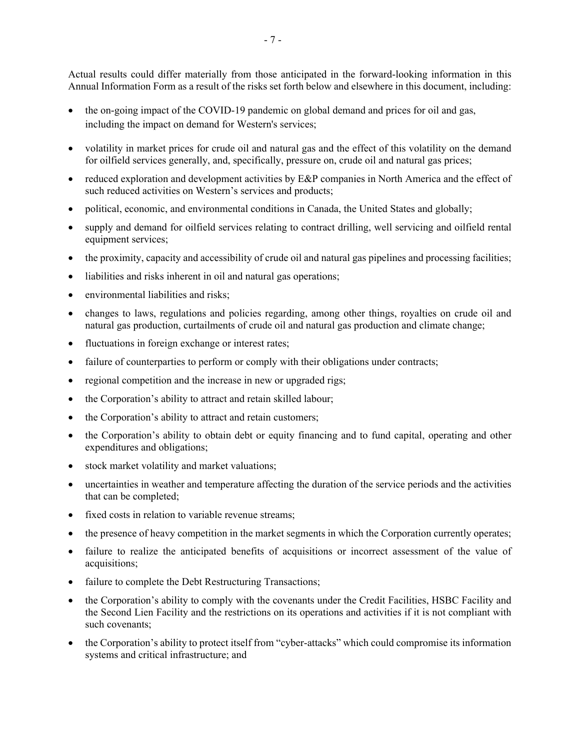Actual results could differ materially from those anticipated in the forward-looking information in this Annual Information Form as a result of the risks set forth below and elsewhere in this document, including:

- the on-going impact of the COVID-19 pandemic on global demand and prices for oil and gas, including the impact on demand for Western's services;
- volatility in market prices for crude oil and natural gas and the effect of this volatility on the demand for oilfield services generally, and, specifically, pressure on, crude oil and natural gas prices;
- reduced exploration and development activities by E&P companies in North America and the effect of such reduced activities on Western's services and products;
- political, economic, and environmental conditions in Canada, the United States and globally;
- supply and demand for oilfield services relating to contract drilling, well servicing and oilfield rental equipment services;
- the proximity, capacity and accessibility of crude oil and natural gas pipelines and processing facilities;
- liabilities and risks inherent in oil and natural gas operations;
- environmental liabilities and risks;
- changes to laws, regulations and policies regarding, among other things, royalties on crude oil and natural gas production, curtailments of crude oil and natural gas production and climate change;
- fluctuations in foreign exchange or interest rates;
- failure of counterparties to perform or comply with their obligations under contracts;
- regional competition and the increase in new or upgraded rigs;
- the Corporation's ability to attract and retain skilled labour;
- the Corporation's ability to attract and retain customers;
- the Corporation's ability to obtain debt or equity financing and to fund capital, operating and other expenditures and obligations;
- stock market volatility and market valuations;
- uncertainties in weather and temperature affecting the duration of the service periods and the activities that can be completed;
- fixed costs in relation to variable revenue streams;
- the presence of heavy competition in the market segments in which the Corporation currently operates;
- failure to realize the anticipated benefits of acquisitions or incorrect assessment of the value of acquisitions;
- failure to complete the Debt Restructuring Transactions;
- the Corporation's ability to comply with the covenants under the Credit Facilities, HSBC Facility and the Second Lien Facility and the restrictions on its operations and activities if it is not compliant with such covenants;
- the Corporation's ability to protect itself from "cyber-attacks" which could compromise its information systems and critical infrastructure; and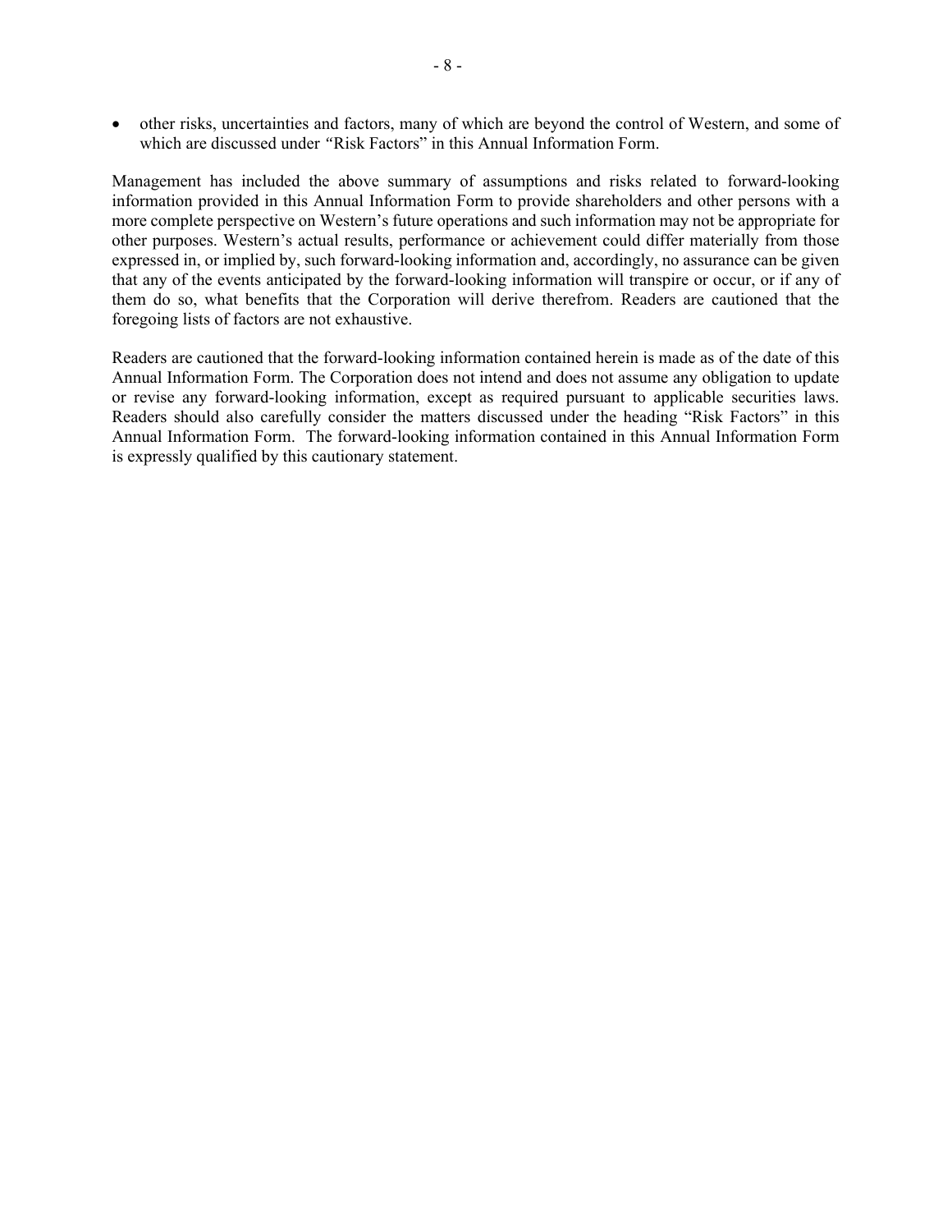- other risks, uncertainties and factors, many of which are beyond the control of Western, and some of which are discussed under "Risk Factors" in this Annual Information Form.

Management has included the above summary of assumptions and risks related to forward-looking information provided in this Annual Information Form to provide shareholders and other persons with a more complete perspective on Western's future operations and such information may not be appropriate for other purposes. Western's actual results, performance or achievement could differ materially from those expressed in, or implied by, such forward-looking information and, accordingly, no assurance can be given that any of the events anticipated by the forward-looking information will transpire or occur, or if any of them do so, what benefits that the Corporation will derive therefrom. Readers are cautioned that the foregoing lists of factors are not exhaustive.

Readers are cautioned that the forward-looking information contained herein is made as of the date of this Annual Information Form. The Corporation does not intend and does not assume any obligation to update or revise any forward-looking information, except as required pursuant to applicable securities laws. Readers should also carefully consider the matters discussed under the heading "Risk Factors" in this Annual Information Form. The forward-looking information contained in this Annual Information Form is expressly qualified by this cautionary statement.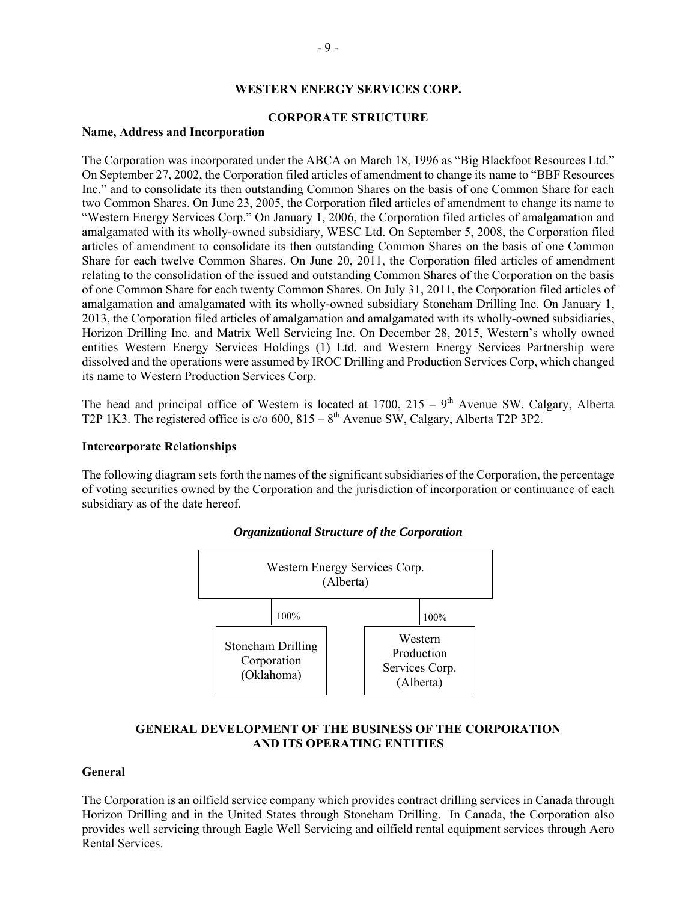# WESTERN ENERGY SERVICES CORP.

## CORPORATE STRUCTURE

### Name, Address and Incorporation

The Corporation was incorporated under the ABCA on March 18, 1996 as "Big Blackfoot Resources Ltd." On September 27, 2002, the Corporation filed articles of amendment to change its name to "BBF Resources Inc." and to consolidate its then outstanding Common Shares on the basis of one Common Share for each two Common Shares. On June 23, 2005, the Corporation filed articles of amendment to change its name to "Western Energy Services Corp." On January 1, 2006, the Corporation filed articles of amalgamation and amalgamated with its wholly-owned subsidiary, WESC Ltd. On September 5, 2008, the Corporation filed articles of amendment to consolidate its then outstanding Common Shares on the basis of one Common Share for each twelve Common Shares. On June 20, 2011, the Corporation filed articles of amendment relating to the consolidation of the issued and outstanding Common Shares of the Corporation on the basis of one Common Share for each twenty Common Shares. On July 31, 2011, the Corporation filed articles of amalgamation and amalgamated with its wholly-owned subsidiary Stoneham Drilling Inc. On January 1, 2013, the Corporation filed articles of amalgamation and amalgamated with its wholly-owned subsidiaries, Horizon Drilling Inc. and Matrix Well Servicing Inc. On December 28, 2015, Western's wholly owned entities Western Energy Services Holdings (1) Ltd. and Western Energy Services Partnership were dissolved and the operations were assumed by IROC Drilling and Production Services Corp, which changed its name to Western Production Services Corp.

The head and principal office of Western is located at 1700, 215 – 9th Avenue SW, Calgary, Alberta T2P 1K3. The registered office is c/o 600, 815 – 8th Avenue SW, Calgary, Alberta T2P 3P2.

### Intercorporate Relationships

The following diagram sets forth the names of the significant subsidiaries of the Corporation, the percentage of voting securities owned by the Corporation and the jurisdiction of incorporation or continuance of each subsidiary as of the date hereof.

*Organizational Structure of the Corporation*

Western Energy Services Corp. (Alberta)

- 100% — Stoneham Drilling Corporation (Oklahoma)
- 100% — Western Production Services Corp. (Alberta)

## GENERAL DEVELOPMENT OF THE BUSINESS OF THE CORPORATION AND ITS OPERATING ENTITIES

### General

The Corporation is an oilfield service company which provides contract drilling services in Canada through Horizon Drilling and in the United States through Stoneham Drilling. In Canada, the Corporation also provides well servicing through Eagle Well Servicing and oilfield rental equipment services through Aero Rental Services.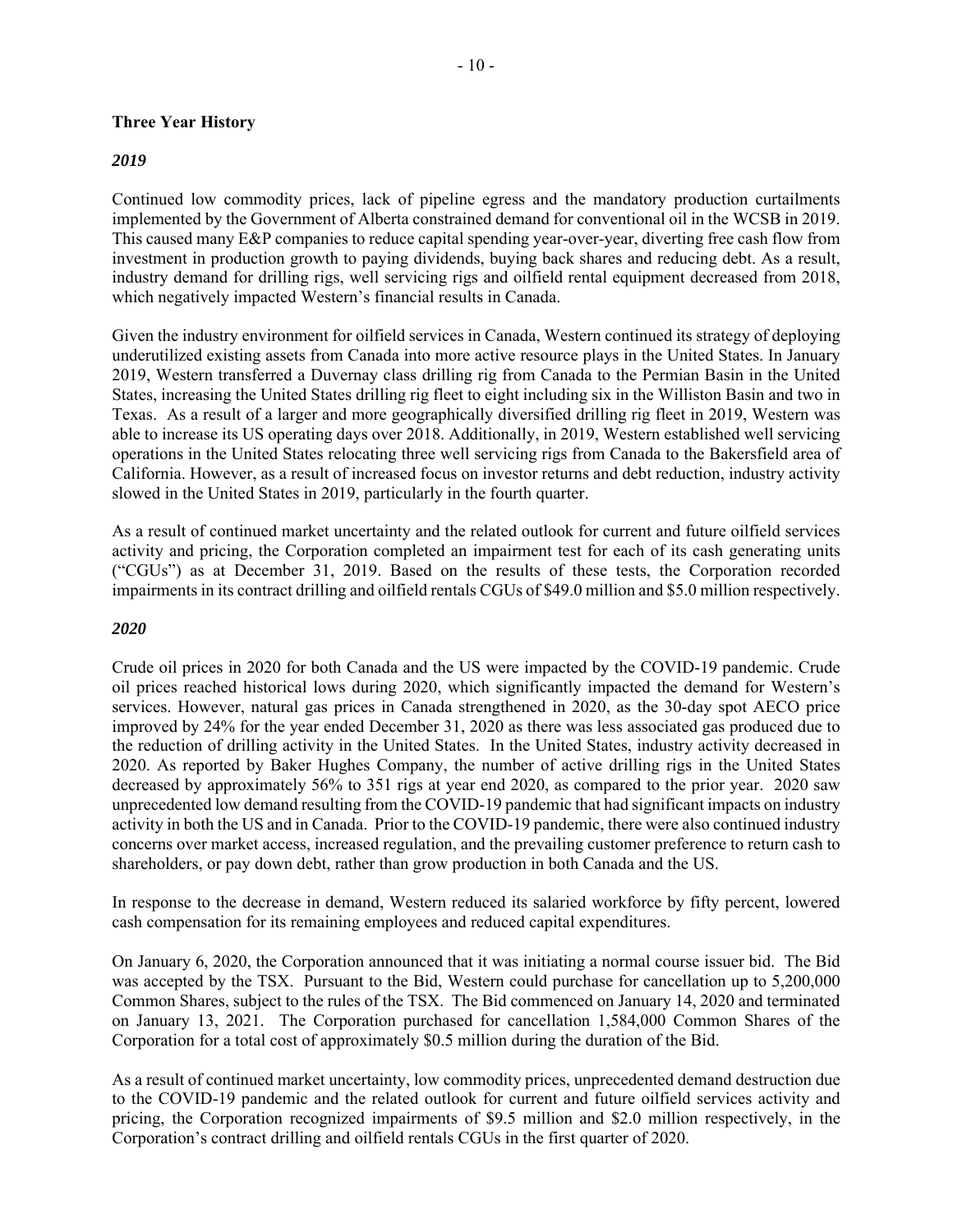## Three Year History

### *2019*

Continued low commodity prices, lack of pipeline egress and the mandatory production curtailments implemented by the Government of Alberta constrained demand for conventional oil in the WCSB in 2019. This caused many E&P companies to reduce capital spending year-over-year, diverting free cash flow from investment in production growth to paying dividends, buying back shares and reducing debt. As a result, industry demand for drilling rigs, well servicing rigs and oilfield rental equipment decreased from 2018, which negatively impacted Western's financial results in Canada.

Given the industry environment for oilfield services in Canada, Western continued its strategy of deploying underutilized existing assets from Canada into more active resource plays in the United States. In January 2019, Western transferred a Duvernay class drilling rig from Canada to the Permian Basin in the United States, increasing the United States drilling rig fleet to eight including six in the Williston Basin and two in Texas. As a result of a larger and more geographically diversified drilling rig fleet in 2019, Western was able to increase its US operating days over 2018. Additionally, in 2019, Western established well servicing operations in the United States relocating three well servicing rigs from Canada to the Bakersfield area of California. However, as a result of increased focus on investor returns and debt reduction, industry activity slowed in the United States in 2019, particularly in the fourth quarter.

As a result of continued market uncertainty and the related outlook for current and future oilfield services activity and pricing, the Corporation completed an impairment test for each of its cash generating units ("CGUs") as at December 31, 2019. Based on the results of these tests, the Corporation recorded impairments in its contract drilling and oilfield rentals CGUs of $49.0 million and $5.0 million respectively.

### *2020*

Crude oil prices in 2020 for both Canada and the US were impacted by the COVID-19 pandemic. Crude oil prices reached historical lows during 2020, which significantly impacted the demand for Western's services. However, natural gas prices in Canada strengthened in 2020, as the 30-day spot AECO price improved by 24% for the year ended December 31, 2020 as there was less associated gas produced due to the reduction of drilling activity in the United States. In the United States, industry activity decreased in 2020. As reported by Baker Hughes Company, the number of active drilling rigs in the United States decreased by approximately 56% to 351 rigs at year end 2020, as compared to the prior year. 2020 saw unprecedented low demand resulting from the COVID-19 pandemic that had significant impacts on industry activity in both the US and in Canada. Prior to the COVID-19 pandemic, there were also continued industry concerns over market access, increased regulation, and the prevailing customer preference to return cash to shareholders, or pay down debt, rather than grow production in both Canada and the US.

In response to the decrease in demand, Western reduced its salaried workforce by fifty percent, lowered cash compensation for its remaining employees and reduced capital expenditures.

On January 6, 2020, the Corporation announced that it was initiating a normal course issuer bid. The Bid was accepted by the TSX. Pursuant to the Bid, Western could purchase for cancellation up to 5,200,000 Common Shares, subject to the rules of the TSX. The Bid commenced on January 14, 2020 and terminated on January 13, 2021. The Corporation purchased for cancellation 1,584,000 Common Shares of the Corporation for a total cost of approximately $0.5 million during the duration of the Bid.

As a result of continued market uncertainty, low commodity prices, unprecedented demand destruction due to the COVID-19 pandemic and the related outlook for current and future oilfield services activity and pricing, the Corporation recognized impairments of $9.5 million and $2.0 million respectively, in the Corporation's contract drilling and oilfield rentals CGUs in the first quarter of 2020.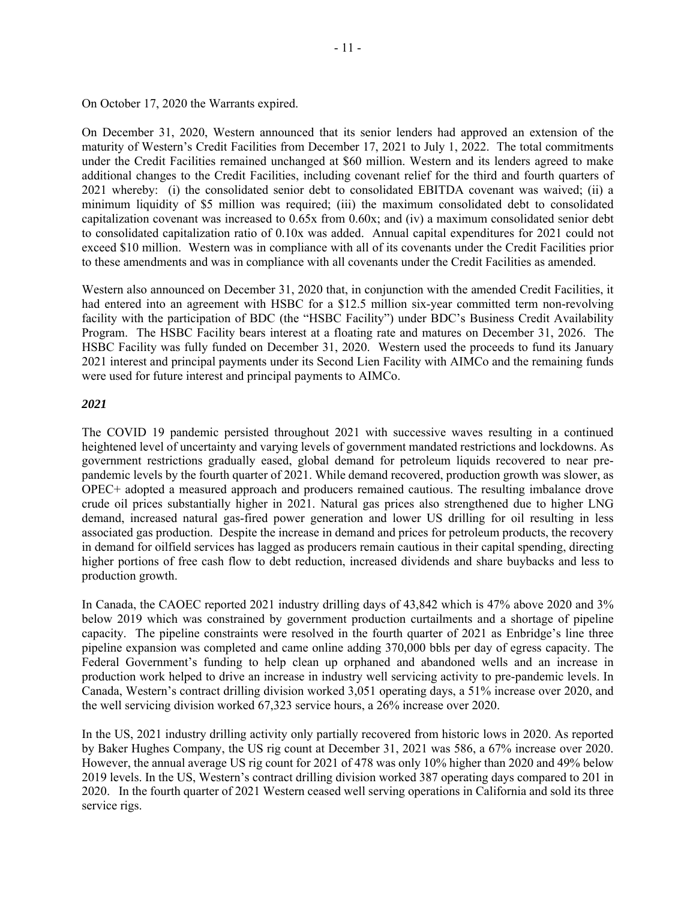On October 17, 2020 the Warrants expired.

On December 31, 2020, Western announced that its senior lenders had approved an extension of the maturity of Western's Credit Facilities from December 17, 2021 to July 1, 2022. The total commitments under the Credit Facilities remained unchanged at $60 million. Western and its lenders agreed to make additional changes to the Credit Facilities, including covenant relief for the third and fourth quarters of 2021 whereby: (i) the consolidated senior debt to consolidated EBITDA covenant was waived; (ii) a minimum liquidity of $5 million was required; (iii) the maximum consolidated debt to consolidated capitalization covenant was increased to 0.65x from 0.60x; and (iv) a maximum consolidated senior debt to consolidated capitalization ratio of 0.10x was added. Annual capital expenditures for 2021 could not exceed $10 million. Western was in compliance with all of its covenants under the Credit Facilities prior to these amendments and was in compliance with all covenants under the Credit Facilities as amended.

Western also announced on December 31, 2020 that, in conjunction with the amended Credit Facilities, it had entered into an agreement with HSBC for a $12.5 million six-year committed term non-revolving facility with the participation of BDC (the "HSBC Facility") under BDC's Business Credit Availability Program. The HSBC Facility bears interest at a floating rate and matures on December 31, 2026. The HSBC Facility was fully funded on December 31, 2020. Western used the proceeds to fund its January 2021 interest and principal payments under its Second Lien Facility with AIMCo and the remaining funds were used for future interest and principal payments to AIMCo.

***2021***

The COVID 19 pandemic persisted throughout 2021 with successive waves resulting in a continued heightened level of uncertainty and varying levels of government mandated restrictions and lockdowns. As government restrictions gradually eased, global demand for petroleum liquids recovered to near pre-pandemic levels by the fourth quarter of 2021. While demand recovered, production growth was slower, as OPEC+ adopted a measured approach and producers remained cautious. The resulting imbalance drove crude oil prices substantially higher in 2021. Natural gas prices also strengthened due to higher LNG demand, increased natural gas-fired power generation and lower US drilling for oil resulting in less associated gas production. Despite the increase in demand and prices for petroleum products, the recovery in demand for oilfield services has lagged as producers remain cautious in their capital spending, directing higher portions of free cash flow to debt reduction, increased dividends and share buybacks and less to production growth.

In Canada, the CAOEC reported 2021 industry drilling days of 43,842 which is 47% above 2020 and 3% below 2019 which was constrained by government production curtailments and a shortage of pipeline capacity. The pipeline constraints were resolved in the fourth quarter of 2021 as Enbridge's line three pipeline expansion was completed and came online adding 370,000 bbls per day of egress capacity. The Federal Government's funding to help clean up orphaned and abandoned wells and an increase in production work helped to drive an increase in industry well servicing activity to pre-pandemic levels. In Canada, Western's contract drilling division worked 3,051 operating days, a 51% increase over 2020, and the well servicing division worked 67,323 service hours, a 26% increase over 2020.

In the US, 2021 industry drilling activity only partially recovered from historic lows in 2020. As reported by Baker Hughes Company, the US rig count at December 31, 2021 was 586, a 67% increase over 2020. However, the annual average US rig count for 2021 of 478 was only 10% higher than 2020 and 49% below 2019 levels. In the US, Western's contract drilling division worked 387 operating days compared to 201 in 2020. In the fourth quarter of 2021 Western ceased well serving operations in California and sold its three service rigs.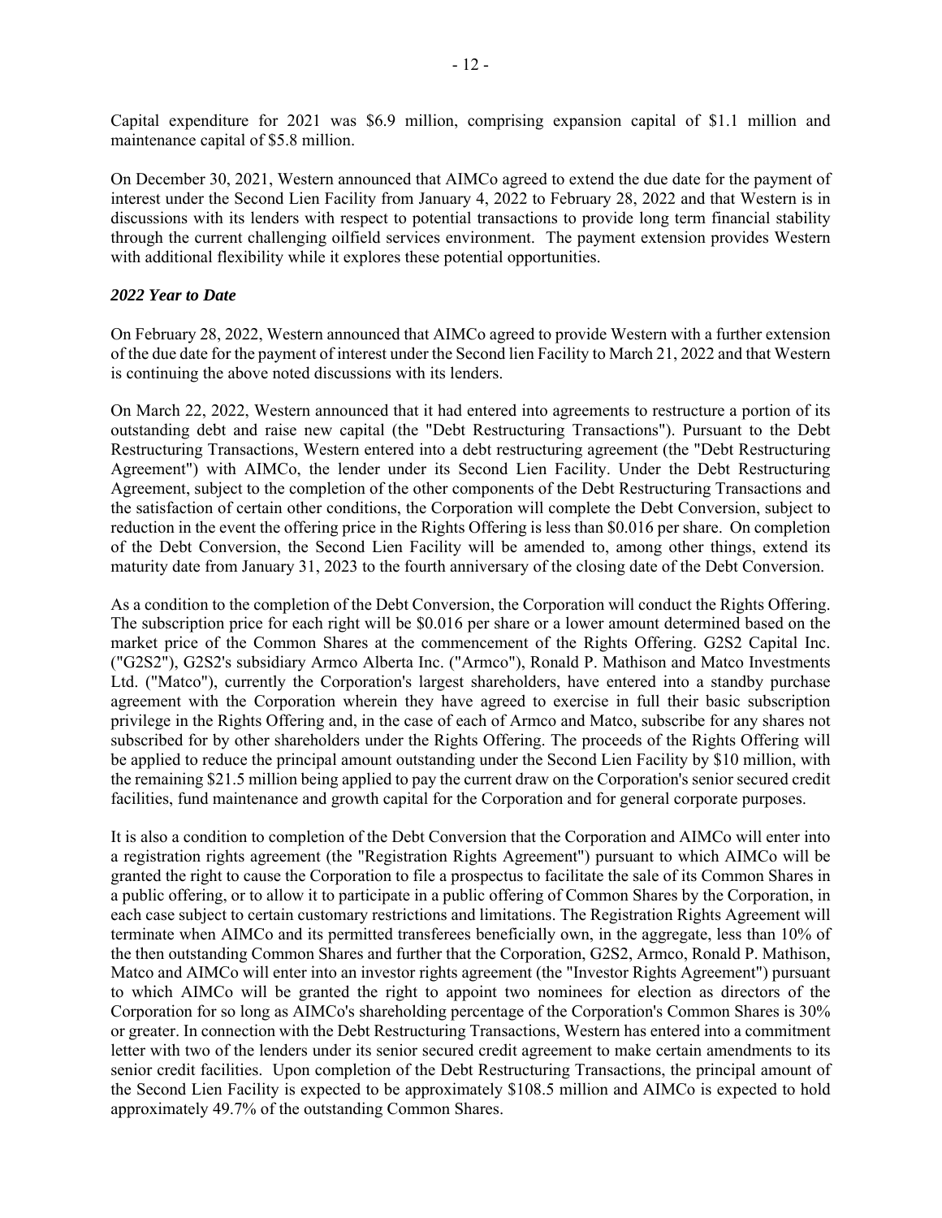Capital expenditure for 2021 was $6.9 million, comprising expansion capital of $1.1 million and maintenance capital of $5.8 million.

On December 30, 2021, Western announced that AIMCo agreed to extend the due date for the payment of interest under the Second Lien Facility from January 4, 2022 to February 28, 2022 and that Western is in discussions with its lenders with respect to potential transactions to provide long term financial stability through the current challenging oilfield services environment. The payment extension provides Western with additional flexibility while it explores these potential opportunities.

***2022 Year to Date***

On February 28, 2022, Western announced that AIMCo agreed to provide Western with a further extension of the due date for the payment of interest under the Second lien Facility to March 21, 2022 and that Western is continuing the above noted discussions with its lenders.

On March 22, 2022, Western announced that it had entered into agreements to restructure a portion of its outstanding debt and raise new capital (the "Debt Restructuring Transactions"). Pursuant to the Debt Restructuring Transactions, Western entered into a debt restructuring agreement (the "Debt Restructuring Agreement") with AIMCo, the lender under its Second Lien Facility. Under the Debt Restructuring Agreement, subject to the completion of the other components of the Debt Restructuring Transactions and the satisfaction of certain other conditions, the Corporation will complete the Debt Conversion, subject to reduction in the event the offering price in the Rights Offering is less than $0.016 per share. On completion of the Debt Conversion, the Second Lien Facility will be amended to, among other things, extend its maturity date from January 31, 2023 to the fourth anniversary of the closing date of the Debt Conversion.

As a condition to the completion of the Debt Conversion, the Corporation will conduct the Rights Offering. The subscription price for each right will be $0.016 per share or a lower amount determined based on the market price of the Common Shares at the commencement of the Rights Offering. G2S2 Capital Inc. ("G2S2"), G2S2's subsidiary Armco Alberta Inc. ("Armco"), Ronald P. Mathison and Matco Investments Ltd. ("Matco"), currently the Corporation's largest shareholders, have entered into a standby purchase agreement with the Corporation wherein they have agreed to exercise in full their basic subscription privilege in the Rights Offering and, in the case of each of Armco and Matco, subscribe for any shares not subscribed for by other shareholders under the Rights Offering. The proceeds of the Rights Offering will be applied to reduce the principal amount outstanding under the Second Lien Facility by $10 million, with the remaining $21.5 million being applied to pay the current draw on the Corporation's senior secured credit facilities, fund maintenance and growth capital for the Corporation and for general corporate purposes.

It is also a condition to completion of the Debt Conversion that the Corporation and AIMCo will enter into a registration rights agreement (the "Registration Rights Agreement") pursuant to which AIMCo will be granted the right to cause the Corporation to file a prospectus to facilitate the sale of its Common Shares in a public offering, or to allow it to participate in a public offering of Common Shares by the Corporation, in each case subject to certain customary restrictions and limitations. The Registration Rights Agreement will terminate when AIMCo and its permitted transferees beneficially own, in the aggregate, less than 10% of the then outstanding Common Shares and further that the Corporation, G2S2, Armco, Ronald P. Mathison, Matco and AIMCo will enter into an investor rights agreement (the "Investor Rights Agreement") pursuant to which AIMCo will be granted the right to appoint two nominees for election as directors of the Corporation for so long as AIMCo's shareholding percentage of the Corporation's Common Shares is 30% or greater. In connection with the Debt Restructuring Transactions, Western has entered into a commitment letter with two of the lenders under its senior secured credit agreement to make certain amendments to its senior credit facilities. Upon completion of the Debt Restructuring Transactions, the principal amount of the Second Lien Facility is expected to be approximately $108.5 million and AIMCo is expected to hold approximately 49.7% of the outstanding Common Shares.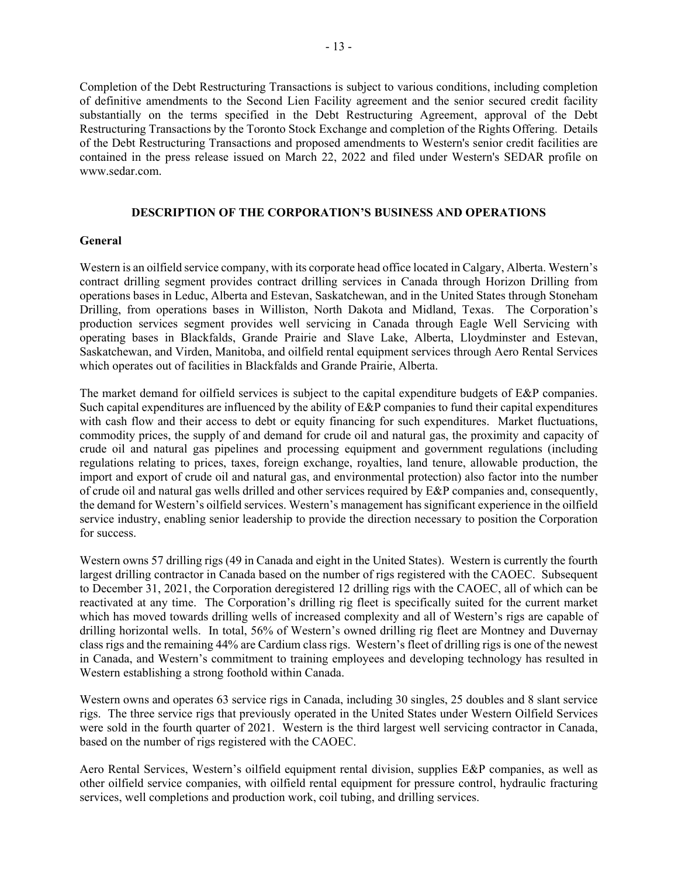Completion of the Debt Restructuring Transactions is subject to various conditions, including completion of definitive amendments to the Second Lien Facility agreement and the senior secured credit facility substantially on the terms specified in the Debt Restructuring Agreement, approval of the Debt Restructuring Transactions by the Toronto Stock Exchange and completion of the Rights Offering. Details of the Debt Restructuring Transactions and proposed amendments to Western's senior credit facilities are contained in the press release issued on March 22, 2022 and filed under Western's SEDAR profile on www.sedar.com.

## DESCRIPTION OF THE CORPORATION'S BUSINESS AND OPERATIONS

### General

Western is an oilfield service company, with its corporate head office located in Calgary, Alberta. Western's contract drilling segment provides contract drilling services in Canada through Horizon Drilling from operations bases in Leduc, Alberta and Estevan, Saskatchewan, and in the United States through Stoneham Drilling, from operations bases in Williston, North Dakota and Midland, Texas. The Corporation's production services segment provides well servicing in Canada through Eagle Well Servicing with operating bases in Blackfalds, Grande Prairie and Slave Lake, Alberta, Lloydminster and Estevan, Saskatchewan, and Virden, Manitoba, and oilfield rental equipment services through Aero Rental Services which operates out of facilities in Blackfalds and Grande Prairie, Alberta.

The market demand for oilfield services is subject to the capital expenditure budgets of E&P companies. Such capital expenditures are influenced by the ability of E&P companies to fund their capital expenditures with cash flow and their access to debt or equity financing for such expenditures. Market fluctuations, commodity prices, the supply of and demand for crude oil and natural gas, the proximity and capacity of crude oil and natural gas pipelines and processing equipment and government regulations (including regulations relating to prices, taxes, foreign exchange, royalties, land tenure, allowable production, the import and export of crude oil and natural gas, and environmental protection) also factor into the number of crude oil and natural gas wells drilled and other services required by E&P companies and, consequently, the demand for Western's oilfield services. Western's management has significant experience in the oilfield service industry, enabling senior leadership to provide the direction necessary to position the Corporation for success.

Western owns 57 drilling rigs (49 in Canada and eight in the United States). Western is currently the fourth largest drilling contractor in Canada based on the number of rigs registered with the CAOEC. Subsequent to December 31, 2021, the Corporation deregistered 12 drilling rigs with the CAOEC, all of which can be reactivated at any time. The Corporation's drilling rig fleet is specifically suited for the current market which has moved towards drilling wells of increased complexity and all of Western's rigs are capable of drilling horizontal wells. In total, 56% of Western's owned drilling rig fleet are Montney and Duvernay class rigs and the remaining 44% are Cardium class rigs. Western's fleet of drilling rigs is one of the newest in Canada, and Western's commitment to training employees and developing technology has resulted in Western establishing a strong foothold within Canada.

Western owns and operates 63 service rigs in Canada, including 30 singles, 25 doubles and 8 slant service rigs. The three service rigs that previously operated in the United States under Western Oilfield Services were sold in the fourth quarter of 2021. Western is the third largest well servicing contractor in Canada, based on the number of rigs registered with the CAOEC.

Aero Rental Services, Western's oilfield equipment rental division, supplies E&P companies, as well as other oilfield service companies, with oilfield rental equipment for pressure control, hydraulic fracturing services, well completions and production work, coil tubing, and drilling services.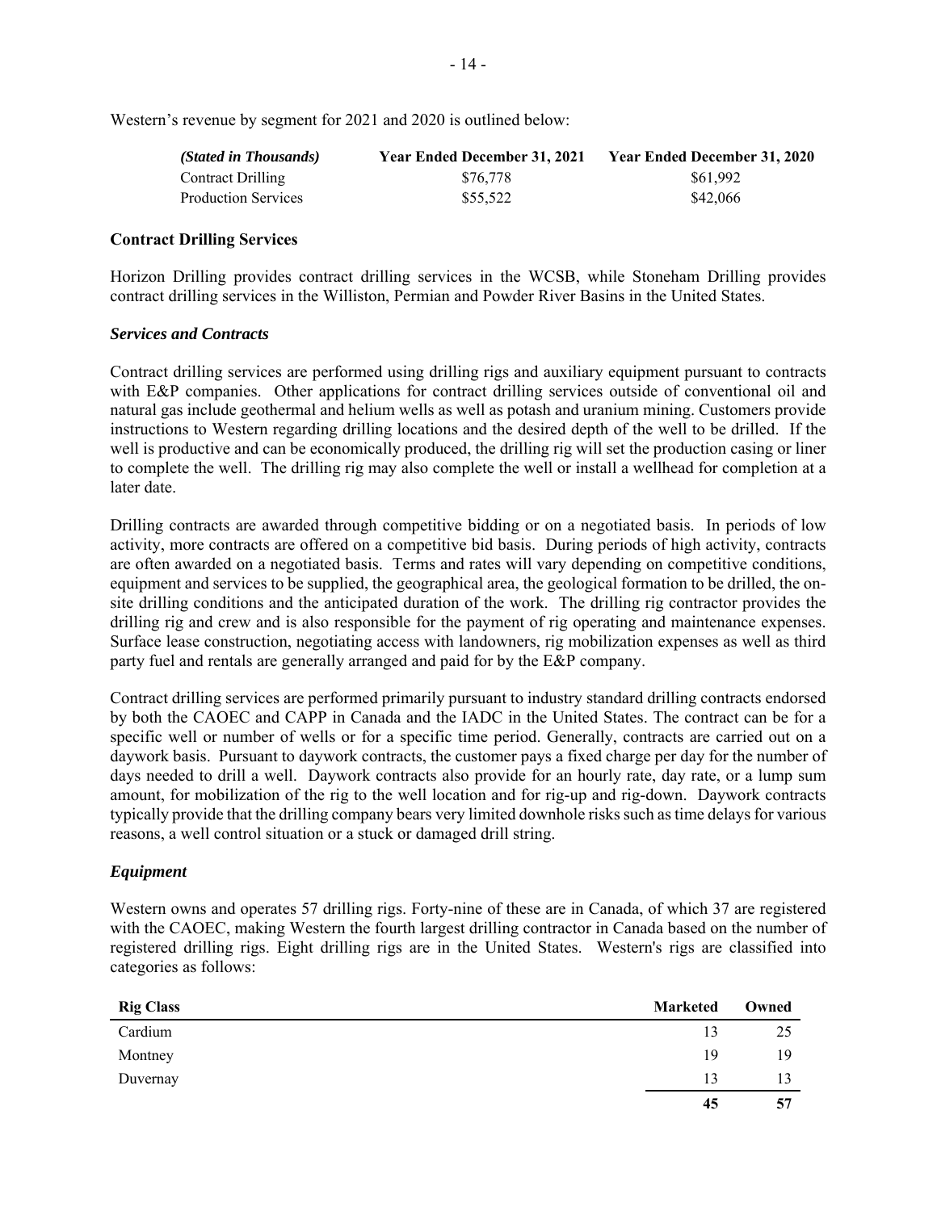Western's revenue by segment for 2021 and 2020 is outlined below:

| *(Stated in Thousands)* | **Year Ended December 31, 2021** | **Year Ended December 31, 2020** |
|---|---|---|
| Contract Drilling | $76,778 | $61,992 |
| Production Services | $55,522 | $42,066 |

**Contract Drilling Services**

Horizon Drilling provides contract drilling services in the WCSB, while Stoneham Drilling provides contract drilling services in the Williston, Permian and Powder River Basins in the United States.

***Services and Contracts***

Contract drilling services are performed using drilling rigs and auxiliary equipment pursuant to contracts with E&P companies. Other applications for contract drilling services outside of conventional oil and natural gas include geothermal and helium wells as well as potash and uranium mining. Customers provide instructions to Western regarding drilling locations and the desired depth of the well to be drilled. If the well is productive and can be economically produced, the drilling rig will set the production casing or liner to complete the well. The drilling rig may also complete the well or install a wellhead for completion at a later date.

Drilling contracts are awarded through competitive bidding or on a negotiated basis. In periods of low activity, more contracts are offered on a competitive bid basis. During periods of high activity, contracts are often awarded on a negotiated basis. Terms and rates will vary depending on competitive conditions, equipment and services to be supplied, the geographical area, the geological formation to be drilled, the on-site drilling conditions and the anticipated duration of the work. The drilling rig contractor provides the drilling rig and crew and is also responsible for the payment of rig operating and maintenance expenses. Surface lease construction, negotiating access with landowners, rig mobilization expenses as well as third party fuel and rentals are generally arranged and paid for by the E&P company.

Contract drilling services are performed primarily pursuant to industry standard drilling contracts endorsed by both the CAOEC and CAPP in Canada and the IADC in the United States. The contract can be for a specific well or number of wells or for a specific time period. Generally, contracts are carried out on a daywork basis. Pursuant to daywork contracts, the customer pays a fixed charge per day for the number of days needed to drill a well. Daywork contracts also provide for an hourly rate, day rate, or a lump sum amount, for mobilization of the rig to the well location and for rig-up and rig-down. Daywork contracts typically provide that the drilling company bears very limited downhole risks such as time delays for various reasons, a well control situation or a stuck or damaged drill string.

***Equipment***

Western owns and operates 57 drilling rigs. Forty-nine of these are in Canada, of which 37 are registered with the CAOEC, making Western the fourth largest drilling contractor in Canada based on the number of registered drilling rigs. Eight drilling rigs are in the United States. Western's rigs are classified into categories as follows:

| **Rig Class** | **Marketed** | **Owned** |
|---|---|---|
| Cardium | 13 | 25 |
| Montney | 19 | 19 |
| Duvernay | 13 | 13 |
| | **45** | **57** |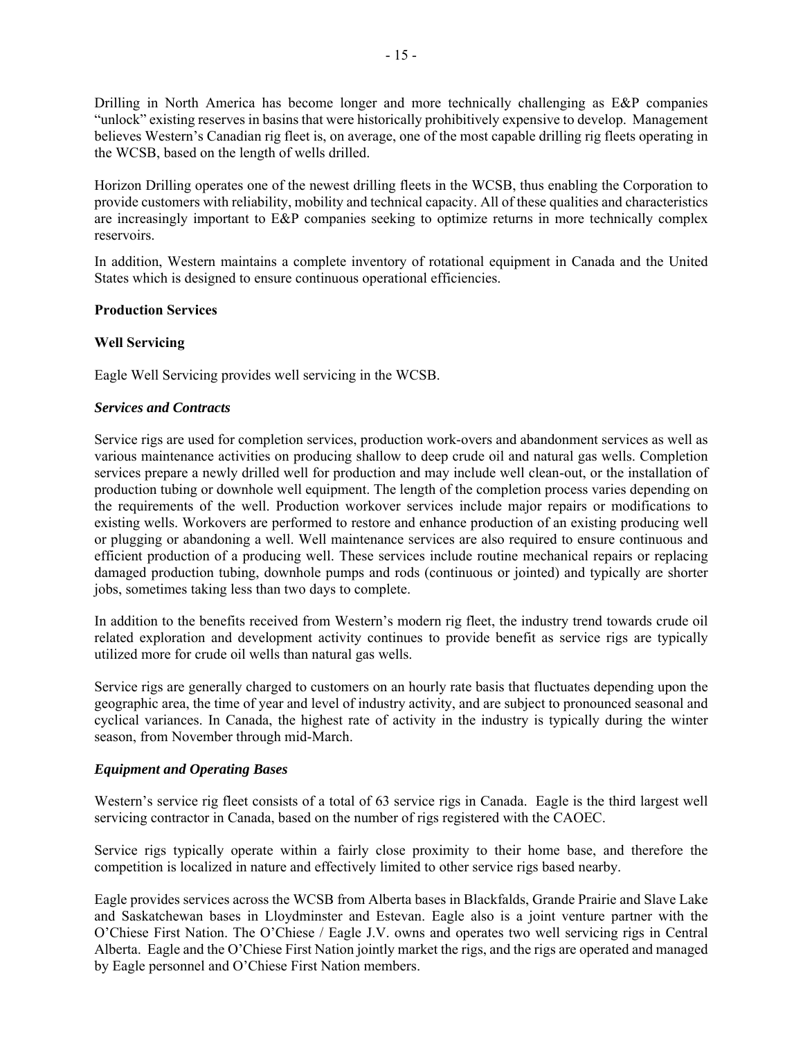Drilling in North America has become longer and more technically challenging as E&P companies "unlock" existing reserves in basins that were historically prohibitively expensive to develop. Management believes Western's Canadian rig fleet is, on average, one of the most capable drilling rig fleets operating in the WCSB, based on the length of wells drilled.

Horizon Drilling operates one of the newest drilling fleets in the WCSB, thus enabling the Corporation to provide customers with reliability, mobility and technical capacity. All of these qualities and characteristics are increasingly important to E&P companies seeking to optimize returns in more technically complex reservoirs.

In addition, Western maintains a complete inventory of rotational equipment in Canada and the United States which is designed to ensure continuous operational efficiencies.

**Production Services**

**Well Servicing**

Eagle Well Servicing provides well servicing in the WCSB.

***Services and Contracts***

Service rigs are used for completion services, production work-overs and abandonment services as well as various maintenance activities on producing shallow to deep crude oil and natural gas wells. Completion services prepare a newly drilled well for production and may include well clean-out, or the installation of production tubing or downhole well equipment. The length of the completion process varies depending on the requirements of the well. Production workover services include major repairs or modifications to existing wells. Workovers are performed to restore and enhance production of an existing producing well or plugging or abandoning a well. Well maintenance services are also required to ensure continuous and efficient production of a producing well. These services include routine mechanical repairs or replacing damaged production tubing, downhole pumps and rods (continuous or jointed) and typically are shorter jobs, sometimes taking less than two days to complete.

In addition to the benefits received from Western's modern rig fleet, the industry trend towards crude oil related exploration and development activity continues to provide benefit as service rigs are typically utilized more for crude oil wells than natural gas wells.

Service rigs are generally charged to customers on an hourly rate basis that fluctuates depending upon the geographic area, the time of year and level of industry activity, and are subject to pronounced seasonal and cyclical variances. In Canada, the highest rate of activity in the industry is typically during the winter season, from November through mid-March.

***Equipment and Operating Bases***

Western's service rig fleet consists of a total of 63 service rigs in Canada. Eagle is the third largest well servicing contractor in Canada, based on the number of rigs registered with the CAOEC.

Service rigs typically operate within a fairly close proximity to their home base, and therefore the competition is localized in nature and effectively limited to other service rigs based nearby.

Eagle provides services across the WCSB from Alberta bases in Blackfalds, Grande Prairie and Slave Lake and Saskatchewan bases in Lloydminster and Estevan. Eagle also is a joint venture partner with the O'Chiese First Nation. The O'Chiese / Eagle J.V. owns and operates two well servicing rigs in Central Alberta. Eagle and the O'Chiese First Nation jointly market the rigs, and the rigs are operated and managed by Eagle personnel and O'Chiese First Nation members.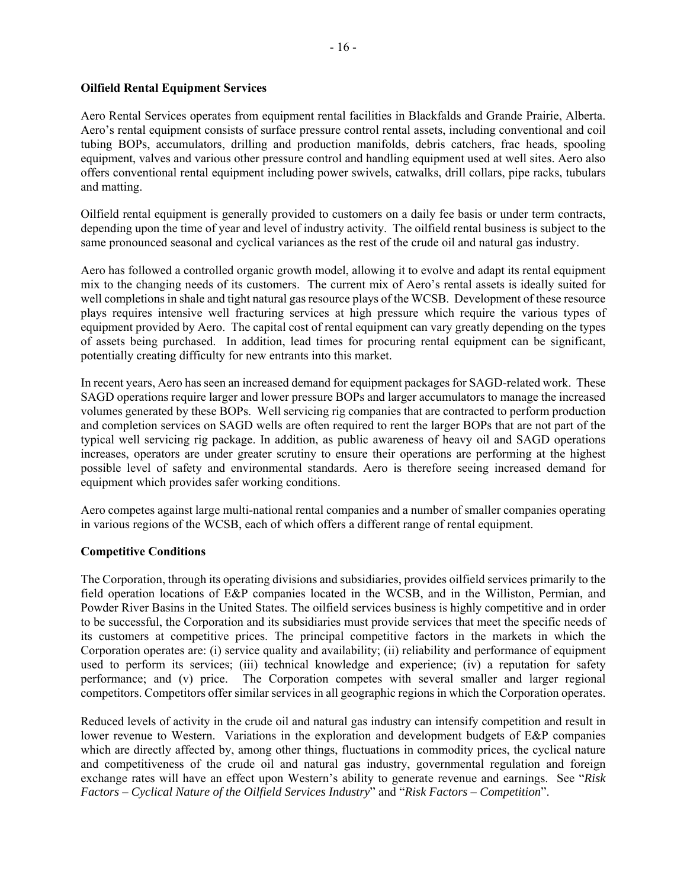### Oilfield Rental Equipment Services

Aero Rental Services operates from equipment rental facilities in Blackfalds and Grande Prairie, Alberta. Aero's rental equipment consists of surface pressure control rental assets, including conventional and coil tubing BOPs, accumulators, drilling and production manifolds, debris catchers, frac heads, spooling equipment, valves and various other pressure control and handling equipment used at well sites. Aero also offers conventional rental equipment including power swivels, catwalks, drill collars, pipe racks, tubulars and matting.

Oilfield rental equipment is generally provided to customers on a daily fee basis or under term contracts, depending upon the time of year and level of industry activity. The oilfield rental business is subject to the same pronounced seasonal and cyclical variances as the rest of the crude oil and natural gas industry.

Aero has followed a controlled organic growth model, allowing it to evolve and adapt its rental equipment mix to the changing needs of its customers. The current mix of Aero's rental assets is ideally suited for well completions in shale and tight natural gas resource plays of the WCSB. Development of these resource plays requires intensive well fracturing services at high pressure which require the various types of equipment provided by Aero. The capital cost of rental equipment can vary greatly depending on the types of assets being purchased. In addition, lead times for procuring rental equipment can be significant, potentially creating difficulty for new entrants into this market.

In recent years, Aero has seen an increased demand for equipment packages for SAGD-related work. These SAGD operations require larger and lower pressure BOPs and larger accumulators to manage the increased volumes generated by these BOPs. Well servicing rig companies that are contracted to perform production and completion services on SAGD wells are often required to rent the larger BOPs that are not part of the typical well servicing rig package. In addition, as public awareness of heavy oil and SAGD operations increases, operators are under greater scrutiny to ensure their operations are performing at the highest possible level of safety and environmental standards. Aero is therefore seeing increased demand for equipment which provides safer working conditions.

Aero competes against large multi-national rental companies and a number of smaller companies operating in various regions of the WCSB, each of which offers a different range of rental equipment.

### Competitive Conditions

The Corporation, through its operating divisions and subsidiaries, provides oilfield services primarily to the field operation locations of E&P companies located in the WCSB, and in the Williston, Permian, and Powder River Basins in the United States. The oilfield services business is highly competitive and in order to be successful, the Corporation and its subsidiaries must provide services that meet the specific needs of its customers at competitive prices. The principal competitive factors in the markets in which the Corporation operates are: (i) service quality and availability; (ii) reliability and performance of equipment used to perform its services; (iii) technical knowledge and experience; (iv) a reputation for safety performance; and (v) price. The Corporation competes with several smaller and larger regional competitors. Competitors offer similar services in all geographic regions in which the Corporation operates.

Reduced levels of activity in the crude oil and natural gas industry can intensify competition and result in lower revenue to Western. Variations in the exploration and development budgets of E&P companies which are directly affected by, among other things, fluctuations in commodity prices, the cyclical nature and competitiveness of the crude oil and natural gas industry, governmental regulation and foreign exchange rates will have an effect upon Western's ability to generate revenue and earnings. See "*Risk Factors – Cyclical Nature of the Oilfield Services Industry*" and "*Risk Factors – Competition*".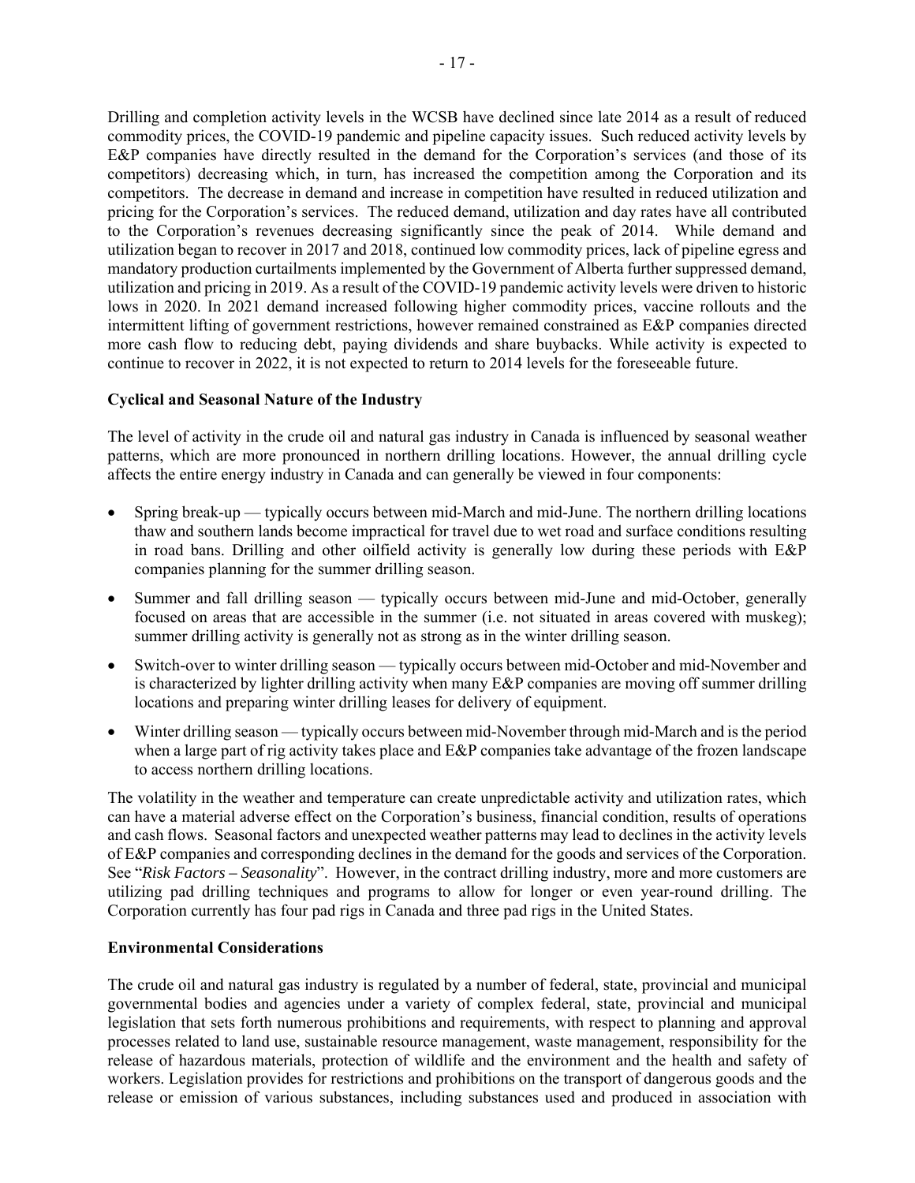Drilling and completion activity levels in the WCSB have declined since late 2014 as a result of reduced commodity prices, the COVID-19 pandemic and pipeline capacity issues. Such reduced activity levels by E&P companies have directly resulted in the demand for the Corporation's services (and those of its competitors) decreasing which, in turn, has increased the competition among the Corporation and its competitors. The decrease in demand and increase in competition have resulted in reduced utilization and pricing for the Corporation's services. The reduced demand, utilization and day rates have all contributed to the Corporation's revenues decreasing significantly since the peak of 2014. While demand and utilization began to recover in 2017 and 2018, continued low commodity prices, lack of pipeline egress and mandatory production curtailments implemented by the Government of Alberta further suppressed demand, utilization and pricing in 2019. As a result of the COVID-19 pandemic activity levels were driven to historic lows in 2020. In 2021 demand increased following higher commodity prices, vaccine rollouts and the intermittent lifting of government restrictions, however remained constrained as E&P companies directed more cash flow to reducing debt, paying dividends and share buybacks. While activity is expected to continue to recover in 2022, it is not expected to return to 2014 levels for the foreseeable future.

**Cyclical and Seasonal Nature of the Industry**

The level of activity in the crude oil and natural gas industry in Canada is influenced by seasonal weather patterns, which are more pronounced in northern drilling locations. However, the annual drilling cycle affects the entire energy industry in Canada and can generally be viewed in four components:

- Spring break-up — typically occurs between mid-March and mid-June. The northern drilling locations thaw and southern lands become impractical for travel due to wet road and surface conditions resulting in road bans. Drilling and other oilfield activity is generally low during these periods with E&P companies planning for the summer drilling season.
- Summer and fall drilling season — typically occurs between mid-June and mid-October, generally focused on areas that are accessible in the summer (i.e. not situated in areas covered with muskeg); summer drilling activity is generally not as strong as in the winter drilling season.
- Switch-over to winter drilling season — typically occurs between mid-October and mid-November and is characterized by lighter drilling activity when many E&P companies are moving off summer drilling locations and preparing winter drilling leases for delivery of equipment.
- Winter drilling season — typically occurs between mid-November through mid-March and is the period when a large part of rig activity takes place and E&P companies take advantage of the frozen landscape to access northern drilling locations.

The volatility in the weather and temperature can create unpredictable activity and utilization rates, which can have a material adverse effect on the Corporation's business, financial condition, results of operations and cash flows. Seasonal factors and unexpected weather patterns may lead to declines in the activity levels of E&P companies and corresponding declines in the demand for the goods and services of the Corporation. See "*Risk Factors – Seasonality*". However, in the contract drilling industry, more and more customers are utilizing pad drilling techniques and programs to allow for longer or even year-round drilling. The Corporation currently has four pad rigs in Canada and three pad rigs in the United States.

**Environmental Considerations**

The crude oil and natural gas industry is regulated by a number of federal, state, provincial and municipal governmental bodies and agencies under a variety of complex federal, state, provincial and municipal legislation that sets forth numerous prohibitions and requirements, with respect to planning and approval processes related to land use, sustainable resource management, waste management, responsibility for the release of hazardous materials, protection of wildlife and the environment and the health and safety of workers. Legislation provides for restrictions and prohibitions on the transport of dangerous goods and the release or emission of various substances, including substances used and produced in association with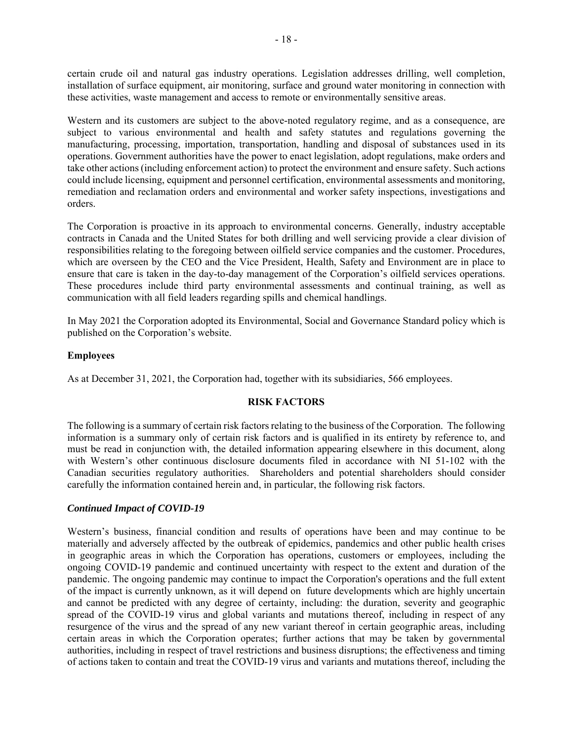certain crude oil and natural gas industry operations. Legislation addresses drilling, well completion, installation of surface equipment, air monitoring, surface and ground water monitoring in connection with these activities, waste management and access to remote or environmentally sensitive areas.

Western and its customers are subject to the above-noted regulatory regime, and as a consequence, are subject to various environmental and health and safety statutes and regulations governing the manufacturing, processing, importation, transportation, handling and disposal of substances used in its operations. Government authorities have the power to enact legislation, adopt regulations, make orders and take other actions (including enforcement action) to protect the environment and ensure safety. Such actions could include licensing, equipment and personnel certification, environmental assessments and monitoring, remediation and reclamation orders and environmental and worker safety inspections, investigations and orders.

The Corporation is proactive in its approach to environmental concerns. Generally, industry acceptable contracts in Canada and the United States for both drilling and well servicing provide a clear division of responsibilities relating to the foregoing between oilfield service companies and the customer. Procedures, which are overseen by the CEO and the Vice President, Health, Safety and Environment are in place to ensure that care is taken in the day-to-day management of the Corporation's oilfield services operations. These procedures include third party environmental assessments and continual training, as well as communication with all field leaders regarding spills and chemical handlings.

In May 2021 the Corporation adopted its Environmental, Social and Governance Standard policy which is published on the Corporation's website.

**Employees**

As at December 31, 2021, the Corporation had, together with its subsidiaries, 566 employees.

## RISK FACTORS

The following is a summary of certain risk factors relating to the business of the Corporation. The following information is a summary only of certain risk factors and is qualified in its entirety by reference to, and must be read in conjunction with, the detailed information appearing elsewhere in this document, along with Western's other continuous disclosure documents filed in accordance with NI 51-102 with the Canadian securities regulatory authorities. Shareholders and potential shareholders should consider carefully the information contained herein and, in particular, the following risk factors.

***Continued Impact of COVID-19***

Western's business, financial condition and results of operations have been and may continue to be materially and adversely affected by the outbreak of epidemics, pandemics and other public health crises in geographic areas in which the Corporation has operations, customers or employees, including the ongoing COVID-19 pandemic and continued uncertainty with respect to the extent and duration of the pandemic. The ongoing pandemic may continue to impact the Corporation's operations and the full extent of the impact is currently unknown, as it will depend on future developments which are highly uncertain and cannot be predicted with any degree of certainty, including: the duration, severity and geographic spread of the COVID-19 virus and global variants and mutations thereof, including in respect of any resurgence of the virus and the spread of any new variant thereof in certain geographic areas, including certain areas in which the Corporation operates; further actions that may be taken by governmental authorities, including in respect of travel restrictions and business disruptions; the effectiveness and timing of actions taken to contain and treat the COVID-19 virus and variants and mutations thereof, including the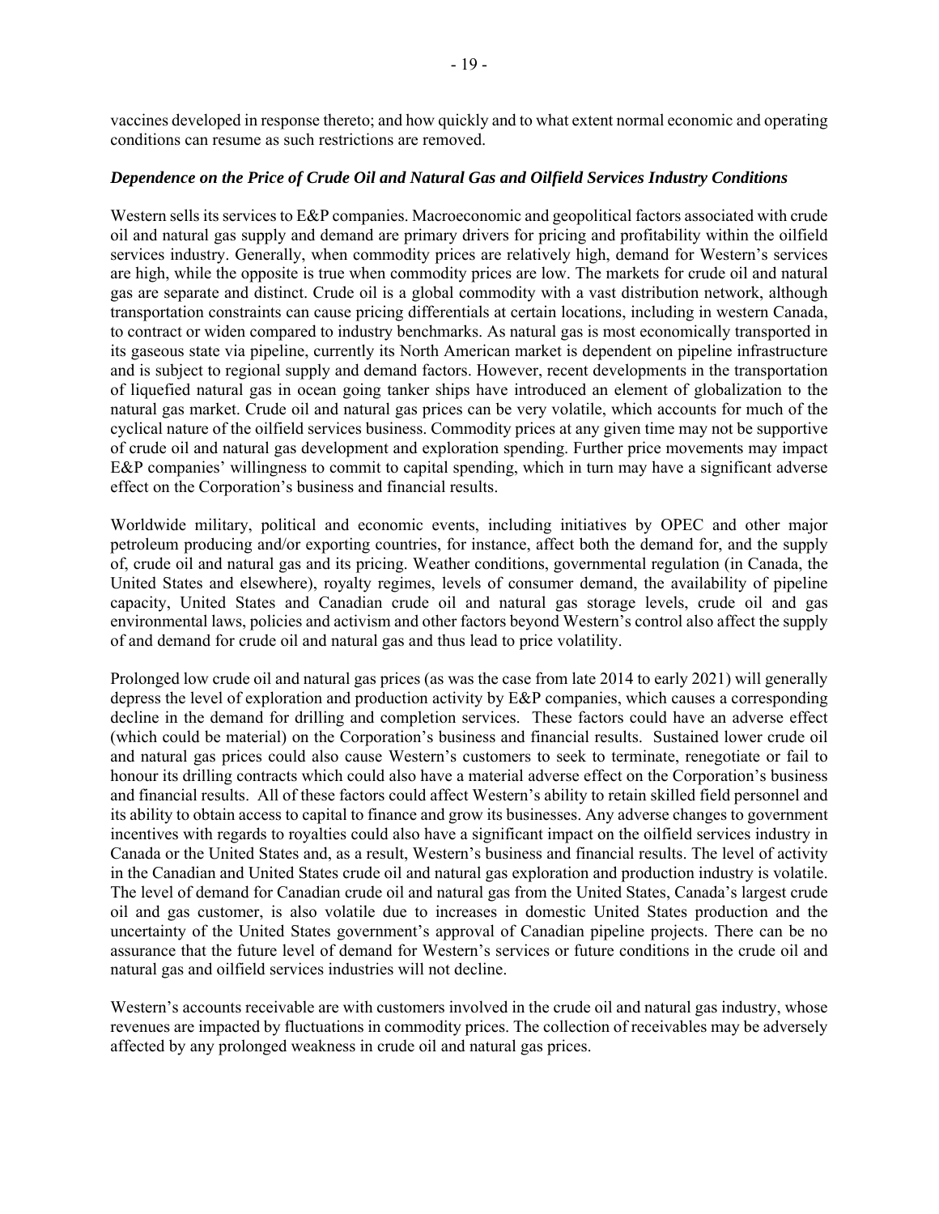vaccines developed in response thereto; and how quickly and to what extent normal economic and operating conditions can resume as such restrictions are removed.

***Dependence on the Price of Crude Oil and Natural Gas and Oilfield Services Industry Conditions***

Western sells its services to E&P companies. Macroeconomic and geopolitical factors associated with crude oil and natural gas supply and demand are primary drivers for pricing and profitability within the oilfield services industry. Generally, when commodity prices are relatively high, demand for Western's services are high, while the opposite is true when commodity prices are low. The markets for crude oil and natural gas are separate and distinct. Crude oil is a global commodity with a vast distribution network, although transportation constraints can cause pricing differentials at certain locations, including in western Canada, to contract or widen compared to industry benchmarks. As natural gas is most economically transported in its gaseous state via pipeline, currently its North American market is dependent on pipeline infrastructure and is subject to regional supply and demand factors. However, recent developments in the transportation of liquefied natural gas in ocean going tanker ships have introduced an element of globalization to the natural gas market. Crude oil and natural gas prices can be very volatile, which accounts for much of the cyclical nature of the oilfield services business. Commodity prices at any given time may not be supportive of crude oil and natural gas development and exploration spending. Further price movements may impact E&P companies' willingness to commit to capital spending, which in turn may have a significant adverse effect on the Corporation's business and financial results.

Worldwide military, political and economic events, including initiatives by OPEC and other major petroleum producing and/or exporting countries, for instance, affect both the demand for, and the supply of, crude oil and natural gas and its pricing. Weather conditions, governmental regulation (in Canada, the United States and elsewhere), royalty regimes, levels of consumer demand, the availability of pipeline capacity, United States and Canadian crude oil and natural gas storage levels, crude oil and gas environmental laws, policies and activism and other factors beyond Western's control also affect the supply of and demand for crude oil and natural gas and thus lead to price volatility.

Prolonged low crude oil and natural gas prices (as was the case from late 2014 to early 2021) will generally depress the level of exploration and production activity by E&P companies, which causes a corresponding decline in the demand for drilling and completion services. These factors could have an adverse effect (which could be material) on the Corporation's business and financial results. Sustained lower crude oil and natural gas prices could also cause Western's customers to seek to terminate, renegotiate or fail to honour its drilling contracts which could also have a material adverse effect on the Corporation's business and financial results. All of these factors could affect Western's ability to retain skilled field personnel and its ability to obtain access to capital to finance and grow its businesses. Any adverse changes to government incentives with regards to royalties could also have a significant impact on the oilfield services industry in Canada or the United States and, as a result, Western's business and financial results. The level of activity in the Canadian and United States crude oil and natural gas exploration and production industry is volatile. The level of demand for Canadian crude oil and natural gas from the United States, Canada's largest crude oil and gas customer, is also volatile due to increases in domestic United States production and the uncertainty of the United States government's approval of Canadian pipeline projects. There can be no assurance that the future level of demand for Western's services or future conditions in the crude oil and natural gas and oilfield services industries will not decline.

Western's accounts receivable are with customers involved in the crude oil and natural gas industry, whose revenues are impacted by fluctuations in commodity prices. The collection of receivables may be adversely affected by any prolonged weakness in crude oil and natural gas prices.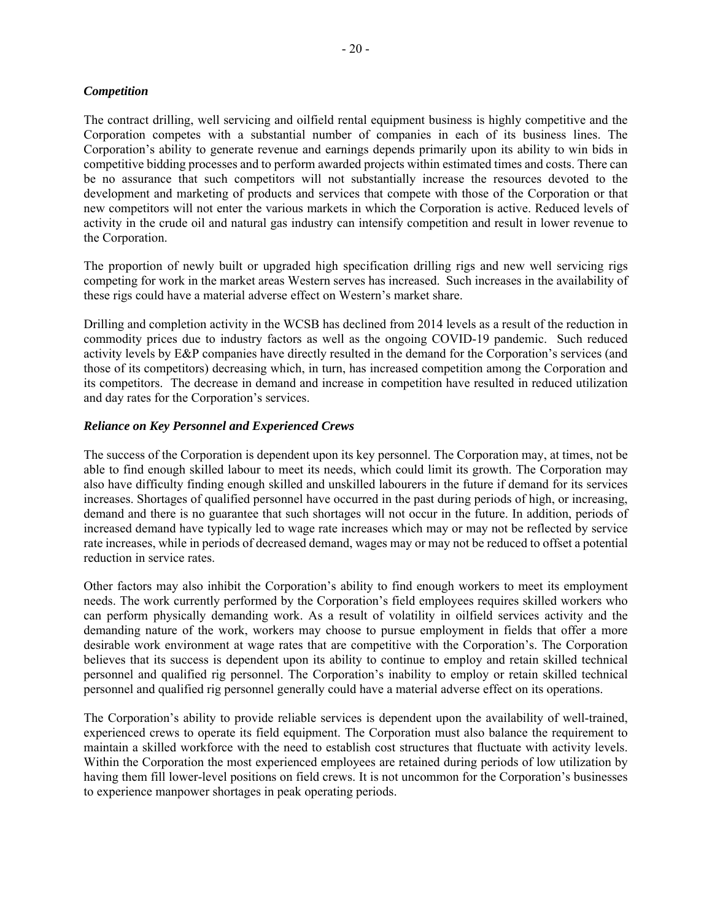### *Competition*

The contract drilling, well servicing and oilfield rental equipment business is highly competitive and the Corporation competes with a substantial number of companies in each of its business lines. The Corporation's ability to generate revenue and earnings depends primarily upon its ability to win bids in competitive bidding processes and to perform awarded projects within estimated times and costs. There can be no assurance that such competitors will not substantially increase the resources devoted to the development and marketing of products and services that compete with those of the Corporation or that new competitors will not enter the various markets in which the Corporation is active. Reduced levels of activity in the crude oil and natural gas industry can intensify competition and result in lower revenue to the Corporation.

The proportion of newly built or upgraded high specification drilling rigs and new well servicing rigs competing for work in the market areas Western serves has increased. Such increases in the availability of these rigs could have a material adverse effect on Western's market share.

Drilling and completion activity in the WCSB has declined from 2014 levels as a result of the reduction in commodity prices due to industry factors as well as the ongoing COVID-19 pandemic. Such reduced activity levels by E&P companies have directly resulted in the demand for the Corporation's services (and those of its competitors) decreasing which, in turn, has increased competition among the Corporation and its competitors. The decrease in demand and increase in competition have resulted in reduced utilization and day rates for the Corporation's services.

### *Reliance on Key Personnel and Experienced Crews*

The success of the Corporation is dependent upon its key personnel. The Corporation may, at times, not be able to find enough skilled labour to meet its needs, which could limit its growth. The Corporation may also have difficulty finding enough skilled and unskilled labourers in the future if demand for its services increases. Shortages of qualified personnel have occurred in the past during periods of high, or increasing, demand and there is no guarantee that such shortages will not occur in the future. In addition, periods of increased demand have typically led to wage rate increases which may or may not be reflected by service rate increases, while in periods of decreased demand, wages may or may not be reduced to offset a potential reduction in service rates.

Other factors may also inhibit the Corporation's ability to find enough workers to meet its employment needs. The work currently performed by the Corporation's field employees requires skilled workers who can perform physically demanding work. As a result of volatility in oilfield services activity and the demanding nature of the work, workers may choose to pursue employment in fields that offer a more desirable work environment at wage rates that are competitive with the Corporation's. The Corporation believes that its success is dependent upon its ability to continue to employ and retain skilled technical personnel and qualified rig personnel. The Corporation's inability to employ or retain skilled technical personnel and qualified rig personnel generally could have a material adverse effect on its operations.

The Corporation's ability to provide reliable services is dependent upon the availability of well-trained, experienced crews to operate its field equipment. The Corporation must also balance the requirement to maintain a skilled workforce with the need to establish cost structures that fluctuate with activity levels. Within the Corporation the most experienced employees are retained during periods of low utilization by having them fill lower-level positions on field crews. It is not uncommon for the Corporation's businesses to experience manpower shortages in peak operating periods.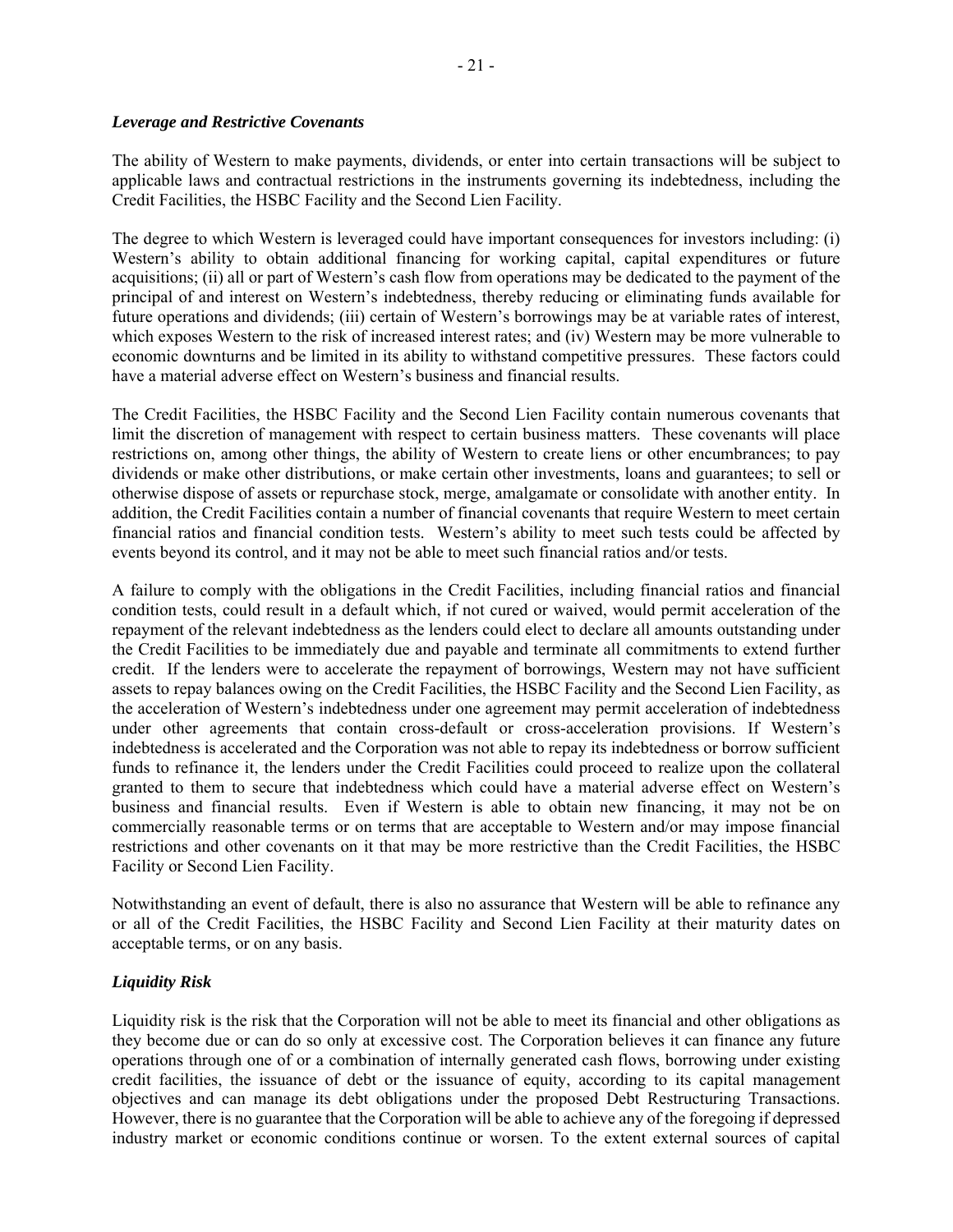### *Leverage and Restrictive Covenants*

The ability of Western to make payments, dividends, or enter into certain transactions will be subject to applicable laws and contractual restrictions in the instruments governing its indebtedness, including the Credit Facilities, the HSBC Facility and the Second Lien Facility.

The degree to which Western is leveraged could have important consequences for investors including: (i) Western's ability to obtain additional financing for working capital, capital expenditures or future acquisitions; (ii) all or part of Western's cash flow from operations may be dedicated to the payment of the principal of and interest on Western's indebtedness, thereby reducing or eliminating funds available for future operations and dividends; (iii) certain of Western's borrowings may be at variable rates of interest, which exposes Western to the risk of increased interest rates; and (iv) Western may be more vulnerable to economic downturns and be limited in its ability to withstand competitive pressures. These factors could have a material adverse effect on Western's business and financial results.

The Credit Facilities, the HSBC Facility and the Second Lien Facility contain numerous covenants that limit the discretion of management with respect to certain business matters. These covenants will place restrictions on, among other things, the ability of Western to create liens or other encumbrances; to pay dividends or make other distributions, or make certain other investments, loans and guarantees; to sell or otherwise dispose of assets or repurchase stock, merge, amalgamate or consolidate with another entity. In addition, the Credit Facilities contain a number of financial covenants that require Western to meet certain financial ratios and financial condition tests. Western's ability to meet such tests could be affected by events beyond its control, and it may not be able to meet such financial ratios and/or tests.

A failure to comply with the obligations in the Credit Facilities, including financial ratios and financial condition tests, could result in a default which, if not cured or waived, would permit acceleration of the repayment of the relevant indebtedness as the lenders could elect to declare all amounts outstanding under the Credit Facilities to be immediately due and payable and terminate all commitments to extend further credit. If the lenders were to accelerate the repayment of borrowings, Western may not have sufficient assets to repay balances owing on the Credit Facilities, the HSBC Facility and the Second Lien Facility, as the acceleration of Western's indebtedness under one agreement may permit acceleration of indebtedness under other agreements that contain cross-default or cross-acceleration provisions. If Western's indebtedness is accelerated and the Corporation was not able to repay its indebtedness or borrow sufficient funds to refinance it, the lenders under the Credit Facilities could proceed to realize upon the collateral granted to them to secure that indebtedness which could have a material adverse effect on Western's business and financial results. Even if Western is able to obtain new financing, it may not be on commercially reasonable terms or on terms that are acceptable to Western and/or may impose financial restrictions and other covenants on it that may be more restrictive than the Credit Facilities, the HSBC Facility or Second Lien Facility.

Notwithstanding an event of default, there is also no assurance that Western will be able to refinance any or all of the Credit Facilities, the HSBC Facility and Second Lien Facility at their maturity dates on acceptable terms, or on any basis.

### *Liquidity Risk*

Liquidity risk is the risk that the Corporation will not be able to meet its financial and other obligations as they become due or can do so only at excessive cost. The Corporation believes it can finance any future operations through one of or a combination of internally generated cash flows, borrowing under existing credit facilities, the issuance of debt or the issuance of equity, according to its capital management objectives and can manage its debt obligations under the proposed Debt Restructuring Transactions. However, there is no guarantee that the Corporation will be able to achieve any of the foregoing if depressed industry market or economic conditions continue or worsen. To the extent external sources of capital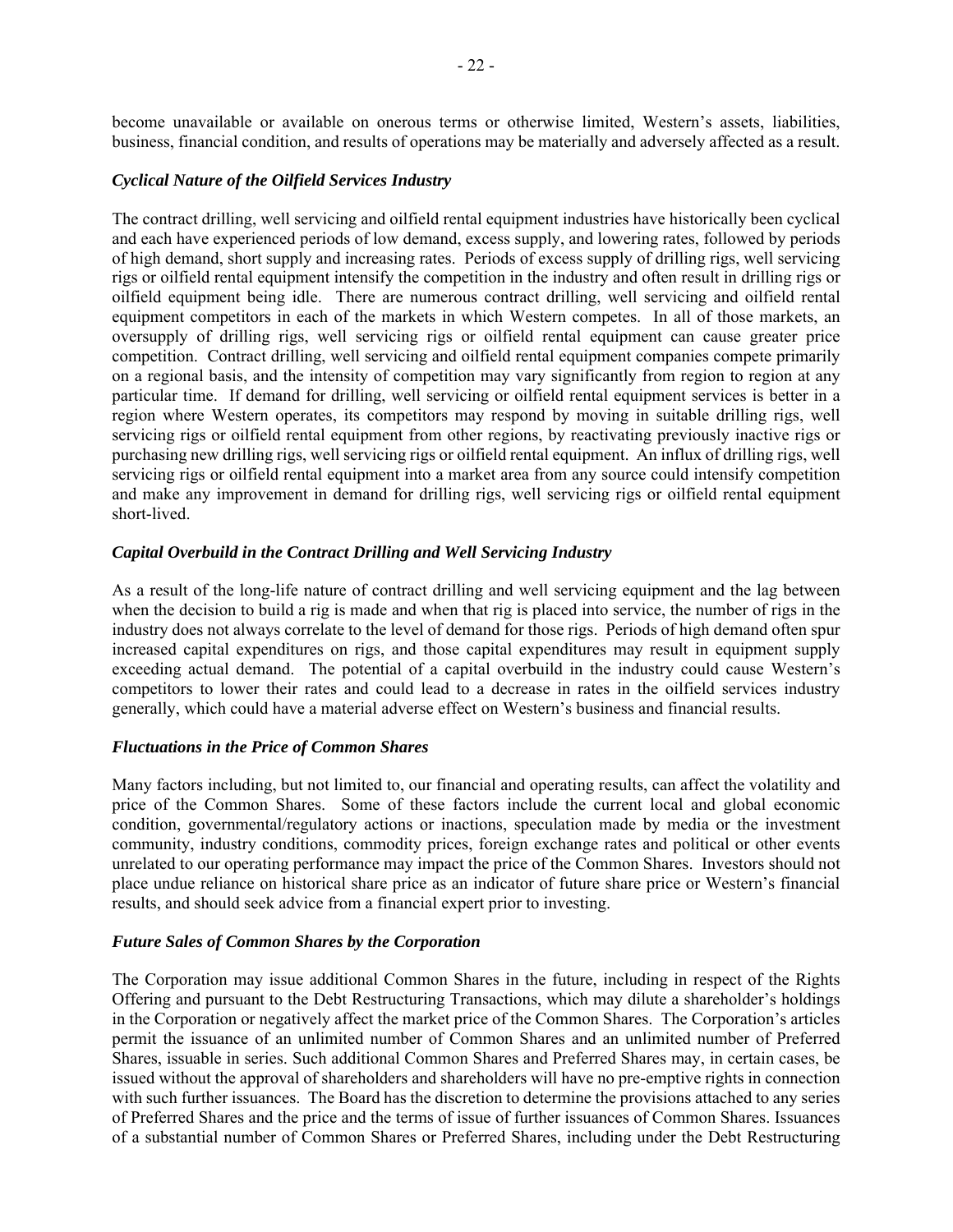become unavailable or available on onerous terms or otherwise limited, Western's assets, liabilities, business, financial condition, and results of operations may be materially and adversely affected as a result.

***Cyclical Nature of the Oilfield Services Industry***

The contract drilling, well servicing and oilfield rental equipment industries have historically been cyclical and each have experienced periods of low demand, excess supply, and lowering rates, followed by periods of high demand, short supply and increasing rates. Periods of excess supply of drilling rigs, well servicing rigs or oilfield rental equipment intensify the competition in the industry and often result in drilling rigs or oilfield equipment being idle. There are numerous contract drilling, well servicing and oilfield rental equipment competitors in each of the markets in which Western competes. In all of those markets, an oversupply of drilling rigs, well servicing rigs or oilfield rental equipment can cause greater price competition. Contract drilling, well servicing and oilfield rental equipment companies compete primarily on a regional basis, and the intensity of competition may vary significantly from region to region at any particular time. If demand for drilling, well servicing or oilfield rental equipment services is better in a region where Western operates, its competitors may respond by moving in suitable drilling rigs, well servicing rigs or oilfield rental equipment from other regions, by reactivating previously inactive rigs or purchasing new drilling rigs, well servicing rigs or oilfield rental equipment. An influx of drilling rigs, well servicing rigs or oilfield rental equipment into a market area from any source could intensify competition and make any improvement in demand for drilling rigs, well servicing rigs or oilfield rental equipment short-lived.

***Capital Overbuild in the Contract Drilling and Well Servicing Industry***

As a result of the long-life nature of contract drilling and well servicing equipment and the lag between when the decision to build a rig is made and when that rig is placed into service, the number of rigs in the industry does not always correlate to the level of demand for those rigs. Periods of high demand often spur increased capital expenditures on rigs, and those capital expenditures may result in equipment supply exceeding actual demand. The potential of a capital overbuild in the industry could cause Western's competitors to lower their rates and could lead to a decrease in rates in the oilfield services industry generally, which could have a material adverse effect on Western's business and financial results.

***Fluctuations in the Price of Common Shares***

Many factors including, but not limited to, our financial and operating results, can affect the volatility and price of the Common Shares. Some of these factors include the current local and global economic condition, governmental/regulatory actions or inactions, speculation made by media or the investment community, industry conditions, commodity prices, foreign exchange rates and political or other events unrelated to our operating performance may impact the price of the Common Shares. Investors should not place undue reliance on historical share price as an indicator of future share price or Western's financial results, and should seek advice from a financial expert prior to investing.

***Future Sales of Common Shares by the Corporation***

The Corporation may issue additional Common Shares in the future, including in respect of the Rights Offering and pursuant to the Debt Restructuring Transactions, which may dilute a shareholder's holdings in the Corporation or negatively affect the market price of the Common Shares. The Corporation's articles permit the issuance of an unlimited number of Common Shares and an unlimited number of Preferred Shares, issuable in series. Such additional Common Shares and Preferred Shares may, in certain cases, be issued without the approval of shareholders and shareholders will have no pre-emptive rights in connection with such further issuances. The Board has the discretion to determine the provisions attached to any series of Preferred Shares and the price and the terms of issue of further issuances of Common Shares. Issuances of a substantial number of Common Shares or Preferred Shares, including under the Debt Restructuring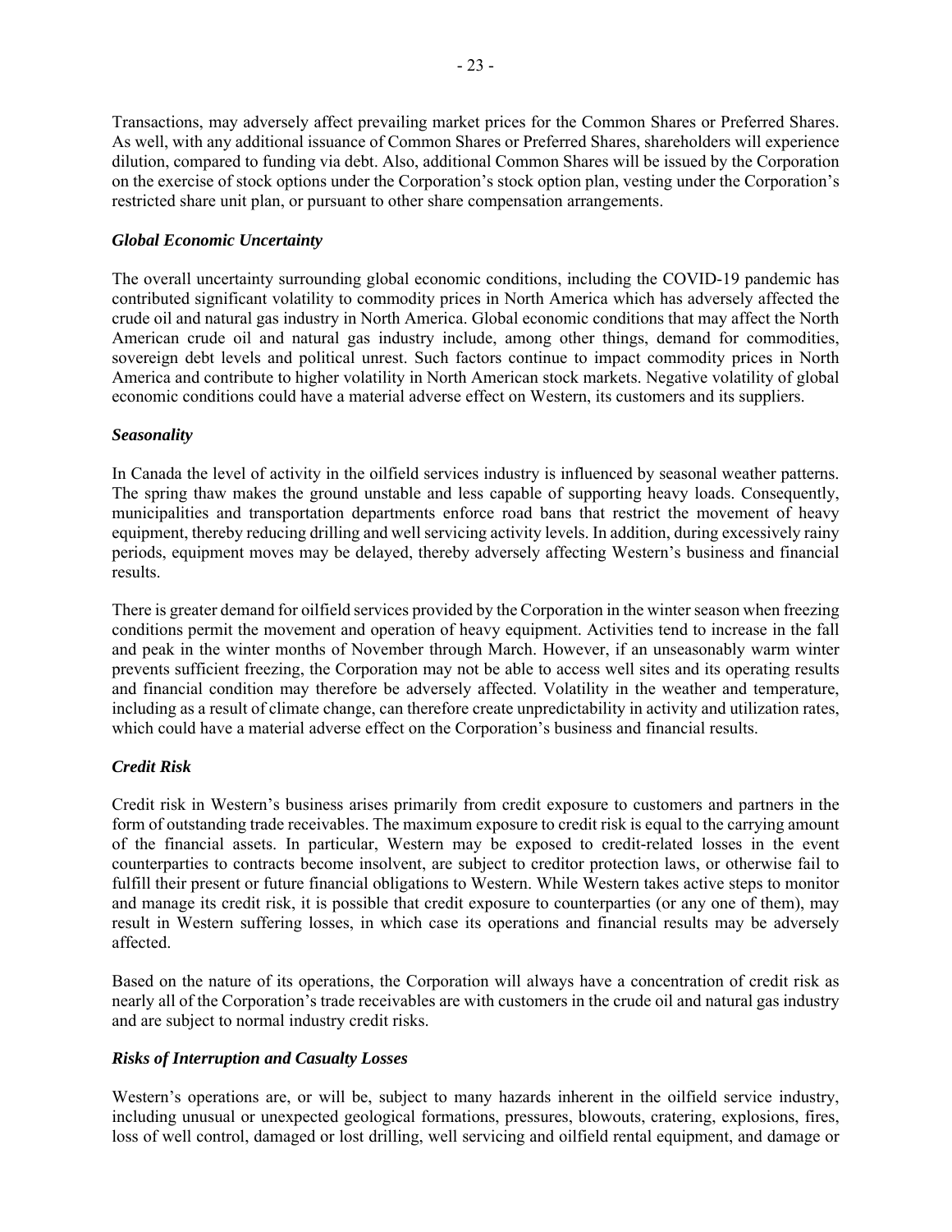Transactions, may adversely affect prevailing market prices for the Common Shares or Preferred Shares. As well, with any additional issuance of Common Shares or Preferred Shares, shareholders will experience dilution, compared to funding via debt. Also, additional Common Shares will be issued by the Corporation on the exercise of stock options under the Corporation's stock option plan, vesting under the Corporation's restricted share unit plan, or pursuant to other share compensation arrangements.

***Global Economic Uncertainty***

The overall uncertainty surrounding global economic conditions, including the COVID-19 pandemic has contributed significant volatility to commodity prices in North America which has adversely affected the crude oil and natural gas industry in North America. Global economic conditions that may affect the North American crude oil and natural gas industry include, among other things, demand for commodities, sovereign debt levels and political unrest. Such factors continue to impact commodity prices in North America and contribute to higher volatility in North American stock markets. Negative volatility of global economic conditions could have a material adverse effect on Western, its customers and its suppliers.

***Seasonality***

In Canada the level of activity in the oilfield services industry is influenced by seasonal weather patterns. The spring thaw makes the ground unstable and less capable of supporting heavy loads. Consequently, municipalities and transportation departments enforce road bans that restrict the movement of heavy equipment, thereby reducing drilling and well servicing activity levels. In addition, during excessively rainy periods, equipment moves may be delayed, thereby adversely affecting Western's business and financial results.

There is greater demand for oilfield services provided by the Corporation in the winter season when freezing conditions permit the movement and operation of heavy equipment. Activities tend to increase in the fall and peak in the winter months of November through March. However, if an unseasonably warm winter prevents sufficient freezing, the Corporation may not be able to access well sites and its operating results and financial condition may therefore be adversely affected. Volatility in the weather and temperature, including as a result of climate change, can therefore create unpredictability in activity and utilization rates, which could have a material adverse effect on the Corporation's business and financial results.

***Credit Risk***

Credit risk in Western's business arises primarily from credit exposure to customers and partners in the form of outstanding trade receivables. The maximum exposure to credit risk is equal to the carrying amount of the financial assets. In particular, Western may be exposed to credit-related losses in the event counterparties to contracts become insolvent, are subject to creditor protection laws, or otherwise fail to fulfill their present or future financial obligations to Western. While Western takes active steps to monitor and manage its credit risk, it is possible that credit exposure to counterparties (or any one of them), may result in Western suffering losses, in which case its operations and financial results may be adversely affected.

Based on the nature of its operations, the Corporation will always have a concentration of credit risk as nearly all of the Corporation's trade receivables are with customers in the crude oil and natural gas industry and are subject to normal industry credit risks.

***Risks of Interruption and Casualty Losses***

Western's operations are, or will be, subject to many hazards inherent in the oilfield service industry, including unusual or unexpected geological formations, pressures, blowouts, cratering, explosions, fires, loss of well control, damaged or lost drilling, well servicing and oilfield rental equipment, and damage or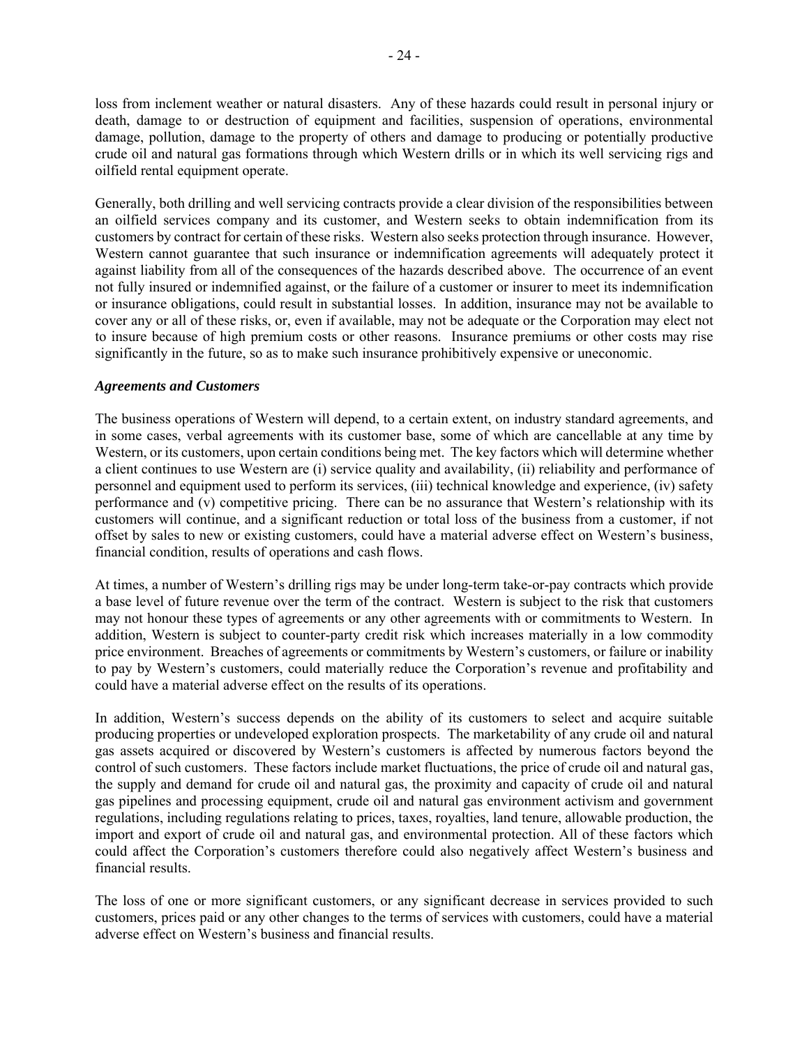loss from inclement weather or natural disasters. Any of these hazards could result in personal injury or death, damage to or destruction of equipment and facilities, suspension of operations, environmental damage, pollution, damage to the property of others and damage to producing or potentially productive crude oil and natural gas formations through which Western drills or in which its well servicing rigs and oilfield rental equipment operate.

Generally, both drilling and well servicing contracts provide a clear division of the responsibilities between an oilfield services company and its customer, and Western seeks to obtain indemnification from its customers by contract for certain of these risks. Western also seeks protection through insurance. However, Western cannot guarantee that such insurance or indemnification agreements will adequately protect it against liability from all of the consequences of the hazards described above. The occurrence of an event not fully insured or indemnified against, or the failure of a customer or insurer to meet its indemnification or insurance obligations, could result in substantial losses. In addition, insurance may not be available to cover any or all of these risks, or, even if available, may not be adequate or the Corporation may elect not to insure because of high premium costs or other reasons. Insurance premiums or other costs may rise significantly in the future, so as to make such insurance prohibitively expensive or uneconomic.

***Agreements and Customers***

The business operations of Western will depend, to a certain extent, on industry standard agreements, and in some cases, verbal agreements with its customer base, some of which are cancellable at any time by Western, or its customers, upon certain conditions being met. The key factors which will determine whether a client continues to use Western are (i) service quality and availability, (ii) reliability and performance of personnel and equipment used to perform its services, (iii) technical knowledge and experience, (iv) safety performance and (v) competitive pricing. There can be no assurance that Western's relationship with its customers will continue, and a significant reduction or total loss of the business from a customer, if not offset by sales to new or existing customers, could have a material adverse effect on Western's business, financial condition, results of operations and cash flows.

At times, a number of Western's drilling rigs may be under long-term take-or-pay contracts which provide a base level of future revenue over the term of the contract. Western is subject to the risk that customers may not honour these types of agreements or any other agreements with or commitments to Western. In addition, Western is subject to counter-party credit risk which increases materially in a low commodity price environment. Breaches of agreements or commitments by Western's customers, or failure or inability to pay by Western's customers, could materially reduce the Corporation's revenue and profitability and could have a material adverse effect on the results of its operations.

In addition, Western's success depends on the ability of its customers to select and acquire suitable producing properties or undeveloped exploration prospects. The marketability of any crude oil and natural gas assets acquired or discovered by Western's customers is affected by numerous factors beyond the control of such customers. These factors include market fluctuations, the price of crude oil and natural gas, the supply and demand for crude oil and natural gas, the proximity and capacity of crude oil and natural gas pipelines and processing equipment, crude oil and natural gas environment activism and government regulations, including regulations relating to prices, taxes, royalties, land tenure, allowable production, the import and export of crude oil and natural gas, and environmental protection. All of these factors which could affect the Corporation's customers therefore could also negatively affect Western's business and financial results.

The loss of one or more significant customers, or any significant decrease in services provided to such customers, prices paid or any other changes to the terms of services with customers, could have a material adverse effect on Western's business and financial results.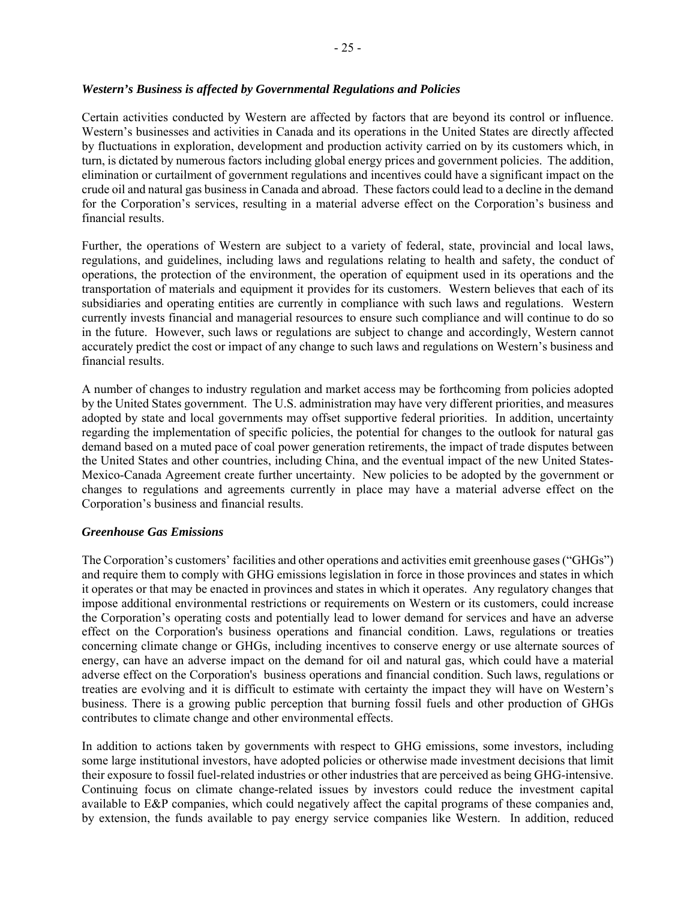***Western's Business is affected by Governmental Regulations and Policies***

Certain activities conducted by Western are affected by factors that are beyond its control or influence. Western's businesses and activities in Canada and its operations in the United States are directly affected by fluctuations in exploration, development and production activity carried on by its customers which, in turn, is dictated by numerous factors including global energy prices and government policies. The addition, elimination or curtailment of government regulations and incentives could have a significant impact on the crude oil and natural gas business in Canada and abroad. These factors could lead to a decline in the demand for the Corporation's services, resulting in a material adverse effect on the Corporation's business and financial results.

Further, the operations of Western are subject to a variety of federal, state, provincial and local laws, regulations, and guidelines, including laws and regulations relating to health and safety, the conduct of operations, the protection of the environment, the operation of equipment used in its operations and the transportation of materials and equipment it provides for its customers. Western believes that each of its subsidiaries and operating entities are currently in compliance with such laws and regulations. Western currently invests financial and managerial resources to ensure such compliance and will continue to do so in the future. However, such laws or regulations are subject to change and accordingly, Western cannot accurately predict the cost or impact of any change to such laws and regulations on Western's business and financial results.

A number of changes to industry regulation and market access may be forthcoming from policies adopted by the United States government. The U.S. administration may have very different priorities, and measures adopted by state and local governments may offset supportive federal priorities. In addition, uncertainty regarding the implementation of specific policies, the potential for changes to the outlook for natural gas demand based on a muted pace of coal power generation retirements, the impact of trade disputes between the United States and other countries, including China, and the eventual impact of the new United States-Mexico-Canada Agreement create further uncertainty. New policies to be adopted by the government or changes to regulations and agreements currently in place may have a material adverse effect on the Corporation's business and financial results.

***Greenhouse Gas Emissions***

The Corporation's customers' facilities and other operations and activities emit greenhouse gases ("GHGs") and require them to comply with GHG emissions legislation in force in those provinces and states in which it operates or that may be enacted in provinces and states in which it operates. Any regulatory changes that impose additional environmental restrictions or requirements on Western or its customers, could increase the Corporation's operating costs and potentially lead to lower demand for services and have an adverse effect on the Corporation's business operations and financial condition. Laws, regulations or treaties concerning climate change or GHGs, including incentives to conserve energy or use alternate sources of energy, can have an adverse impact on the demand for oil and natural gas, which could have a material adverse effect on the Corporation's business operations and financial condition. Such laws, regulations or treaties are evolving and it is difficult to estimate with certainty the impact they will have on Western's business. There is a growing public perception that burning fossil fuels and other production of GHGs contributes to climate change and other environmental effects.

In addition to actions taken by governments with respect to GHG emissions, some investors, including some large institutional investors, have adopted policies or otherwise made investment decisions that limit their exposure to fossil fuel-related industries or other industries that are perceived as being GHG-intensive. Continuing focus on climate change-related issues by investors could reduce the investment capital available to E&P companies, which could negatively affect the capital programs of these companies and, by extension, the funds available to pay energy service companies like Western. In addition, reduced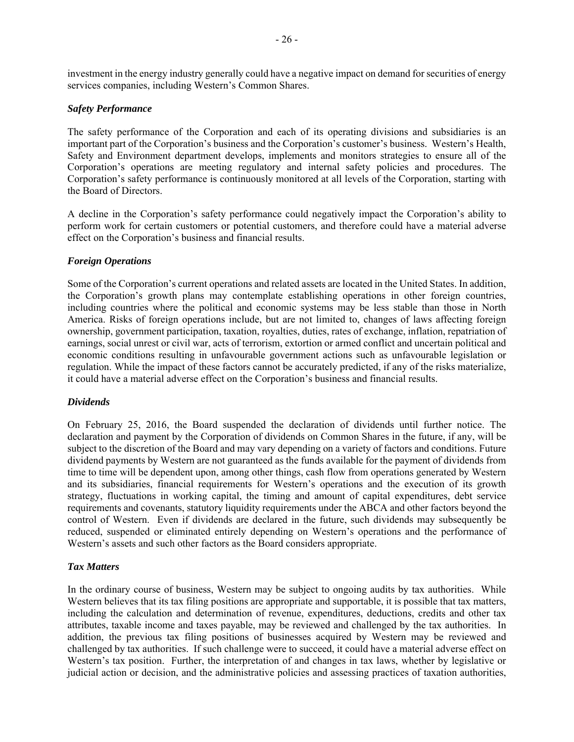investment in the energy industry generally could have a negative impact on demand for securities of energy services companies, including Western's Common Shares.

### *Safety Performance*

The safety performance of the Corporation and each of its operating divisions and subsidiaries is an important part of the Corporation's business and the Corporation's customer's business. Western's Health, Safety and Environment department develops, implements and monitors strategies to ensure all of the Corporation's operations are meeting regulatory and internal safety policies and procedures. The Corporation's safety performance is continuously monitored at all levels of the Corporation, starting with the Board of Directors.

A decline in the Corporation's safety performance could negatively impact the Corporation's ability to perform work for certain customers or potential customers, and therefore could have a material adverse effect on the Corporation's business and financial results.

### *Foreign Operations*

Some of the Corporation's current operations and related assets are located in the United States. In addition, the Corporation's growth plans may contemplate establishing operations in other foreign countries, including countries where the political and economic systems may be less stable than those in North America. Risks of foreign operations include, but are not limited to, changes of laws affecting foreign ownership, government participation, taxation, royalties, duties, rates of exchange, inflation, repatriation of earnings, social unrest or civil war, acts of terrorism, extortion or armed conflict and uncertain political and economic conditions resulting in unfavourable government actions such as unfavourable legislation or regulation. While the impact of these factors cannot be accurately predicted, if any of the risks materialize, it could have a material adverse effect on the Corporation's business and financial results.

### *Dividends*

On February 25, 2016, the Board suspended the declaration of dividends until further notice. The declaration and payment by the Corporation of dividends on Common Shares in the future, if any, will be subject to the discretion of the Board and may vary depending on a variety of factors and conditions. Future dividend payments by Western are not guaranteed as the funds available for the payment of dividends from time to time will be dependent upon, among other things, cash flow from operations generated by Western and its subsidiaries, financial requirements for Western's operations and the execution of its growth strategy, fluctuations in working capital, the timing and amount of capital expenditures, debt service requirements and covenants, statutory liquidity requirements under the ABCA and other factors beyond the control of Western. Even if dividends are declared in the future, such dividends may subsequently be reduced, suspended or eliminated entirely depending on Western's operations and the performance of Western's assets and such other factors as the Board considers appropriate.

### *Tax Matters*

In the ordinary course of business, Western may be subject to ongoing audits by tax authorities. While Western believes that its tax filing positions are appropriate and supportable, it is possible that tax matters, including the calculation and determination of revenue, expenditures, deductions, credits and other tax attributes, taxable income and taxes payable, may be reviewed and challenged by the tax authorities. In addition, the previous tax filing positions of businesses acquired by Western may be reviewed and challenged by tax authorities. If such challenge were to succeed, it could have a material adverse effect on Western's tax position. Further, the interpretation of and changes in tax laws, whether by legislative or judicial action or decision, and the administrative policies and assessing practices of taxation authorities,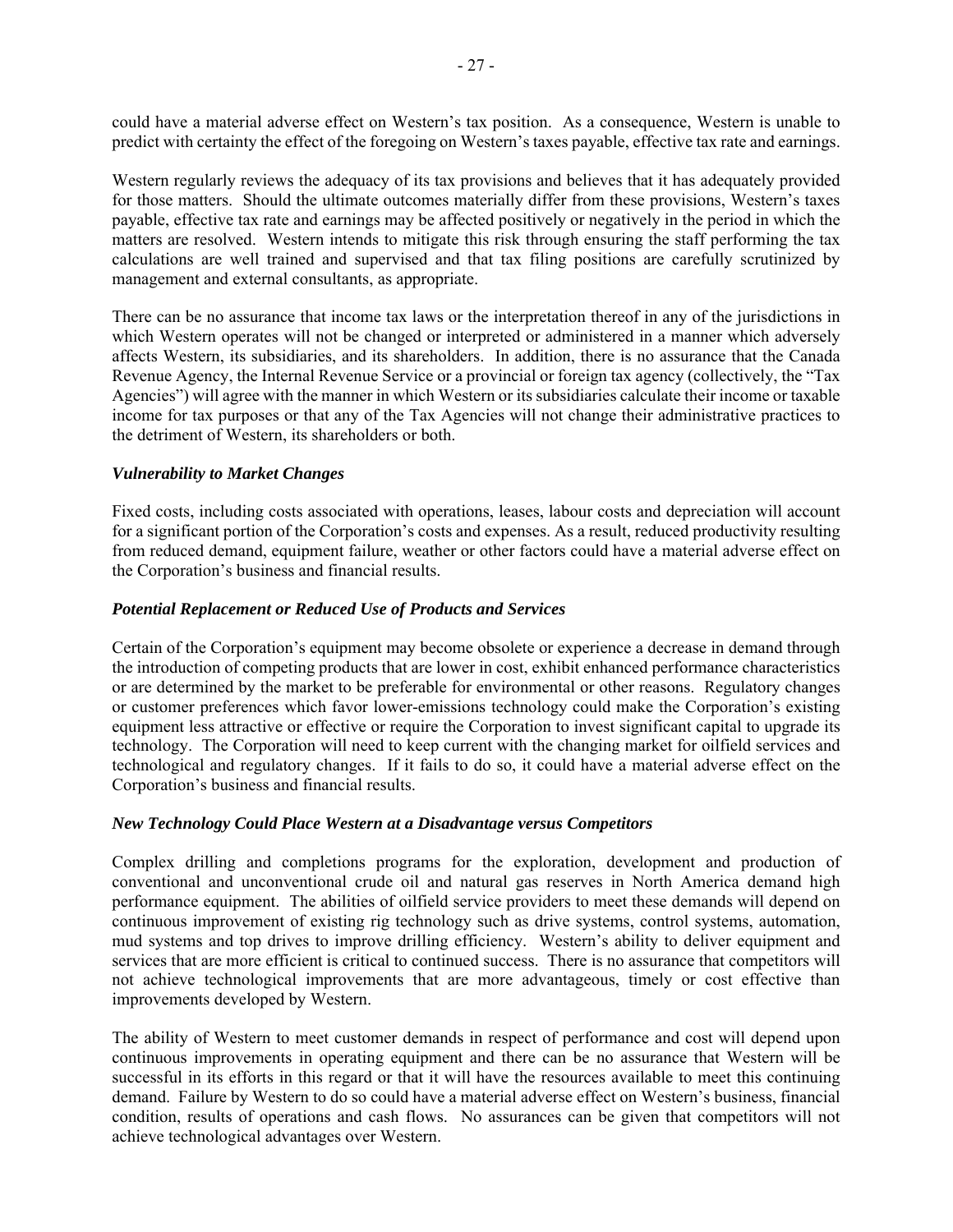could have a material adverse effect on Western's tax position. As a consequence, Western is unable to predict with certainty the effect of the foregoing on Western's taxes payable, effective tax rate and earnings.

Western regularly reviews the adequacy of its tax provisions and believes that it has adequately provided for those matters. Should the ultimate outcomes materially differ from these provisions, Western's taxes payable, effective tax rate and earnings may be affected positively or negatively in the period in which the matters are resolved. Western intends to mitigate this risk through ensuring the staff performing the tax calculations are well trained and supervised and that tax filing positions are carefully scrutinized by management and external consultants, as appropriate.

There can be no assurance that income tax laws or the interpretation thereof in any of the jurisdictions in which Western operates will not be changed or interpreted or administered in a manner which adversely affects Western, its subsidiaries, and its shareholders. In addition, there is no assurance that the Canada Revenue Agency, the Internal Revenue Service or a provincial or foreign tax agency (collectively, the "Tax Agencies") will agree with the manner in which Western or its subsidiaries calculate their income or taxable income for tax purposes or that any of the Tax Agencies will not change their administrative practices to the detriment of Western, its shareholders or both.

***Vulnerability to Market Changes***

Fixed costs, including costs associated with operations, leases, labour costs and depreciation will account for a significant portion of the Corporation's costs and expenses. As a result, reduced productivity resulting from reduced demand, equipment failure, weather or other factors could have a material adverse effect on the Corporation's business and financial results.

***Potential Replacement or Reduced Use of Products and Services***

Certain of the Corporation's equipment may become obsolete or experience a decrease in demand through the introduction of competing products that are lower in cost, exhibit enhanced performance characteristics or are determined by the market to be preferable for environmental or other reasons. Regulatory changes or customer preferences which favor lower-emissions technology could make the Corporation's existing equipment less attractive or effective or require the Corporation to invest significant capital to upgrade its technology. The Corporation will need to keep current with the changing market for oilfield services and technological and regulatory changes. If it fails to do so, it could have a material adverse effect on the Corporation's business and financial results.

***New Technology Could Place Western at a Disadvantage versus Competitors***

Complex drilling and completions programs for the exploration, development and production of conventional and unconventional crude oil and natural gas reserves in North America demand high performance equipment. The abilities of oilfield service providers to meet these demands will depend on continuous improvement of existing rig technology such as drive systems, control systems, automation, mud systems and top drives to improve drilling efficiency. Western's ability to deliver equipment and services that are more efficient is critical to continued success. There is no assurance that competitors will not achieve technological improvements that are more advantageous, timely or cost effective than improvements developed by Western.

The ability of Western to meet customer demands in respect of performance and cost will depend upon continuous improvements in operating equipment and there can be no assurance that Western will be successful in its efforts in this regard or that it will have the resources available to meet this continuing demand. Failure by Western to do so could have a material adverse effect on Western's business, financial condition, results of operations and cash flows. No assurances can be given that competitors will not achieve technological advantages over Western.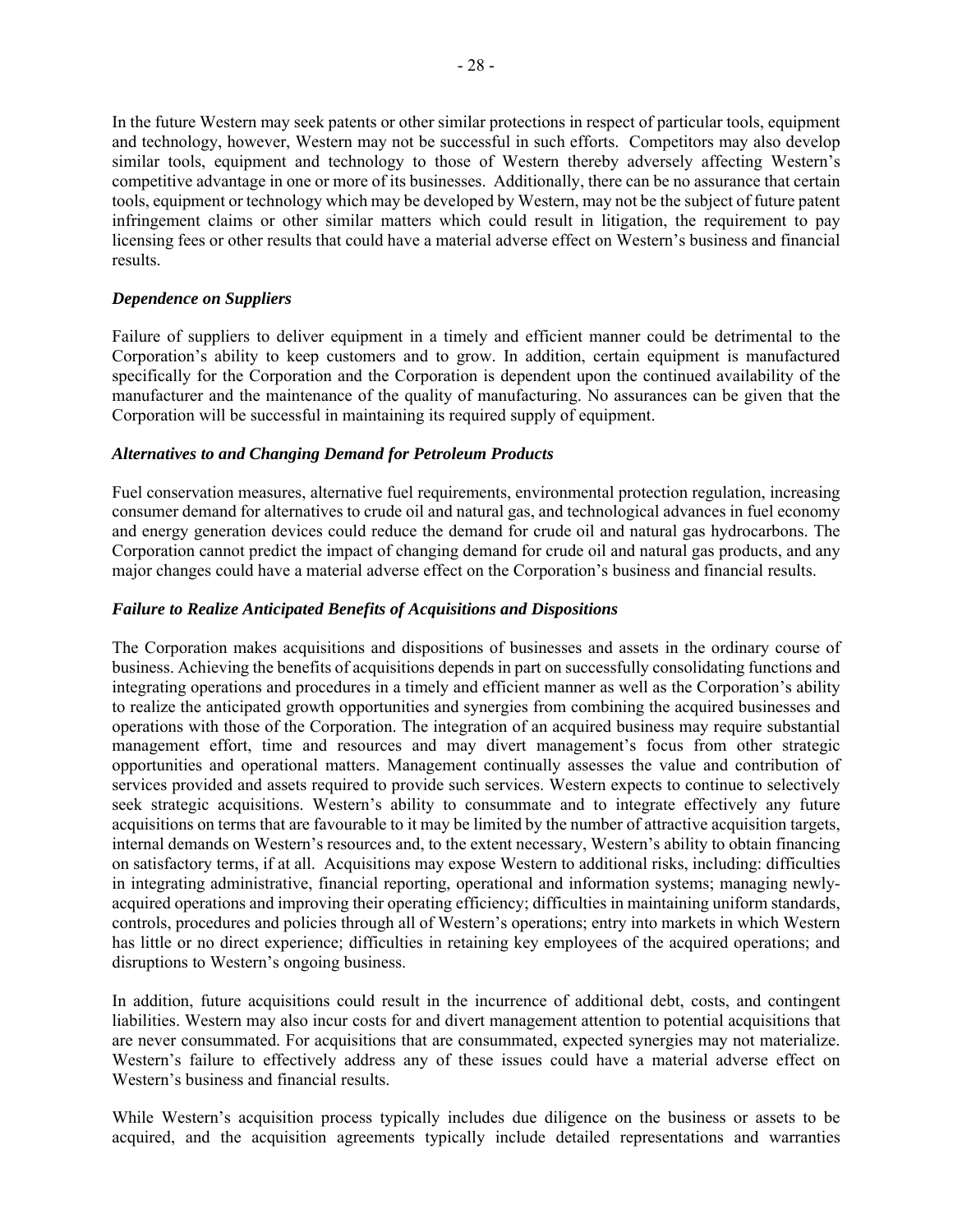In the future Western may seek patents or other similar protections in respect of particular tools, equipment and technology, however, Western may not be successful in such efforts. Competitors may also develop similar tools, equipment and technology to those of Western thereby adversely affecting Western's competitive advantage in one or more of its businesses. Additionally, there can be no assurance that certain tools, equipment or technology which may be developed by Western, may not be the subject of future patent infringement claims or other similar matters which could result in litigation, the requirement to pay licensing fees or other results that could have a material adverse effect on Western's business and financial results.

***Dependence on Suppliers***

Failure of suppliers to deliver equipment in a timely and efficient manner could be detrimental to the Corporation's ability to keep customers and to grow. In addition, certain equipment is manufactured specifically for the Corporation and the Corporation is dependent upon the continued availability of the manufacturer and the maintenance of the quality of manufacturing. No assurances can be given that the Corporation will be successful in maintaining its required supply of equipment.

***Alternatives to and Changing Demand for Petroleum Products***

Fuel conservation measures, alternative fuel requirements, environmental protection regulation, increasing consumer demand for alternatives to crude oil and natural gas, and technological advances in fuel economy and energy generation devices could reduce the demand for crude oil and natural gas hydrocarbons. The Corporation cannot predict the impact of changing demand for crude oil and natural gas products, and any major changes could have a material adverse effect on the Corporation's business and financial results.

***Failure to Realize Anticipated Benefits of Acquisitions and Dispositions***

The Corporation makes acquisitions and dispositions of businesses and assets in the ordinary course of business. Achieving the benefits of acquisitions depends in part on successfully consolidating functions and integrating operations and procedures in a timely and efficient manner as well as the Corporation's ability to realize the anticipated growth opportunities and synergies from combining the acquired businesses and operations with those of the Corporation. The integration of an acquired business may require substantial management effort, time and resources and may divert management's focus from other strategic opportunities and operational matters. Management continually assesses the value and contribution of services provided and assets required to provide such services. Western expects to continue to selectively seek strategic acquisitions. Western's ability to consummate and to integrate effectively any future acquisitions on terms that are favourable to it may be limited by the number of attractive acquisition targets, internal demands on Western's resources and, to the extent necessary, Western's ability to obtain financing on satisfactory terms, if at all. Acquisitions may expose Western to additional risks, including: difficulties in integrating administrative, financial reporting, operational and information systems; managing newly-acquired operations and improving their operating efficiency; difficulties in maintaining uniform standards, controls, procedures and policies through all of Western's operations; entry into markets in which Western has little or no direct experience; difficulties in retaining key employees of the acquired operations; and disruptions to Western's ongoing business.

In addition, future acquisitions could result in the incurrence of additional debt, costs, and contingent liabilities. Western may also incur costs for and divert management attention to potential acquisitions that are never consummated. For acquisitions that are consummated, expected synergies may not materialize. Western's failure to effectively address any of these issues could have a material adverse effect on Western's business and financial results.

While Western's acquisition process typically includes due diligence on the business or assets to be acquired, and the acquisition agreements typically include detailed representations and warranties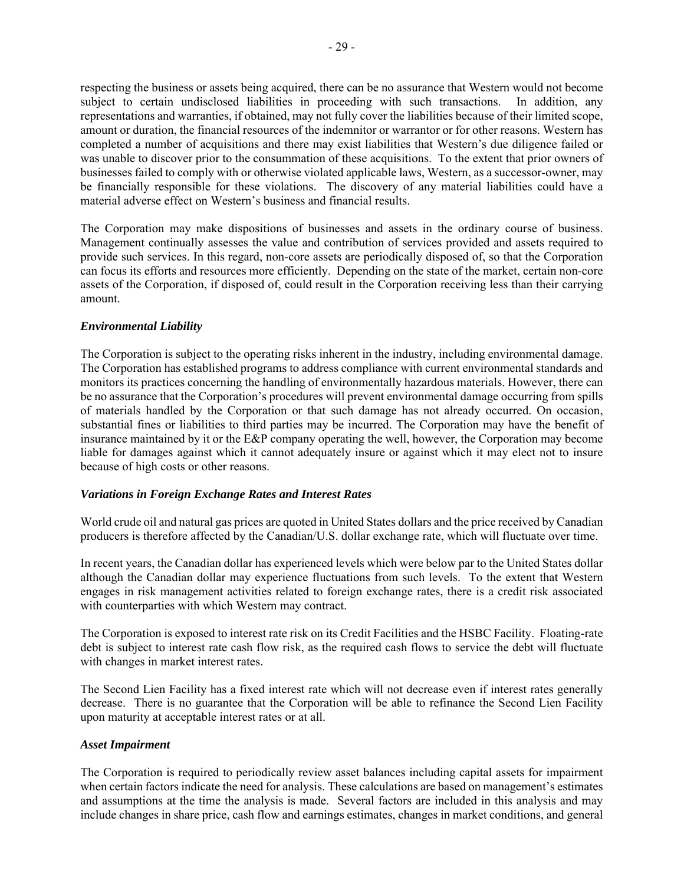respecting the business or assets being acquired, there can be no assurance that Western would not become subject to certain undisclosed liabilities in proceeding with such transactions. In addition, any representations and warranties, if obtained, may not fully cover the liabilities because of their limited scope, amount or duration, the financial resources of the indemnitor or warrantor or for other reasons. Western has completed a number of acquisitions and there may exist liabilities that Western's due diligence failed or was unable to discover prior to the consummation of these acquisitions. To the extent that prior owners of businesses failed to comply with or otherwise violated applicable laws, Western, as a successor-owner, may be financially responsible for these violations. The discovery of any material liabilities could have a material adverse effect on Western's business and financial results.

The Corporation may make dispositions of businesses and assets in the ordinary course of business. Management continually assesses the value and contribution of services provided and assets required to provide such services. In this regard, non-core assets are periodically disposed of, so that the Corporation can focus its efforts and resources more efficiently. Depending on the state of the market, certain non-core assets of the Corporation, if disposed of, could result in the Corporation receiving less than their carrying amount.

### *Environmental Liability*

The Corporation is subject to the operating risks inherent in the industry, including environmental damage. The Corporation has established programs to address compliance with current environmental standards and monitors its practices concerning the handling of environmentally hazardous materials. However, there can be no assurance that the Corporation's procedures will prevent environmental damage occurring from spills of materials handled by the Corporation or that such damage has not already occurred. On occasion, substantial fines or liabilities to third parties may be incurred. The Corporation may have the benefit of insurance maintained by it or the E&P company operating the well, however, the Corporation may become liable for damages against which it cannot adequately insure or against which it may elect not to insure because of high costs or other reasons.

### *Variations in Foreign Exchange Rates and Interest Rates*

World crude oil and natural gas prices are quoted in United States dollars and the price received by Canadian producers is therefore affected by the Canadian/U.S. dollar exchange rate, which will fluctuate over time.

In recent years, the Canadian dollar has experienced levels which were below par to the United States dollar although the Canadian dollar may experience fluctuations from such levels. To the extent that Western engages in risk management activities related to foreign exchange rates, there is a credit risk associated with counterparties with which Western may contract.

The Corporation is exposed to interest rate risk on its Credit Facilities and the HSBC Facility. Floating-rate debt is subject to interest rate cash flow risk, as the required cash flows to service the debt will fluctuate with changes in market interest rates.

The Second Lien Facility has a fixed interest rate which will not decrease even if interest rates generally decrease. There is no guarantee that the Corporation will be able to refinance the Second Lien Facility upon maturity at acceptable interest rates or at all.

### *Asset Impairment*

The Corporation is required to periodically review asset balances including capital assets for impairment when certain factors indicate the need for analysis. These calculations are based on management's estimates and assumptions at the time the analysis is made. Several factors are included in this analysis and may include changes in share price, cash flow and earnings estimates, changes in market conditions, and general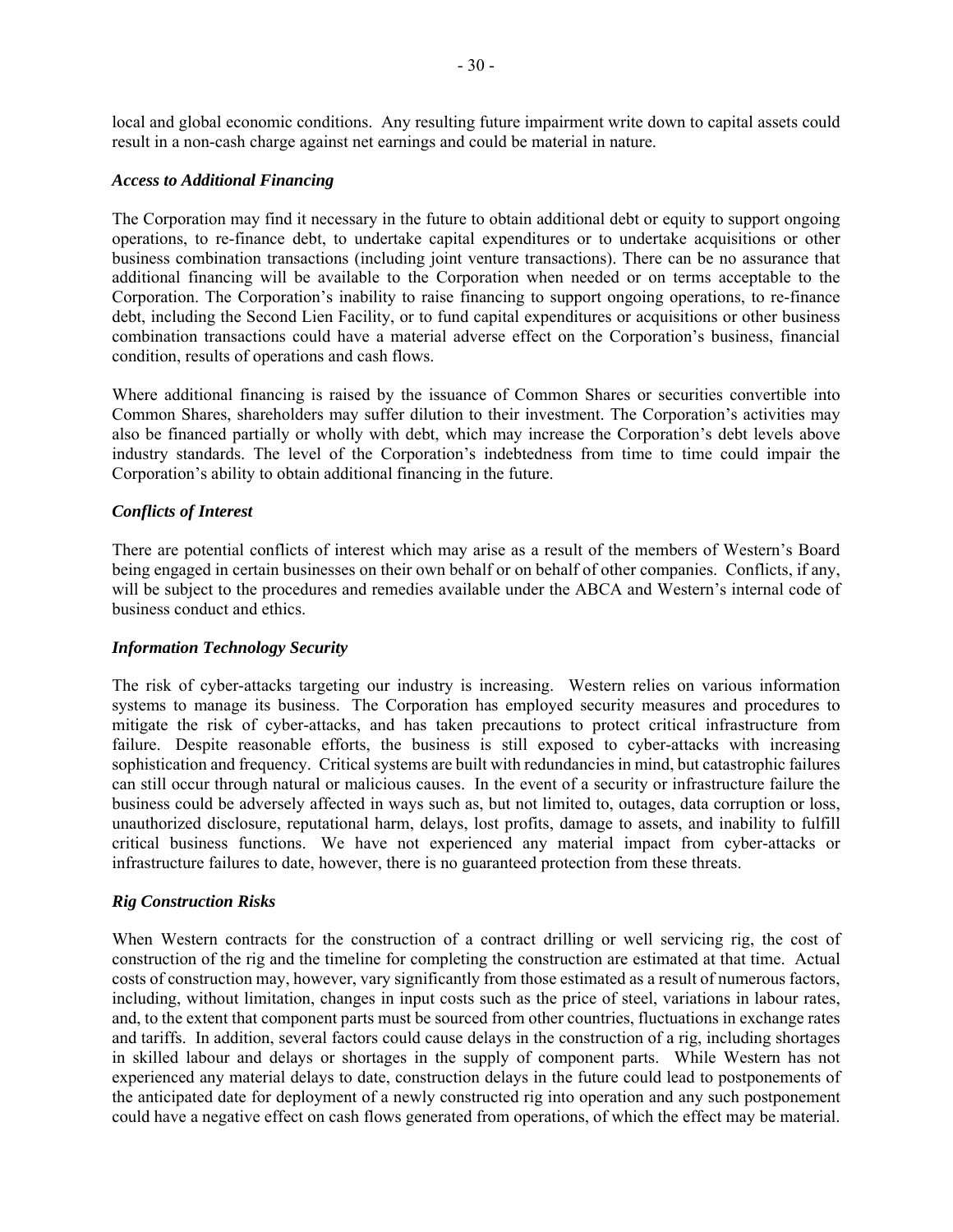local and global economic conditions. Any resulting future impairment write down to capital assets could result in a non-cash charge against net earnings and could be material in nature.

### *Access to Additional Financing*

The Corporation may find it necessary in the future to obtain additional debt or equity to support ongoing operations, to re-finance debt, to undertake capital expenditures or to undertake acquisitions or other business combination transactions (including joint venture transactions). There can be no assurance that additional financing will be available to the Corporation when needed or on terms acceptable to the Corporation. The Corporation's inability to raise financing to support ongoing operations, to re-finance debt, including the Second Lien Facility, or to fund capital expenditures or acquisitions or other business combination transactions could have a material adverse effect on the Corporation's business, financial condition, results of operations and cash flows.

Where additional financing is raised by the issuance of Common Shares or securities convertible into Common Shares, shareholders may suffer dilution to their investment. The Corporation's activities may also be financed partially or wholly with debt, which may increase the Corporation's debt levels above industry standards. The level of the Corporation's indebtedness from time to time could impair the Corporation's ability to obtain additional financing in the future.

### *Conflicts of Interest*

There are potential conflicts of interest which may arise as a result of the members of Western's Board being engaged in certain businesses on their own behalf or on behalf of other companies. Conflicts, if any, will be subject to the procedures and remedies available under the ABCA and Western's internal code of business conduct and ethics.

### *Information Technology Security*

The risk of cyber-attacks targeting our industry is increasing. Western relies on various information systems to manage its business. The Corporation has employed security measures and procedures to mitigate the risk of cyber-attacks, and has taken precautions to protect critical infrastructure from failure. Despite reasonable efforts, the business is still exposed to cyber-attacks with increasing sophistication and frequency. Critical systems are built with redundancies in mind, but catastrophic failures can still occur through natural or malicious causes. In the event of a security or infrastructure failure the business could be adversely affected in ways such as, but not limited to, outages, data corruption or loss, unauthorized disclosure, reputational harm, delays, lost profits, damage to assets, and inability to fulfill critical business functions. We have not experienced any material impact from cyber-attacks or infrastructure failures to date, however, there is no guaranteed protection from these threats.

### *Rig Construction Risks*

When Western contracts for the construction of a contract drilling or well servicing rig, the cost of construction of the rig and the timeline for completing the construction are estimated at that time. Actual costs of construction may, however, vary significantly from those estimated as a result of numerous factors, including, without limitation, changes in input costs such as the price of steel, variations in labour rates, and, to the extent that component parts must be sourced from other countries, fluctuations in exchange rates and tariffs. In addition, several factors could cause delays in the construction of a rig, including shortages in skilled labour and delays or shortages in the supply of component parts. While Western has not experienced any material delays to date, construction delays in the future could lead to postponements of the anticipated date for deployment of a newly constructed rig into operation and any such postponement could have a negative effect on cash flows generated from operations, of which the effect may be material.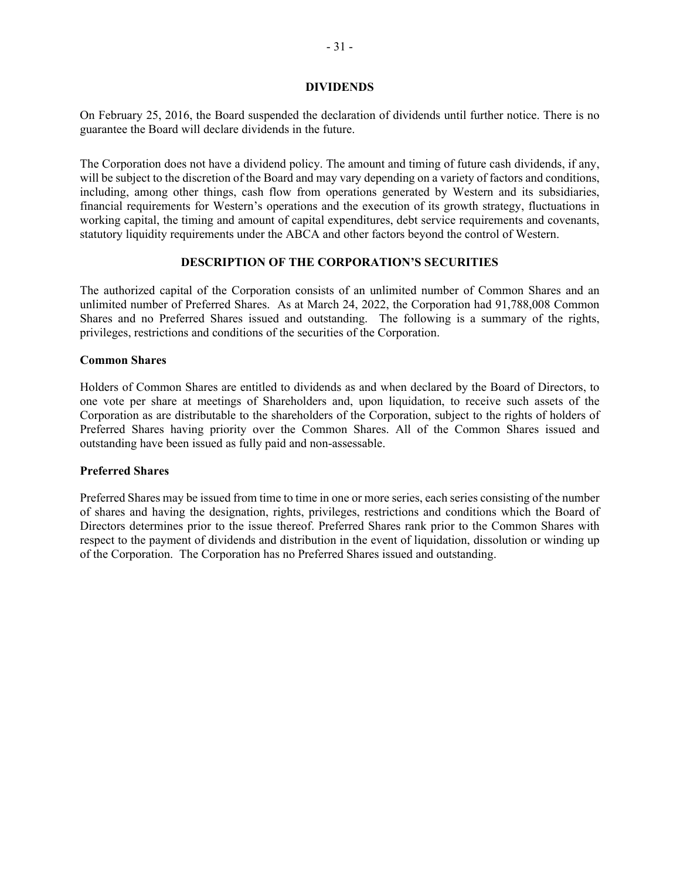## DIVIDENDS

On February 25, 2016, the Board suspended the declaration of dividends until further notice. There is no guarantee the Board will declare dividends in the future.

The Corporation does not have a dividend policy. The amount and timing of future cash dividends, if any, will be subject to the discretion of the Board and may vary depending on a variety of factors and conditions, including, among other things, cash flow from operations generated by Western and its subsidiaries, financial requirements for Western's operations and the execution of its growth strategy, fluctuations in working capital, the timing and amount of capital expenditures, debt service requirements and covenants, statutory liquidity requirements under the ABCA and other factors beyond the control of Western.

## DESCRIPTION OF THE CORPORATION'S SECURITIES

The authorized capital of the Corporation consists of an unlimited number of Common Shares and an unlimited number of Preferred Shares. As at March 24, 2022, the Corporation had 91,788,008 Common Shares and no Preferred Shares issued and outstanding. The following is a summary of the rights, privileges, restrictions and conditions of the securities of the Corporation.

### Common Shares

Holders of Common Shares are entitled to dividends as and when declared by the Board of Directors, to one vote per share at meetings of Shareholders and, upon liquidation, to receive such assets of the Corporation as are distributable to the shareholders of the Corporation, subject to the rights of holders of Preferred Shares having priority over the Common Shares. All of the Common Shares issued and outstanding have been issued as fully paid and non-assessable.

### Preferred Shares

Preferred Shares may be issued from time to time in one or more series, each series consisting of the number of shares and having the designation, rights, privileges, restrictions and conditions which the Board of Directors determines prior to the issue thereof. Preferred Shares rank prior to the Common Shares with respect to the payment of dividends and distribution in the event of liquidation, dissolution or winding up of the Corporation. The Corporation has no Preferred Shares issued and outstanding.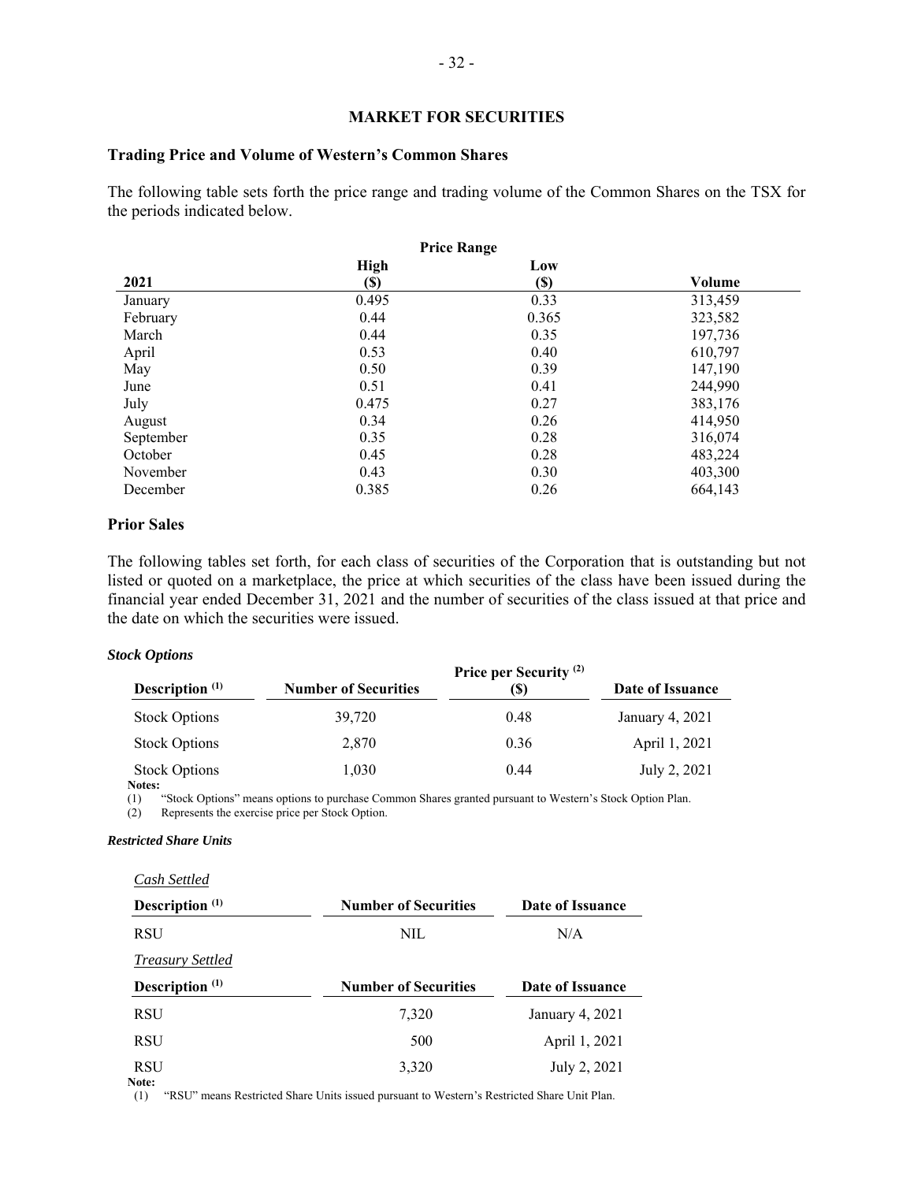## MARKET FOR SECURITIES

### Trading Price and Volume of Western's Common Shares

The following table sets forth the price range and trading volume of the Common Shares on the TSX for the periods indicated below.

| | Price Range | | |
|---|---|---|---|
| 2021 | High ($) | Low ($) | Volume |
| January | 0.495 | 0.33 | 313,459 |
| February | 0.44 | 0.365 | 323,582 |
| March | 0.44 | 0.35 | 197,736 |
| April | 0.53 | 0.40 | 610,797 |
| May | 0.50 | 0.39 | 147,190 |
| June | 0.51 | 0.41 | 244,990 |
| July | 0.475 | 0.27 | 383,176 |
| August | 0.34 | 0.26 | 414,950 |
| September | 0.35 | 0.28 | 316,074 |
| October | 0.45 | 0.28 | 483,224 |
| November | 0.43 | 0.30 | 403,300 |
| December | 0.385 | 0.26 | 664,143 |

### Prior Sales

The following tables set forth, for each class of securities of the Corporation that is outstanding but not listed or quoted on a marketplace, the price at which securities of the class have been issued during the financial year ended December 31, 2021 and the number of securities of the class issued at that price and the date on which the securities were issued.

***Stock Options***

| Description [(1)] | Number of Securities | Price per Security [(2)] ($) | Date of Issuance |
|---|---|---|---|
| Stock Options | 39,720 | 0.48 | January 4, 2021 |
| Stock Options | 2,870 | 0.36 | April 1, 2021 |
| Stock Options | 1,030 | 0.44 | July 2, 2021 |

**Notes:**

(1) "Stock Options" means options to purchase Common Shares granted pursuant to Western's Stock Option Plan.

(2) Represents the exercise price per Stock Option.

***Restricted Share Units***

*Cash Settled*

| Description [(1)] | Number of Securities | Date of Issuance |
|---|---|---|
| RSU | NIL | N/A |

*Treasury Settled*

| Description [(1)] | Number of Securities | Date of Issuance |
|---|---|---|
| RSU | 7,320 | January 4, 2021 |
| RSU | 500 | April 1, 2021 |
| RSU | 3,320 | July 2, 2021 |

**Note:**

(1) "RSU" means Restricted Share Units issued pursuant to Western's Restricted Share Unit Plan.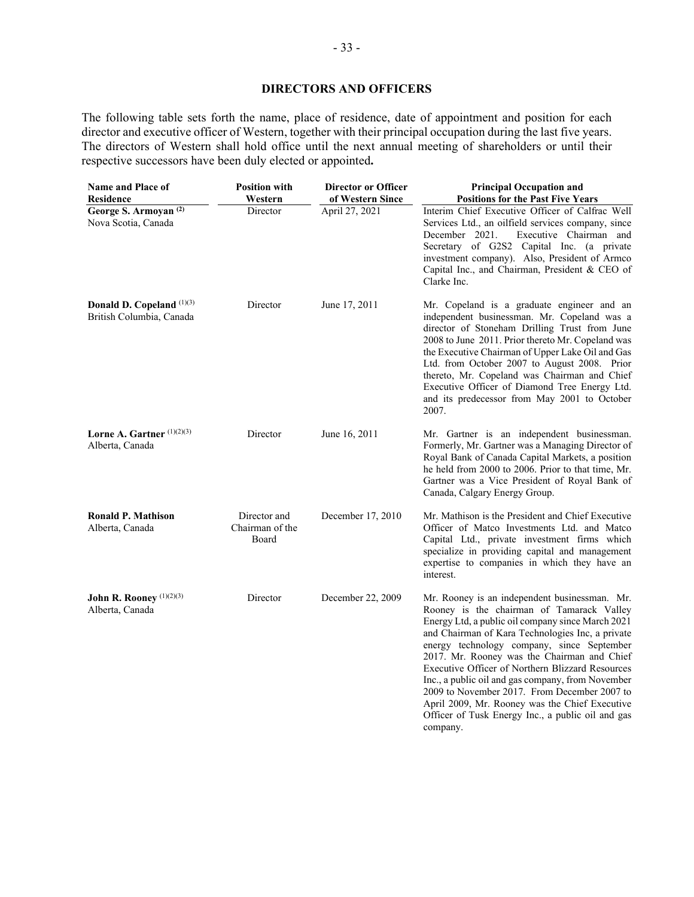## DIRECTORS AND OFFICERS

The following table sets forth the name, place of residence, date of appointment and position for each director and executive officer of Western, together with their principal occupation during the last five years. The directors of Western shall hold office until the next annual meeting of shareholders or until their respective successors have been duly elected or appointed.

| Name and Place of Residence | Position with Western | Director or Officer of Western Since | Principal Occupation and Positions for the Past Five Years |
|---|---|---|---|
| **George S. Armoyan** [(2)]<br>Nova Scotia, Canada | Director | April 27, 2021 | Interim Chief Executive Officer of Calfrac Well Services Ltd., an oilfield services company, since December 2021. Executive Chairman and Secretary of G2S2 Capital Inc. (a private investment company). Also, President of Armco Capital Inc., and Chairman, President & CEO of Clarke Inc. |
| **Donald D. Copeland** [(1)(3)]<br>British Columbia, Canada | Director | June 17, 2011 | Mr. Copeland is a graduate engineer and an independent businessman. Mr. Copeland was a director of Stoneham Drilling Trust from June 2008 to June 2011. Prior thereto Mr. Copeland was the Executive Chairman of Upper Lake Oil and Gas Ltd. from October 2007 to August 2008. Prior thereto, Mr. Copeland was Chairman and Chief Executive Officer of Diamond Tree Energy Ltd. and its predecessor from May 2001 to October 2007. |
| **Lorne A. Gartner** [(1)(2)(3)]<br>Alberta, Canada | Director | June 16, 2011 | Mr. Gartner is an independent businessman. Formerly, Mr. Gartner was a Managing Director of Royal Bank of Canada Capital Markets, a position he held from 2000 to 2006. Prior to that time, Mr. Gartner was a Vice President of Royal Bank of Canada, Calgary Energy Group. |
| **Ronald P. Mathison**<br>Alberta, Canada | Director and Chairman of the Board | December 17, 2010 | Mr. Mathison is the President and Chief Executive Officer of Matco Investments Ltd. and Matco Capital Ltd., private investment firms which specialize in providing capital and management expertise to companies in which they have an interest. |
| **John R. Rooney** [(1)(2)(3)]<br>Alberta, Canada | Director | December 22, 2009 | Mr. Rooney is an independent businessman. Mr. Rooney is the chairman of Tamarack Valley Energy Ltd, a public oil company since March 2021 and Chairman of Kara Technologies Inc, a private energy technology company, since September 2017. Mr. Rooney was the Chairman and Chief Executive Officer of Northern Blizzard Resources Inc., a public oil and gas company, from November 2009 to November 2017. From December 2007 to April 2009, Mr. Rooney was the Chief Executive Officer of Tusk Energy Inc., a public oil and gas company. |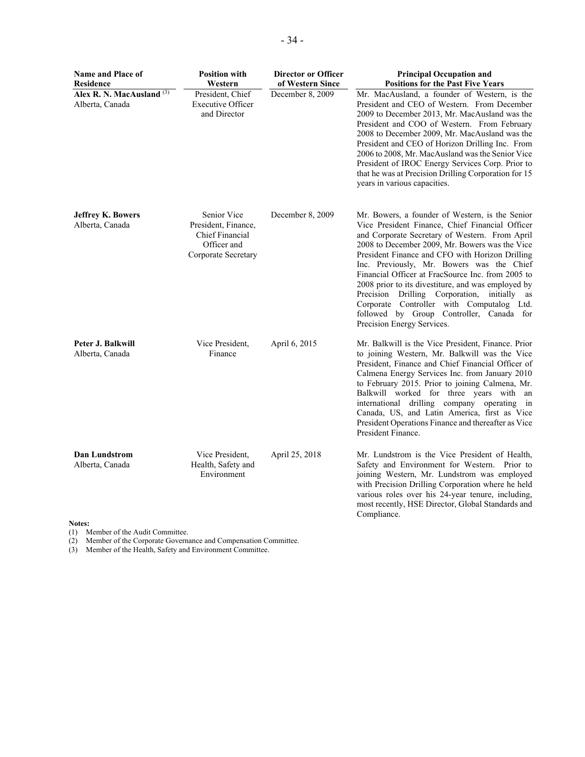| Name and Place of Residence | Position with Western | Director or Officer of Western Since | Principal Occupation and Positions for the Past Five Years |
| --- | --- | --- | --- |
| **Alex R. N. MacAusland** (3)<br>Alberta, Canada | President, Chief Executive Officer and Director | December 8, 2009 | Mr. MacAusland, a founder of Western, is the President and CEO of Western. From December 2009 to December 2013, Mr. MacAusland was the President and COO of Western. From February 2008 to December 2009, Mr. MacAusland was the President and CEO of Horizon Drilling Inc. From 2006 to 2008, Mr. MacAusland was the Senior Vice President of IROC Energy Services Corp. Prior to that he was at Precision Drilling Corporation for 15 years in various capacities. |
| **Jeffrey K. Bowers**<br>Alberta, Canada | Senior Vice President, Finance, Chief Financial Officer and Corporate Secretary | December 8, 2009 | Mr. Bowers, a founder of Western, is the Senior Vice President Finance, Chief Financial Officer and Corporate Secretary of Western. From April 2008 to December 2009, Mr. Bowers was the Vice President Finance and CFO with Horizon Drilling Inc. Previously, Mr. Bowers was the Chief Financial Officer at FracSource Inc. from 2005 to 2008 prior to its divestiture, and was employed by Precision Drilling Corporation, initially as Corporate Controller with Computalog Ltd. followed by Group Controller, Canada for Precision Energy Services. |
| **Peter J. Balkwill**<br>Alberta, Canada | Vice President, Finance | April 6, 2015 | Mr. Balkwill is the Vice President, Finance. Prior to joining Western, Mr. Balkwill was the Vice President, Finance and Chief Financial Officer of Calmena Energy Services Inc. from January 2010 to February 2015. Prior to joining Calmena, Mr. Balkwill worked for three years with an international drilling company operating in Canada, US, and Latin America, first as Vice President Operations Finance and thereafter as Vice President Finance. |
| **Dan Lundstrom**<br>Alberta, Canada | Vice President, Health, Safety and Environment | April 25, 2018 | Mr. Lundstrom is the Vice President of Health, Safety and Environment for Western. Prior to joining Western, Mr. Lundstrom was employed with Precision Drilling Corporation where he held various roles over his 24-year tenure, including, most recently, HSE Director, Global Standards and Compliance. |

**Notes:**

(1) Member of the Audit Committee.
(2) Member of the Corporate Governance and Compensation Committee.
(3) Member of the Health, Safety and Environment Committee.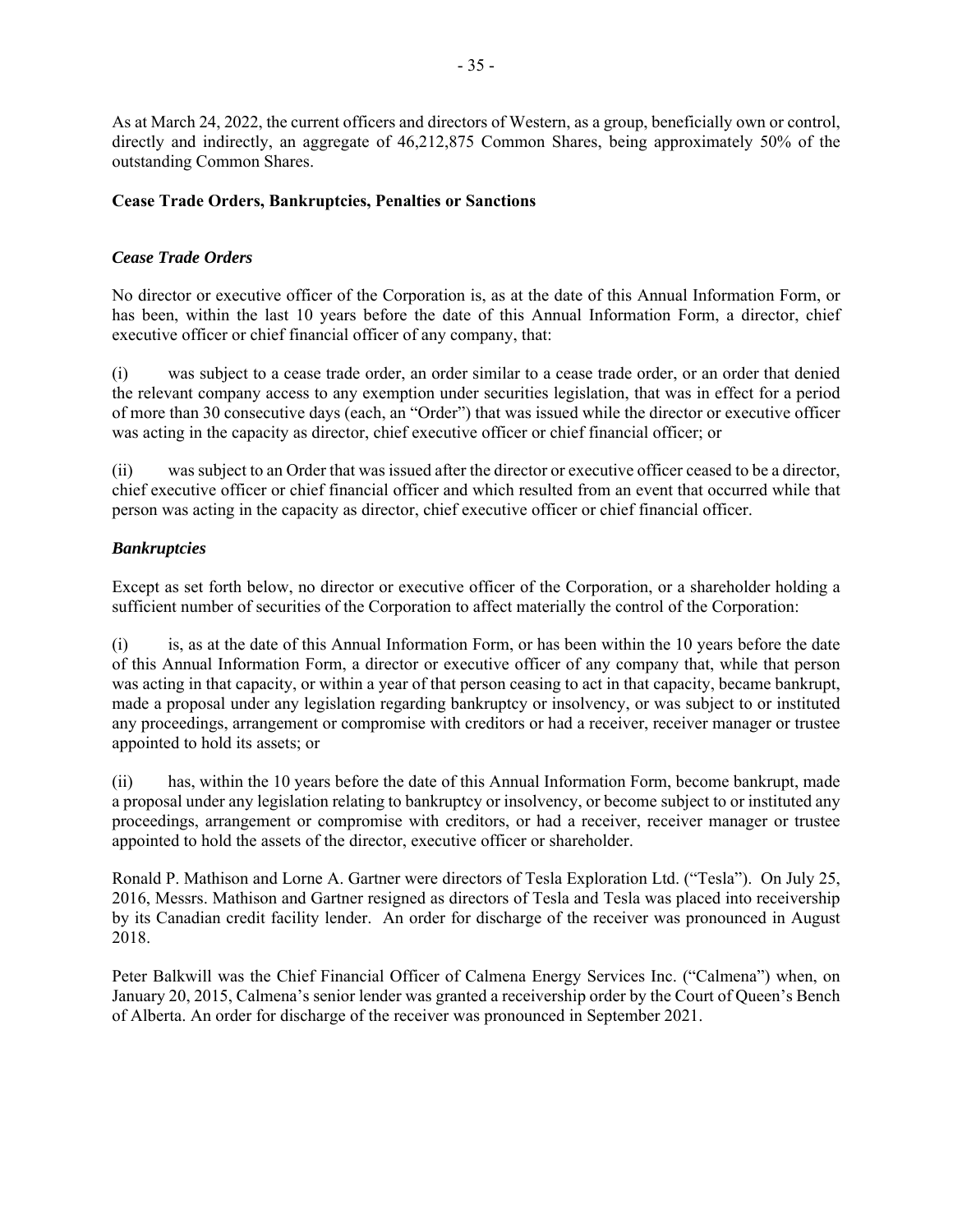As at March 24, 2022, the current officers and directors of Western, as a group, beneficially own or control, directly and indirectly, an aggregate of 46,212,875 Common Shares, being approximately 50% of the outstanding Common Shares.

**Cease Trade Orders, Bankruptcies, Penalties or Sanctions**

***Cease Trade Orders***

No director or executive officer of the Corporation is, as at the date of this Annual Information Form, or has been, within the last 10 years before the date of this Annual Information Form, a director, chief executive officer or chief financial officer of any company, that:

(i) was subject to a cease trade order, an order similar to a cease trade order, or an order that denied the relevant company access to any exemption under securities legislation, that was in effect for a period of more than 30 consecutive days (each, an "Order") that was issued while the director or executive officer was acting in the capacity as director, chief executive officer or chief financial officer; or

(ii) was subject to an Order that was issued after the director or executive officer ceased to be a director, chief executive officer or chief financial officer and which resulted from an event that occurred while that person was acting in the capacity as director, chief executive officer or chief financial officer.

***Bankruptcies***

Except as set forth below, no director or executive officer of the Corporation, or a shareholder holding a sufficient number of securities of the Corporation to affect materially the control of the Corporation:

(i) is, as at the date of this Annual Information Form, or has been within the 10 years before the date of this Annual Information Form, a director or executive officer of any company that, while that person was acting in that capacity, or within a year of that person ceasing to act in that capacity, became bankrupt, made a proposal under any legislation regarding bankruptcy or insolvency, or was subject to or instituted any proceedings, arrangement or compromise with creditors or had a receiver, receiver manager or trustee appointed to hold its assets; or

(ii) has, within the 10 years before the date of this Annual Information Form, become bankrupt, made a proposal under any legislation relating to bankruptcy or insolvency, or become subject to or instituted any proceedings, arrangement or compromise with creditors, or had a receiver, receiver manager or trustee appointed to hold the assets of the director, executive officer or shareholder.

Ronald P. Mathison and Lorne A. Gartner were directors of Tesla Exploration Ltd. ("Tesla"). On July 25, 2016, Messrs. Mathison and Gartner resigned as directors of Tesla and Tesla was placed into receivership by its Canadian credit facility lender. An order for discharge of the receiver was pronounced in August 2018.

Peter Balkwill was the Chief Financial Officer of Calmena Energy Services Inc. ("Calmena") when, on January 20, 2015, Calmena's senior lender was granted a receivership order by the Court of Queen's Bench of Alberta. An order for discharge of the receiver was pronounced in September 2021.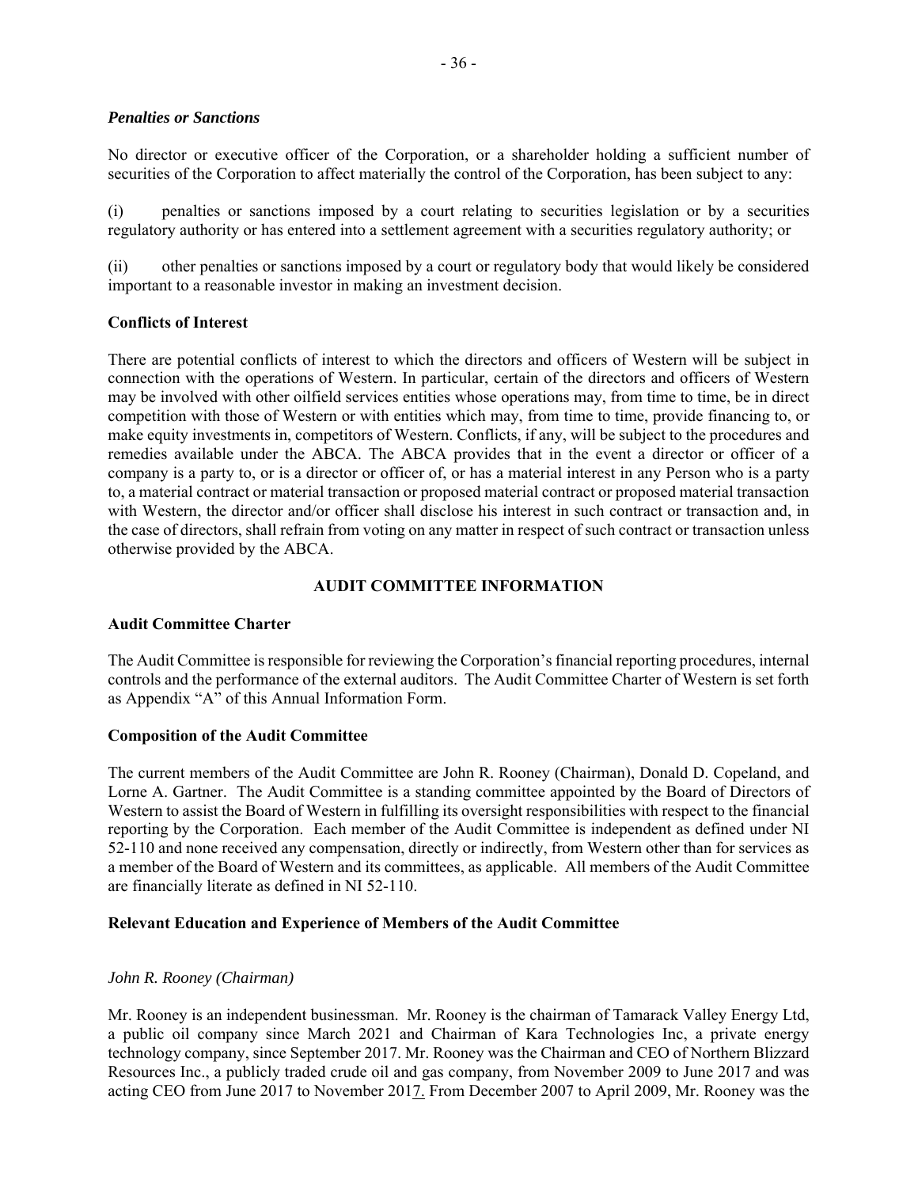***Penalties or Sanctions***

No director or executive officer of the Corporation, or a shareholder holding a sufficient number of securities of the Corporation to affect materially the control of the Corporation, has been subject to any:

(i) penalties or sanctions imposed by a court relating to securities legislation or by a securities regulatory authority or has entered into a settlement agreement with a securities regulatory authority; or

(ii) other penalties or sanctions imposed by a court or regulatory body that would likely be considered important to a reasonable investor in making an investment decision.

**Conflicts of Interest**

There are potential conflicts of interest to which the directors and officers of Western will be subject in connection with the operations of Western. In particular, certain of the directors and officers of Western may be involved with other oilfield services entities whose operations may, from time to time, be in direct competition with those of Western or with entities which may, from time to time, provide financing to, or make equity investments in, competitors of Western. Conflicts, if any, will be subject to the procedures and remedies available under the ABCA. The ABCA provides that in the event a director or officer of a company is a party to, or is a director or officer of, or has a material interest in any Person who is a party to, a material contract or material transaction or proposed material contract or proposed material transaction with Western, the director and/or officer shall disclose his interest in such contract or transaction and, in the case of directors, shall refrain from voting on any matter in respect of such contract or transaction unless otherwise provided by the ABCA.

## AUDIT COMMITTEE INFORMATION

**Audit Committee Charter**

The Audit Committee is responsible for reviewing the Corporation's financial reporting procedures, internal controls and the performance of the external auditors. The Audit Committee Charter of Western is set forth as Appendix "A" of this Annual Information Form.

**Composition of the Audit Committee**

The current members of the Audit Committee are John R. Rooney (Chairman), Donald D. Copeland, and Lorne A. Gartner. The Audit Committee is a standing committee appointed by the Board of Directors of Western to assist the Board of Western in fulfilling its oversight responsibilities with respect to the financial reporting by the Corporation. Each member of the Audit Committee is independent as defined under NI 52-110 and none received any compensation, directly or indirectly, from Western other than for services as a member of the Board of Western and its committees, as applicable. All members of the Audit Committee are financially literate as defined in NI 52-110.

**Relevant Education and Experience of Members of the Audit Committee**

*John R. Rooney (Chairman)*

Mr. Rooney is an independent businessman. Mr. Rooney is the chairman of Tamarack Valley Energy Ltd, a public oil company since March 2021 and Chairman of Kara Technologies Inc, a private energy technology company, since September 2017. Mr. Rooney was the Chairman and CEO of Northern Blizzard Resources Inc., a publicly traded crude oil and gas company, from November 2009 to June 2017 and was acting CEO from June 2017 to November 2017. From December 2007 to April 2009, Mr. Rooney was the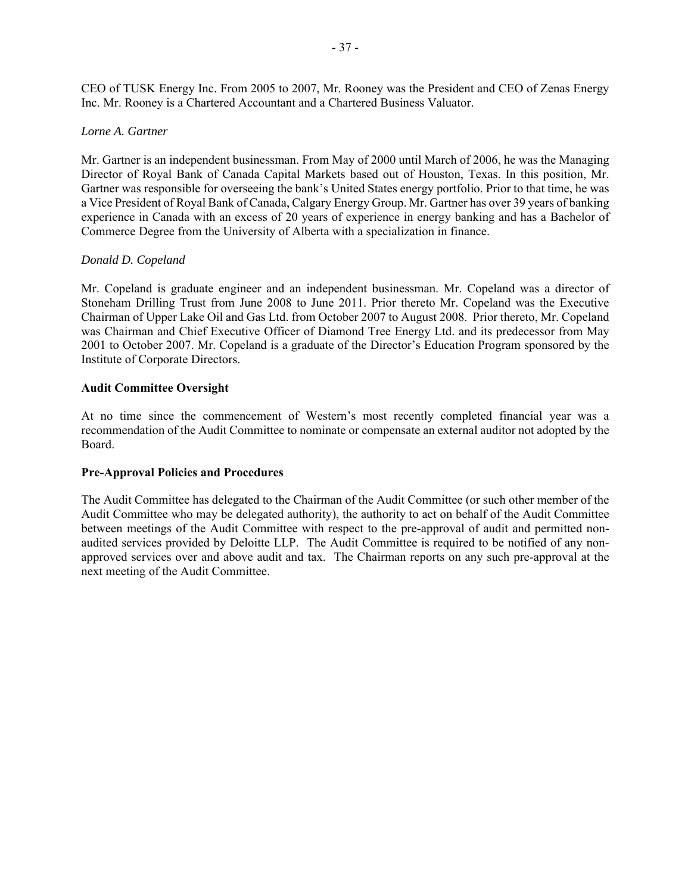CEO of TUSK Energy Inc. From 2005 to 2007, Mr. Rooney was the President and CEO of Zenas Energy Inc. Mr. Rooney is a Chartered Accountant and a Chartered Business Valuator.

*Lorne A. Gartner*

Mr. Gartner is an independent businessman. From May of 2000 until March of 2006, he was the Managing Director of Royal Bank of Canada Capital Markets based out of Houston, Texas. In this position, Mr. Gartner was responsible for overseeing the bank's United States energy portfolio. Prior to that time, he was a Vice President of Royal Bank of Canada, Calgary Energy Group. Mr. Gartner has over 39 years of banking experience in Canada with an excess of 20 years of experience in energy banking and has a Bachelor of Commerce Degree from the University of Alberta with a specialization in finance.

*Donald D. Copeland*

Mr. Copeland is graduate engineer and an independent businessman. Mr. Copeland was a director of Stoneham Drilling Trust from June 2008 to June 2011. Prior thereto Mr. Copeland was the Executive Chairman of Upper Lake Oil and Gas Ltd. from October 2007 to August 2008. Prior thereto, Mr. Copeland was Chairman and Chief Executive Officer of Diamond Tree Energy Ltd. and its predecessor from May 2001 to October 2007. Mr. Copeland is a graduate of the Director's Education Program sponsored by the Institute of Corporate Directors.

**Audit Committee Oversight**

At no time since the commencement of Western's most recently completed financial year was a recommendation of the Audit Committee to nominate or compensate an external auditor not adopted by the Board.

**Pre-Approval Policies and Procedures**

The Audit Committee has delegated to the Chairman of the Audit Committee (or such other member of the Audit Committee who may be delegated authority), the authority to act on behalf of the Audit Committee between meetings of the Audit Committee with respect to the pre-approval of audit and permitted non-audited services provided by Deloitte LLP. The Audit Committee is required to be notified of any non-approved services over and above audit and tax. The Chairman reports on any such pre-approval at the next meeting of the Audit Committee.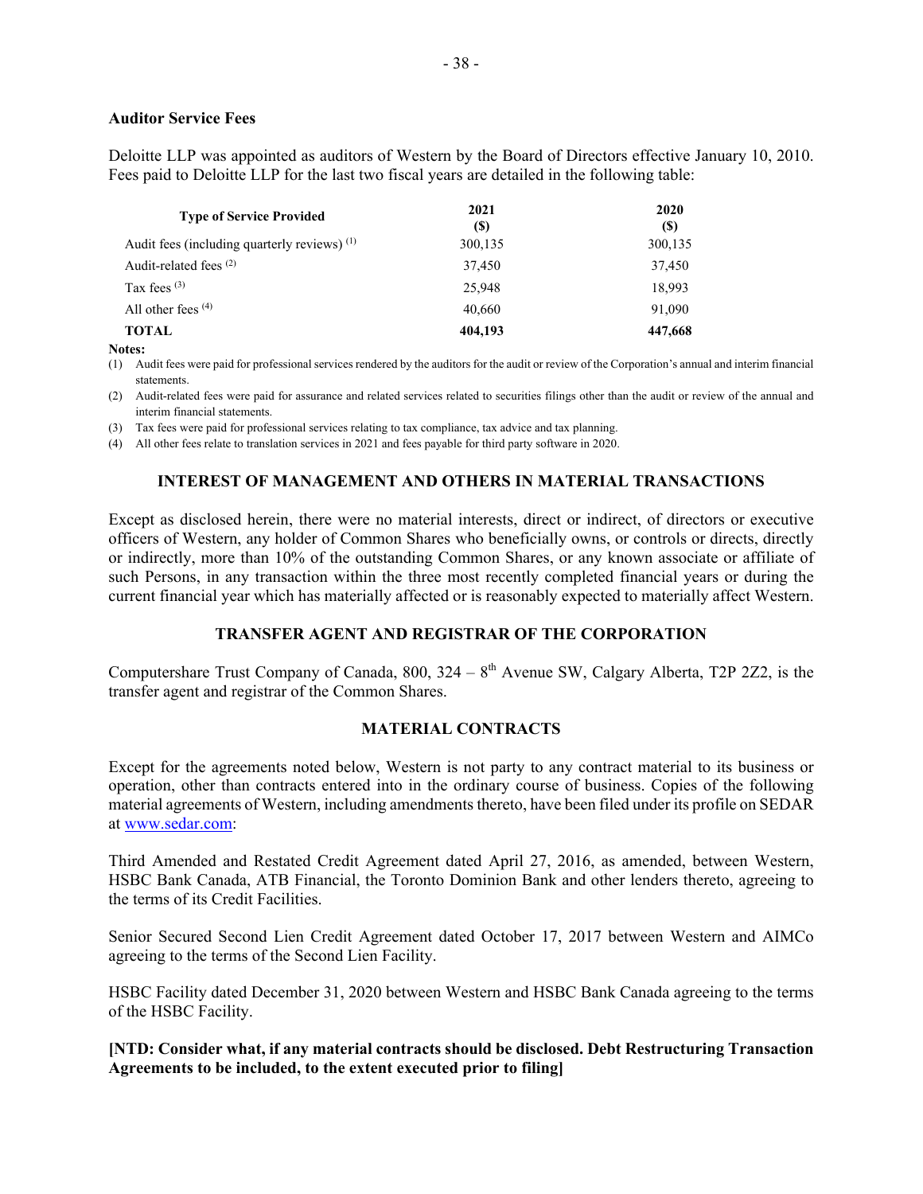### Auditor Service Fees

Deloitte LLP was appointed as auditors of Western by the Board of Directors effective January 10, 2010. Fees paid to Deloitte LLP for the last two fiscal years are detailed in the following table:

| Type of Service Provided | 2021 ($) | 2020 ($) |
|---|---|---|
| Audit fees (including quarterly reviews) [(1)] | 300,135 | 300,135 |
| Audit-related fees [(2)] | 37,450 | 37,450 |
| Tax fees [(3)] | 25,948 | 18,993 |
| All other fees [(4)] | 40,660 | 91,090 |
| **TOTAL** | **404,193** | **447,668** |

**Notes:**

(1) Audit fees were paid for professional services rendered by the auditors for the audit or review of the Corporation's annual and interim financial statements.

(2) Audit-related fees were paid for assurance and related services related to securities filings other than the audit or review of the annual and interim financial statements.

(3) Tax fees were paid for professional services relating to tax compliance, tax advice and tax planning.

(4) All other fees relate to translation services in 2021 and fees payable for third party software in 2020.

## INTEREST OF MANAGEMENT AND OTHERS IN MATERIAL TRANSACTIONS

Except as disclosed herein, there were no material interests, direct or indirect, of directors or executive officers of Western, any holder of Common Shares who beneficially owns, or controls or directs, directly or indirectly, more than 10% of the outstanding Common Shares, or any known associate or affiliate of such Persons, in any transaction within the three most recently completed financial years or during the current financial year which has materially affected or is reasonably expected to materially affect Western.

## TRANSFER AGENT AND REGISTRAR OF THE CORPORATION

Computershare Trust Company of Canada, 800, 324 – 8th Avenue SW, Calgary Alberta, T2P 2Z2, is the transfer agent and registrar of the Common Shares.

## MATERIAL CONTRACTS

Except for the agreements noted below, Western is not party to any contract material to its business or operation, other than contracts entered into in the ordinary course of business. Copies of the following material agreements of Western, including amendments thereto, have been filed under its profile on SEDAR at www.sedar.com:

Third Amended and Restated Credit Agreement dated April 27, 2016, as amended, between Western, HSBC Bank Canada, ATB Financial, the Toronto Dominion Bank and other lenders thereto, agreeing to the terms of its Credit Facilities.

Senior Secured Second Lien Credit Agreement dated October 17, 2017 between Western and AIMCo agreeing to the terms of the Second Lien Facility.

HSBC Facility dated December 31, 2020 between Western and HSBC Bank Canada agreeing to the terms of the HSBC Facility.

**[NTD: Consider what, if any material contracts should be disclosed. Debt Restructuring Transaction Agreements to be included, to the extent executed prior to filing]**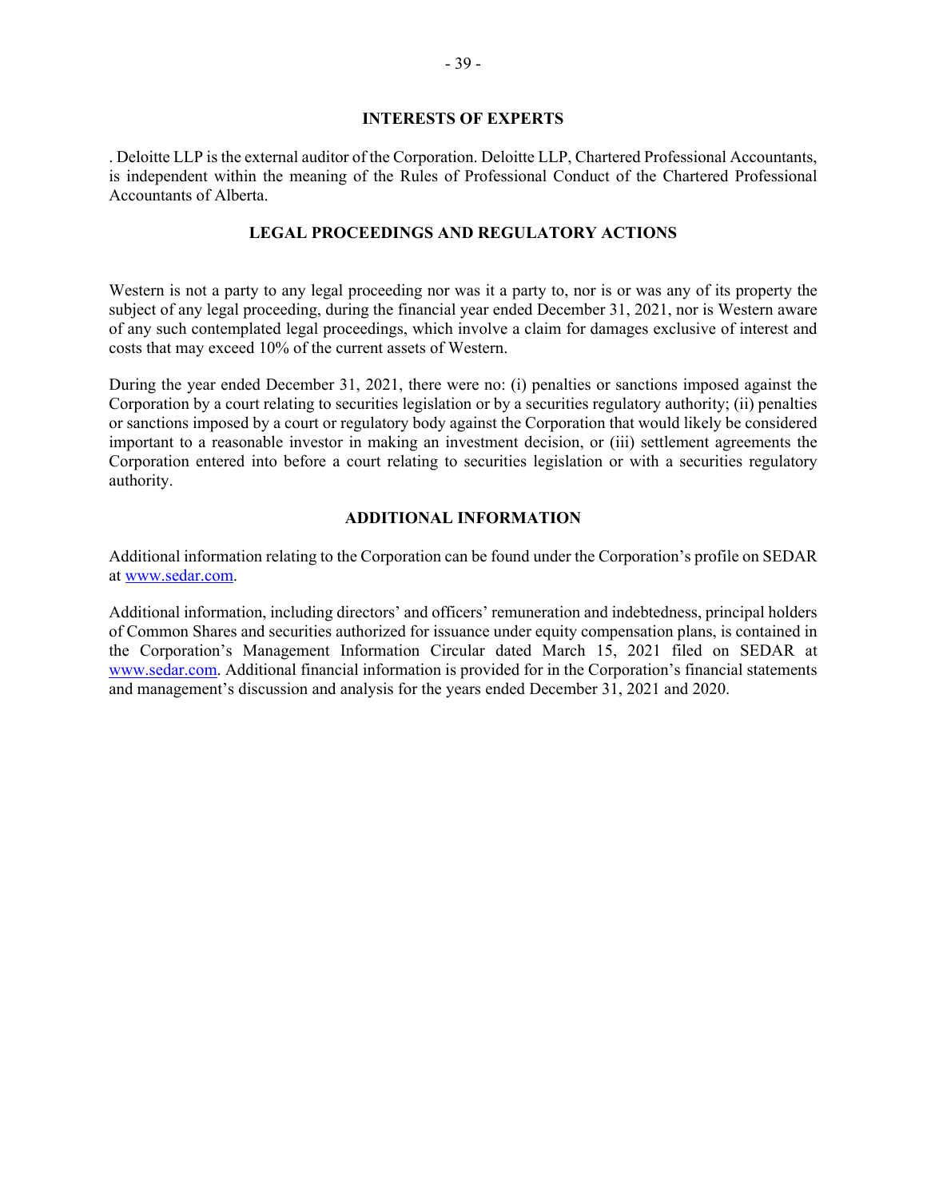## INTERESTS OF EXPERTS

. Deloitte LLP is the external auditor of the Corporation. Deloitte LLP, Chartered Professional Accountants, is independent within the meaning of the Rules of Professional Conduct of the Chartered Professional Accountants of Alberta.

## LEGAL PROCEEDINGS AND REGULATORY ACTIONS

Western is not a party to any legal proceeding nor was it a party to, nor is or was any of its property the subject of any legal proceeding, during the financial year ended December 31, 2021, nor is Western aware of any such contemplated legal proceedings, which involve a claim for damages exclusive of interest and costs that may exceed 10% of the current assets of Western.

During the year ended December 31, 2021, there were no: (i) penalties or sanctions imposed against the Corporation by a court relating to securities legislation or by a securities regulatory authority; (ii) penalties or sanctions imposed by a court or regulatory body against the Corporation that would likely be considered important to a reasonable investor in making an investment decision, or (iii) settlement agreements the Corporation entered into before a court relating to securities legislation or with a securities regulatory authority.

## ADDITIONAL INFORMATION

Additional information relating to the Corporation can be found under the Corporation's profile on SEDAR at www.sedar.com.

Additional information, including directors' and officers' remuneration and indebtedness, principal holders of Common Shares and securities authorized for issuance under equity compensation plans, is contained in the Corporation's Management Information Circular dated March 15, 2021 filed on SEDAR at www.sedar.com. Additional financial information is provided for in the Corporation's financial statements and management's discussion and analysis for the years ended December 31, 2021 and 2020.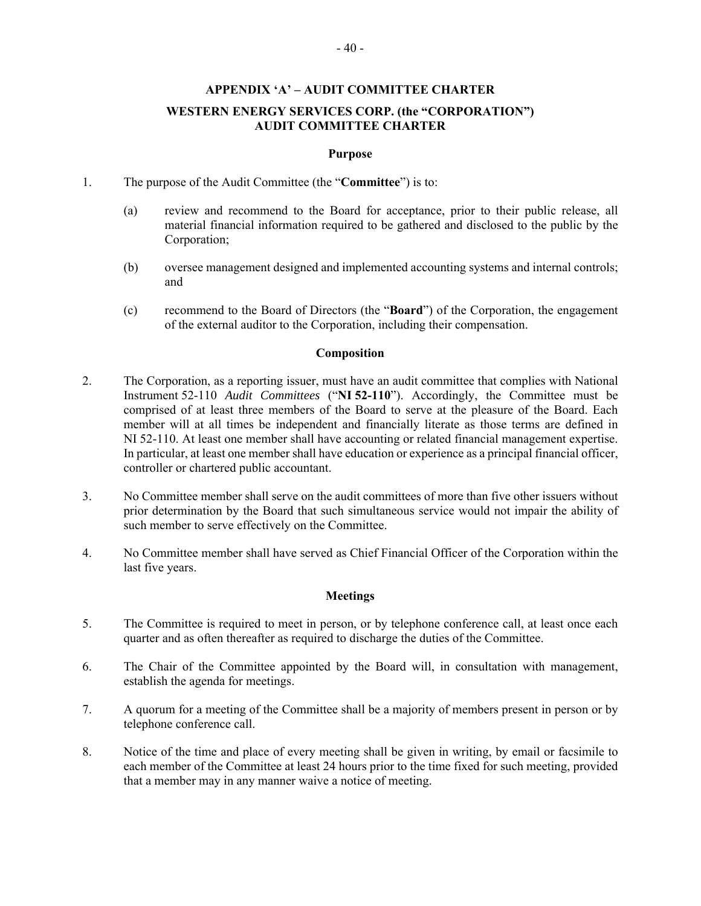## APPENDIX 'A' – AUDIT COMMITTEE CHARTER

## WESTERN ENERGY SERVICES CORP. (the "CORPORATION") AUDIT COMMITTEE CHARTER

### Purpose

1. The purpose of the Audit Committee (the "**Committee**") is to:

   (a) review and recommend to the Board for acceptance, prior to their public release, all material financial information required to be gathered and disclosed to the public by the Corporation;

   (b) oversee management designed and implemented accounting systems and internal controls; and

   (c) recommend to the Board of Directors (the "**Board**") of the Corporation, the engagement of the external auditor to the Corporation, including their compensation.

### Composition

2. The Corporation, as a reporting issuer, must have an audit committee that complies with National Instrument 52-110 *Audit Committees* ("**NI 52-110**"). Accordingly, the Committee must be comprised of at least three members of the Board to serve at the pleasure of the Board. Each member will at all times be independent and financially literate as those terms are defined in NI 52-110. At least one member shall have accounting or related financial management expertise. In particular, at least one member shall have education or experience as a principal financial officer, controller or chartered public accountant.

3. No Committee member shall serve on the audit committees of more than five other issuers without prior determination by the Board that such simultaneous service would not impair the ability of such member to serve effectively on the Committee.

4. No Committee member shall have served as Chief Financial Officer of the Corporation within the last five years.

### Meetings

5. The Committee is required to meet in person, or by telephone conference call, at least once each quarter and as often thereafter as required to discharge the duties of the Committee.

6. The Chair of the Committee appointed by the Board will, in consultation with management, establish the agenda for meetings.

7. A quorum for a meeting of the Committee shall be a majority of members present in person or by telephone conference call.

8. Notice of the time and place of every meeting shall be given in writing, by email or facsimile to each member of the Committee at least 24 hours prior to the time fixed for such meeting, provided that a member may in any manner waive a notice of meeting.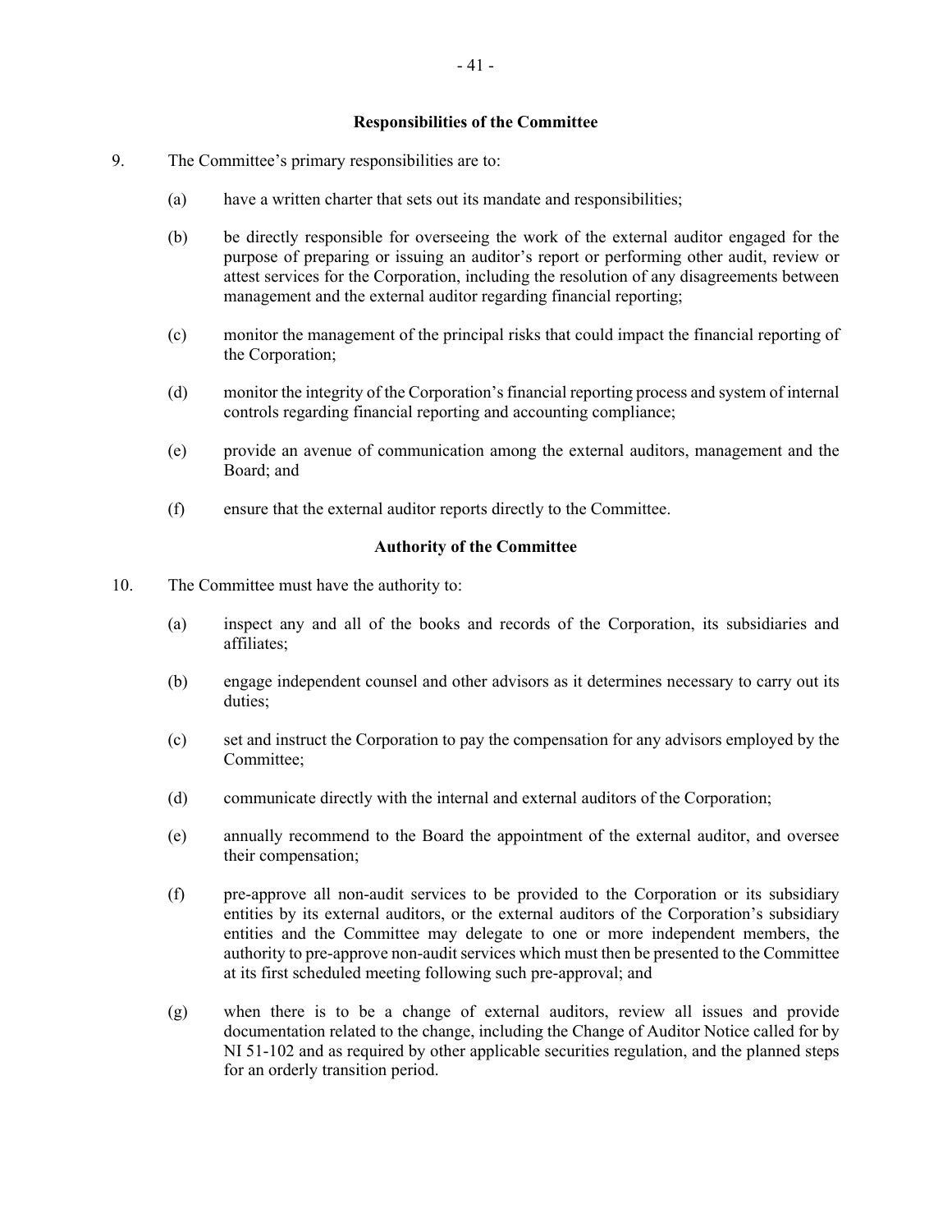### Responsibilities of the Committee

9. The Committee's primary responsibilities are to:

   (a) have a written charter that sets out its mandate and responsibilities;

   (b) be directly responsible for overseeing the work of the external auditor engaged for the purpose of preparing or issuing an auditor's report or performing other audit, review or attest services for the Corporation, including the resolution of any disagreements between management and the external auditor regarding financial reporting;

   (c) monitor the management of the principal risks that could impact the financial reporting of the Corporation;

   (d) monitor the integrity of the Corporation's financial reporting process and system of internal controls regarding financial reporting and accounting compliance;

   (e) provide an avenue of communication among the external auditors, management and the Board; and

   (f) ensure that the external auditor reports directly to the Committee.

### Authority of the Committee

10. The Committee must have the authority to:

    (a) inspect any and all of the books and records of the Corporation, its subsidiaries and affiliates;

    (b) engage independent counsel and other advisors as it determines necessary to carry out its duties;

    (c) set and instruct the Corporation to pay the compensation for any advisors employed by the Committee;

    (d) communicate directly with the internal and external auditors of the Corporation;

    (e) annually recommend to the Board the appointment of the external auditor, and oversee their compensation;

    (f) pre-approve all non-audit services to be provided to the Corporation or its subsidiary entities by its external auditors, or the external auditors of the Corporation's subsidiary entities and the Committee may delegate to one or more independent members, the authority to pre-approve non-audit services which must then be presented to the Committee at its first scheduled meeting following such pre-approval; and

    (g) when there is to be a change of external auditors, review all issues and provide documentation related to the change, including the Change of Auditor Notice called for by NI 51-102 and as required by other applicable securities regulation, and the planned steps for an orderly transition period.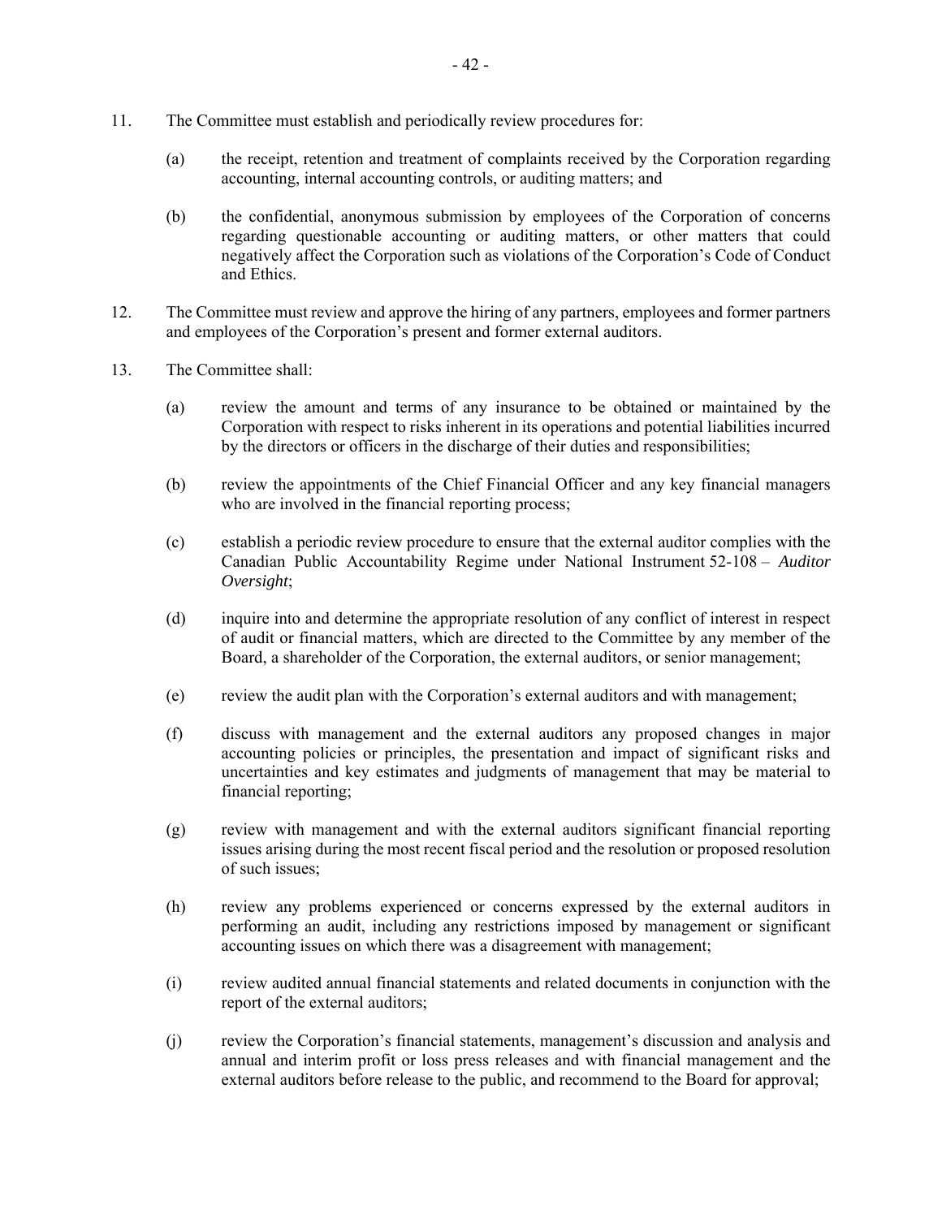11. The Committee must establish and periodically review procedures for:

    (a) the receipt, retention and treatment of complaints received by the Corporation regarding accounting, internal accounting controls, or auditing matters; and

    (b) the confidential, anonymous submission by employees of the Corporation of concerns regarding questionable accounting or auditing matters, or other matters that could negatively affect the Corporation such as violations of the Corporation's Code of Conduct and Ethics.

12. The Committee must review and approve the hiring of any partners, employees and former partners and employees of the Corporation's present and former external auditors.

13. The Committee shall:

    (a) review the amount and terms of any insurance to be obtained or maintained by the Corporation with respect to risks inherent in its operations and potential liabilities incurred by the directors or officers in the discharge of their duties and responsibilities;

    (b) review the appointments of the Chief Financial Officer and any key financial managers who are involved in the financial reporting process;

    (c) establish a periodic review procedure to ensure that the external auditor complies with the Canadian Public Accountability Regime under National Instrument 52-108 – *Auditor Oversight*;

    (d) inquire into and determine the appropriate resolution of any conflict of interest in respect of audit or financial matters, which are directed to the Committee by any member of the Board, a shareholder of the Corporation, the external auditors, or senior management;

    (e) review the audit plan with the Corporation's external auditors and with management;

    (f) discuss with management and the external auditors any proposed changes in major accounting policies or principles, the presentation and impact of significant risks and uncertainties and key estimates and judgments of management that may be material to financial reporting;

    (g) review with management and with the external auditors significant financial reporting issues arising during the most recent fiscal period and the resolution or proposed resolution of such issues;

    (h) review any problems experienced or concerns expressed by the external auditors in performing an audit, including any restrictions imposed by management or significant accounting issues on which there was a disagreement with management;

    (i) review audited annual financial statements and related documents in conjunction with the report of the external auditors;

    (j) review the Corporation's financial statements, management's discussion and analysis and annual and interim profit or loss press releases and with financial management and the external auditors before release to the public, and recommend to the Board for approval;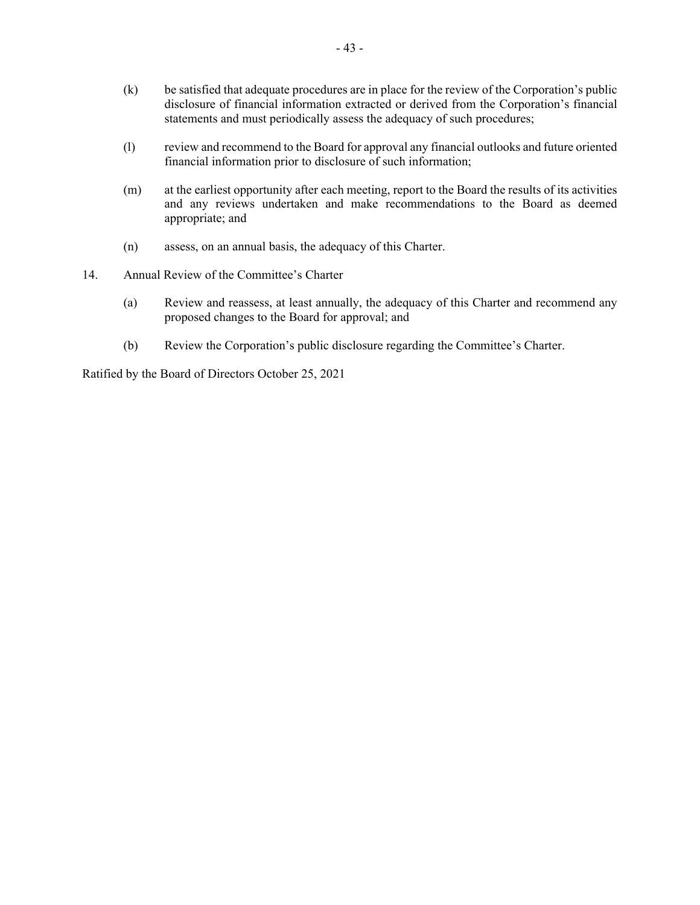(k) be satisfied that adequate procedures are in place for the review of the Corporation's public disclosure of financial information extracted or derived from the Corporation's financial statements and must periodically assess the adequacy of such procedures;

(l) review and recommend to the Board for approval any financial outlooks and future oriented financial information prior to disclosure of such information;

(m) at the earliest opportunity after each meeting, report to the Board the results of its activities and any reviews undertaken and make recommendations to the Board as deemed appropriate; and

(n) assess, on an annual basis, the adequacy of this Charter.

14. Annual Review of the Committee's Charter

(a) Review and reassess, at least annually, the adequacy of this Charter and recommend any proposed changes to the Board for approval; and

(b) Review the Corporation's public disclosure regarding the Committee's Charter.

Ratified by the Board of Directors October 25, 2021